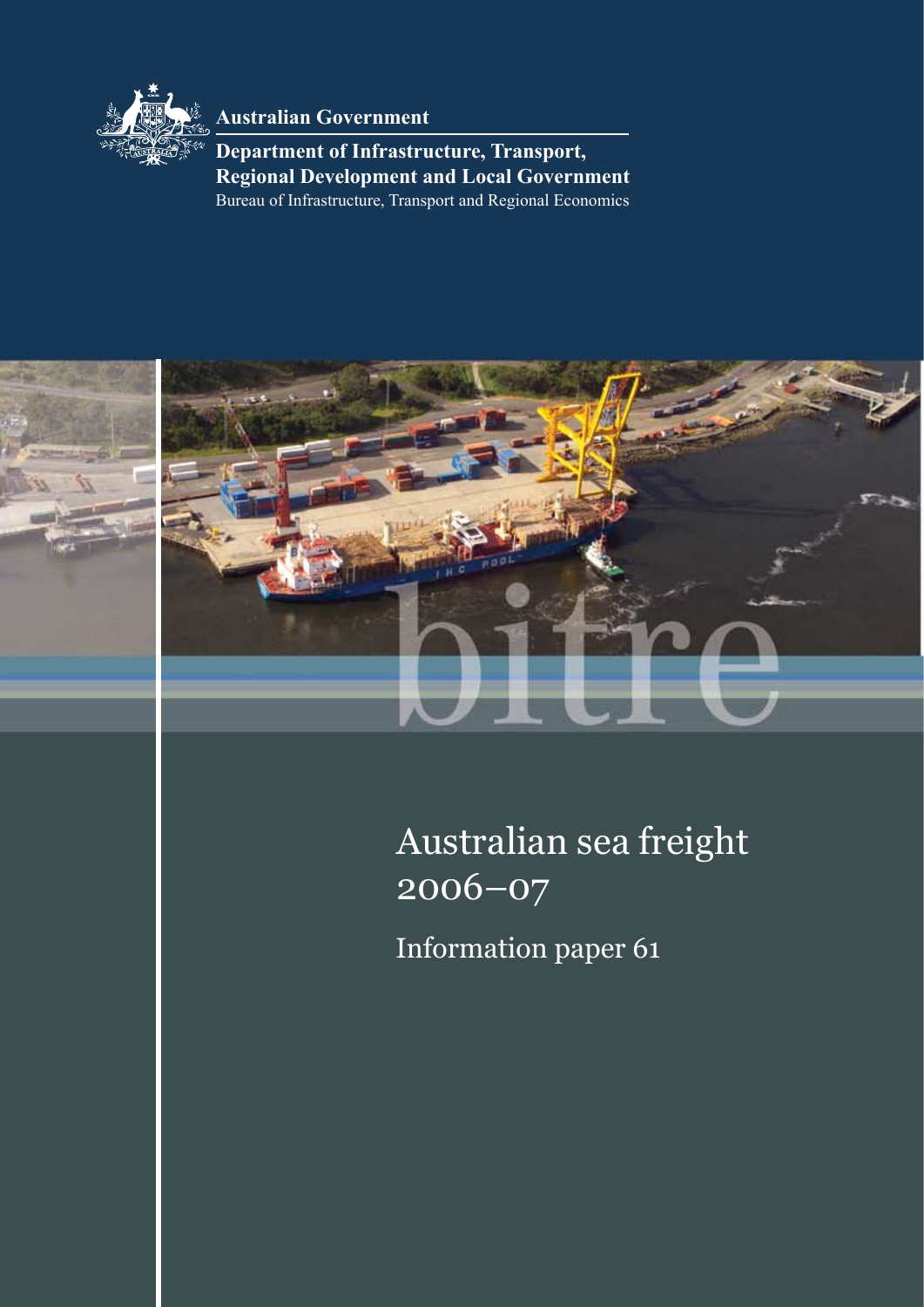Australian Government

**Department of Infrastructure, Transport, Regional Development and Local Government**

Bureau of Infrastructure, Transport and Regional Economics

bitre

# Australian sea freight 2006–07

## Information paper 61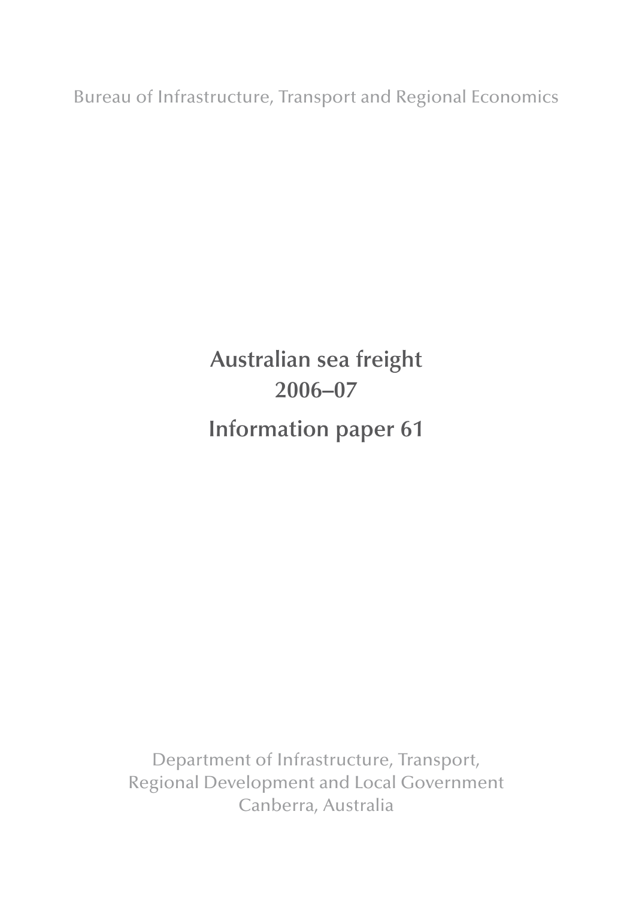Bureau of Infrastructure, Transport and Regional Economics

# Australian sea freight 2006–07

# Information paper 61

Department of Infrastructure, Transport, Regional Development and Local Government
Canberra, Australia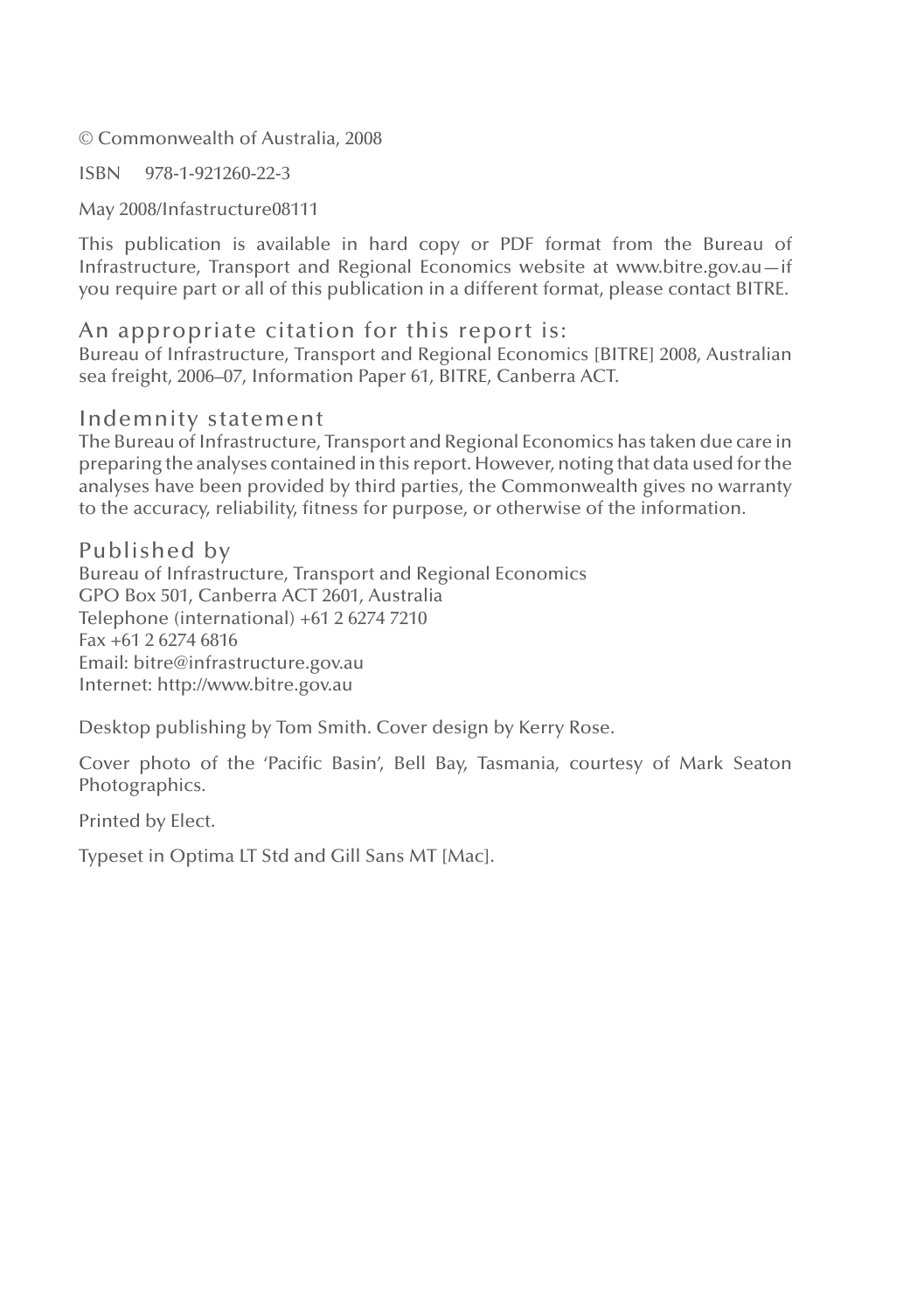© Commonwealth of Australia, 2008

ISBN 978-1-921260-22-3

May 2008/Infastructure08111

This publication is available in hard copy or PDF format from the Bureau of Infrastructure, Transport and Regional Economics website at www.bitre.gov.au—if you require part or all of this publication in a different format, please contact BITRE.

## An appropriate citation for this report is:

Bureau of Infrastructure, Transport and Regional Economics [BITRE] 2008, Australian sea freight, 2006–07, Information Paper 61, BITRE, Canberra ACT.

## Indemnity statement

The Bureau of Infrastructure, Transport and Regional Economics has taken due care in preparing the analyses contained in this report. However, noting that data used for the analyses have been provided by third parties, the Commonwealth gives no warranty to the accuracy, reliability, fitness for purpose, or otherwise of the information.

## Published by

Bureau of Infrastructure, Transport and Regional Economics
GPO Box 501, Canberra ACT 2601, Australia
Telephone (international) +61 2 6274 7210
Fax +61 2 6274 6816
Email: bitre@infrastructure.gov.au
Internet: http://www.bitre.gov.au

Desktop publishing by Tom Smith. Cover design by Kerry Rose.

Cover photo of the 'Pacific Basin', Bell Bay, Tasmania, courtesy of Mark Seaton Photographics.

Printed by Elect.

Typeset in Optima LT Std and Gill Sans MT [Mac].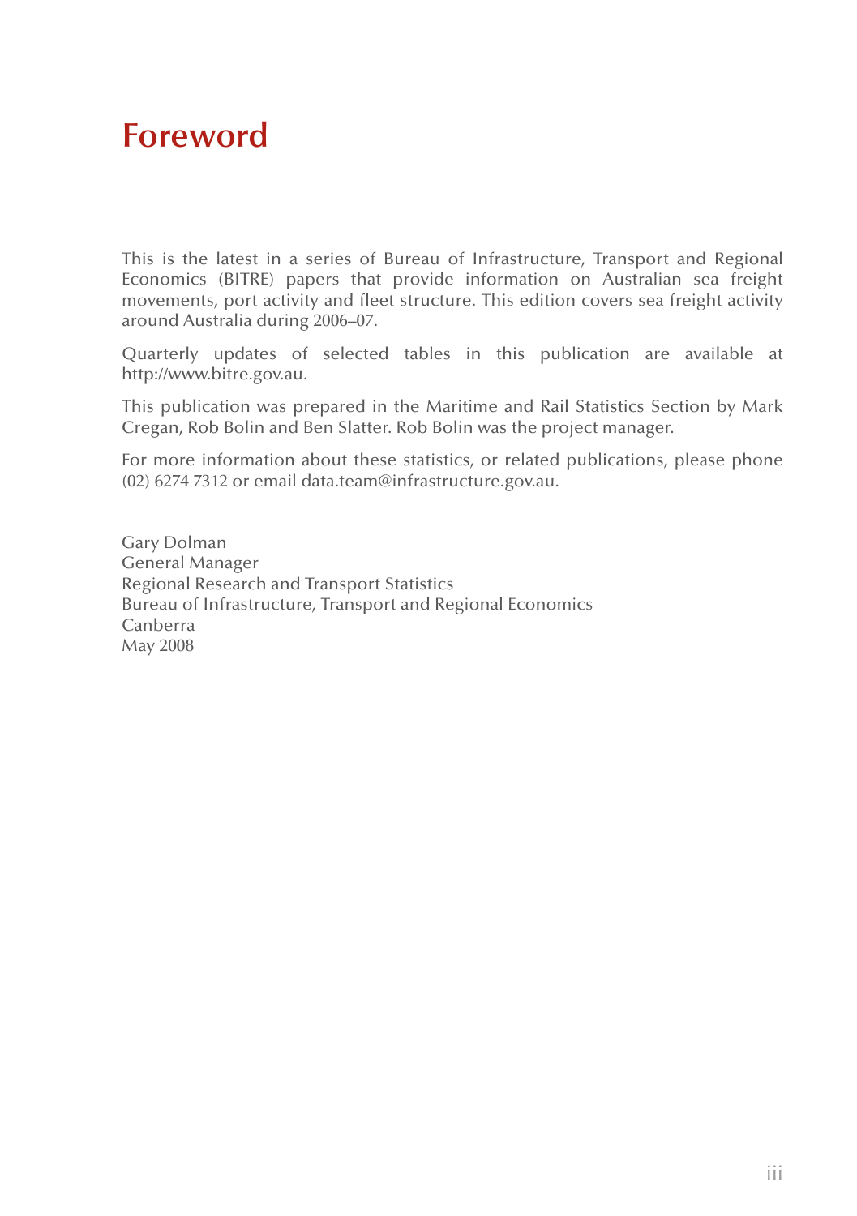# Foreword

This is the latest in a series of Bureau of Infrastructure, Transport and Regional Economics (BITRE) papers that provide information on Australian sea freight movements, port activity and fleet structure. This edition covers sea freight activity around Australia during 2006–07.

Quarterly updates of selected tables in this publication are available at http://www.bitre.gov.au.

This publication was prepared in the Maritime and Rail Statistics Section by Mark Cregan, Rob Bolin and Ben Slatter. Rob Bolin was the project manager.

For more information about these statistics, or related publications, please phone (02) 6274 7312 or email data.team@infrastructure.gov.au.

Gary Dolman
General Manager
Regional Research and Transport Statistics
Bureau of Infrastructure, Transport and Regional Economics
Canberra
May 2008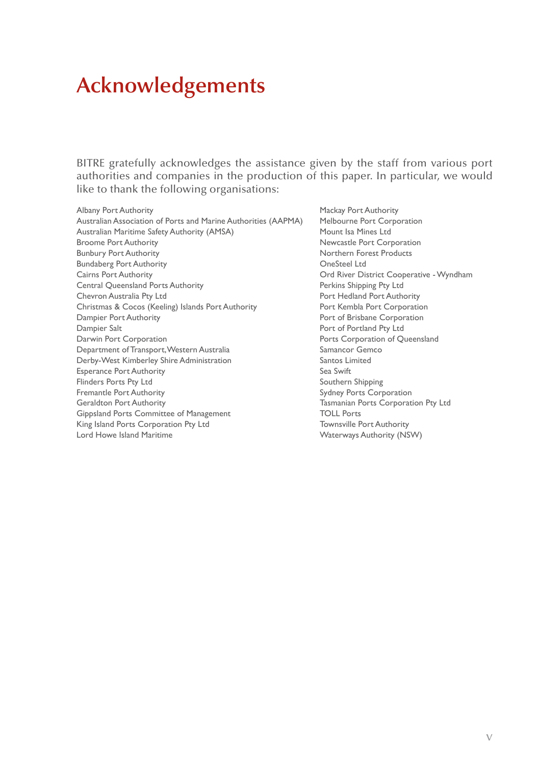# Acknowledgements

BITRE gratefully acknowledges the assistance given by the staff from various port authorities and companies in the production of this paper. In particular, we would like to thank the following organisations:

Albany Port Authority
Australian Association of Ports and Marine Authorities (AAPMA)
Australian Maritime Safety Authority (AMSA)
Broome Port Authority
Bunbury Port Authority
Bundaberg Port Authority
Cairns Port Authority
Central Queensland Ports Authority
Chevron Australia Pty Ltd
Christmas & Cocos (Keeling) Islands Port Authority
Dampier Port Authority
Dampier Salt
Darwin Port Corporation
Department of Transport, Western Australia
Derby-West Kimberley Shire Administration
Esperance Port Authority
Flinders Ports Pty Ltd
Fremantle Port Authority
Geraldton Port Authority
Gippsland Ports Committee of Management
King Island Ports Corporation Pty Ltd
Lord Howe Island Maritime
Mackay Port Authority
Melbourne Port Corporation
Mount Isa Mines Ltd
Newcastle Port Corporation
Northern Forest Products
OneSteel Ltd
Ord River District Cooperative - Wyndham
Perkins Shipping Pty Ltd
Port Hedland Port Authority
Port Kembla Port Corporation
Port of Brisbane Corporation
Port of Portland Pty Ltd
Ports Corporation of Queensland
Samancor Gemco
Santos Limited
Sea Swift
Southern Shipping
Sydney Ports Corporation
Tasmanian Ports Corporation Pty Ltd
TOLL Ports
Townsville Port Authority
Waterways Authority (NSW)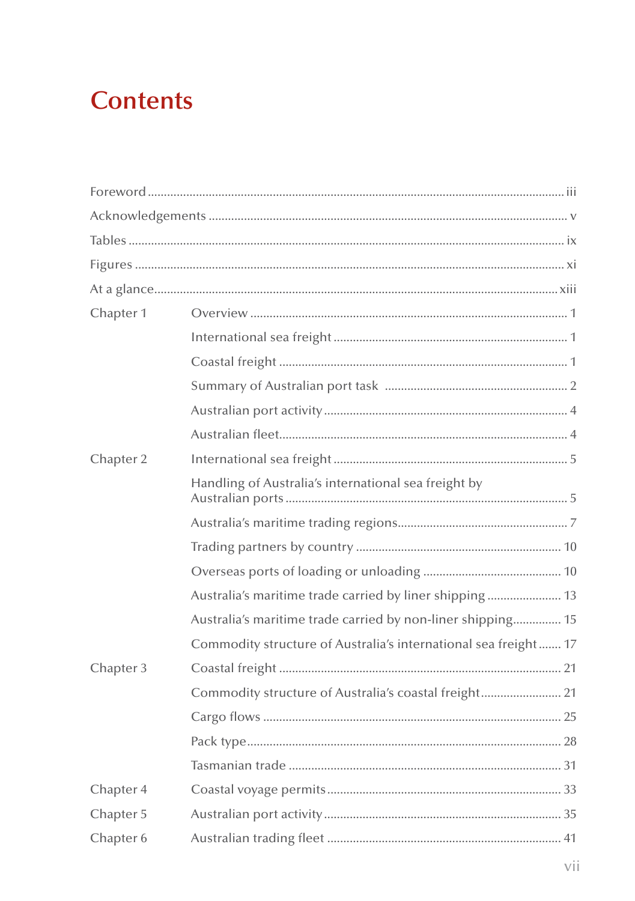# Contents

| | | |
|---|---|---|
| Foreword | | iii |
| Acknowledgements | | v |
| Tables | | ix |
| Figures | | xi |
| At a glance | | xiii |
| Chapter 1 | Overview | 1 |
| | International sea freight | 1 |
| | Coastal freight | 1 |
| | Summary of Australian port task | 2 |
| | Australian port activity | 4 |
| | Australian fleet | 4 |
| Chapter 2 | International sea freight | 5 |
| | Handling of Australia's international sea freight by Australian ports | 5 |
| | Australia's maritime trading regions | 7 |
| | Trading partners by country | 10 |
| | Overseas ports of loading or unloading | 10 |
| | Australia's maritime trade carried by liner shipping | 13 |
| | Australia's maritime trade carried by non-liner shipping | 15 |
| | Commodity structure of Australia's international sea freight | 17 |
| Chapter 3 | Coastal freight | 21 |
| | Commodity structure of Australia's coastal freight | 21 |
| | Cargo flows | 25 |
| | Pack type | 28 |
| | Tasmanian trade | 31 |
| Chapter 4 | Coastal voyage permits | 33 |
| Chapter 5 | Australian port activity | 35 |
| Chapter 6 | Australian trading fleet | 41 |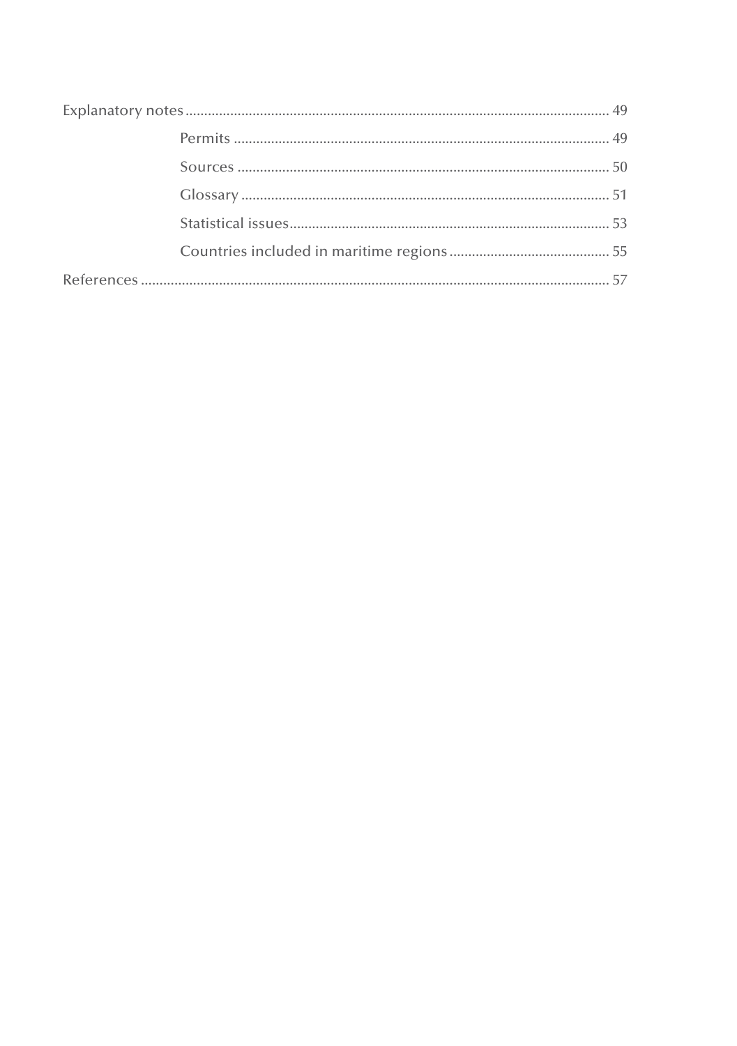Explanatory notes ........................................................................................................................ 49

- Permits ......................................................................................................... 49
- Sources ........................................................................................................ 50
- Glossary ....................................................................................................... 51
- Statistical issues ........................................................................................ 53
- Countries included in maritime regions ............................................ 55

References .................................................................................................................................. 57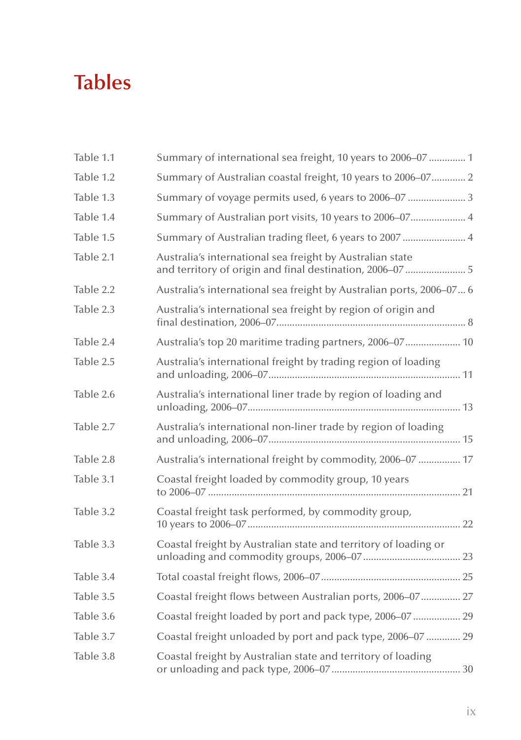# Tables

| | | |
|---|---|---|
| Table 1.1 | Summary of international sea freight, 10 years to 2006–07 | 1 |
| Table 1.2 | Summary of Australian coastal freight, 10 years to 2006–07 | 2 |
| Table 1.3 | Summary of voyage permits used, 6 years to 2006–07 | 3 |
| Table 1.4 | Summary of Australian port visits, 10 years to 2006–07 | 4 |
| Table 1.5 | Summary of Australian trading fleet, 6 years to 2007 | 4 |
| Table 2.1 | Australia's international sea freight by Australian state and territory of origin and final destination, 2006–07 | 5 |
| Table 2.2 | Australia's international sea freight by Australian ports, 2006–07 | 6 |
| Table 2.3 | Australia's international sea freight by region of origin and final destination, 2006–07 | 8 |
| Table 2.4 | Australia's top 20 maritime trading partners, 2006–07 | 10 |
| Table 2.5 | Australia's international freight by trading region of loading and unloading, 2006–07 | 11 |
| Table 2.6 | Australia's international liner trade by region of loading and unloading, 2006–07 | 13 |
| Table 2.7 | Australia's international non-liner trade by region of loading and unloading, 2006–07 | 15 |
| Table 2.8 | Australia's international freight by commodity, 2006–07 | 17 |
| Table 3.1 | Coastal freight loaded by commodity group, 10 years to 2006–07 | 21 |
| Table 3.2 | Coastal freight task performed, by commodity group, 10 years to 2006–07 | 22 |
| Table 3.3 | Coastal freight by Australian state and territory of loading or unloading and commodity groups, 2006–07 | 23 |
| Table 3.4 | Total coastal freight flows, 2006–07 | 25 |
| Table 3.5 | Coastal freight flows between Australian ports, 2006–07 | 27 |
| Table 3.6 | Coastal freight loaded by port and pack type, 2006–07 | 29 |
| Table 3.7 | Coastal freight unloaded by port and pack type, 2006–07 | 29 |
| Table 3.8 | Coastal freight by Australian state and territory of loading or unloading and pack type, 2006–07 | 30 |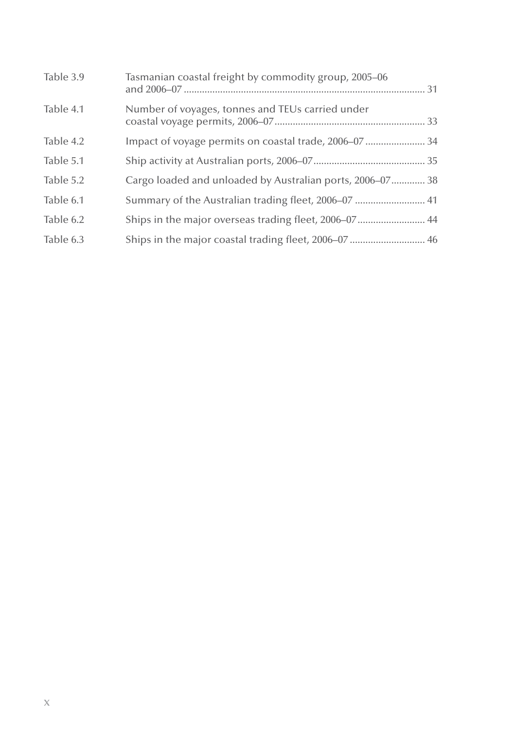| | | |
|---|---|---|
| Table 3.9 | Tasmanian coastal freight by commodity group, 2005–06 and 2006–07 | 31 |
| Table 4.1 | Number of voyages, tonnes and TEUs carried under coastal voyage permits, 2006–07 | 33 |
| Table 4.2 | Impact of voyage permits on coastal trade, 2006–07 | 34 |
| Table 5.1 | Ship activity at Australian ports, 2006–07 | 35 |
| Table 5.2 | Cargo loaded and unloaded by Australian ports, 2006–07 | 38 |
| Table 6.1 | Summary of the Australian trading fleet, 2006–07 | 41 |
| Table 6.2 | Ships in the major overseas trading fleet, 2006–07 | 44 |
| Table 6.3 | Ships in the major coastal trading fleet, 2006–07 | 46 |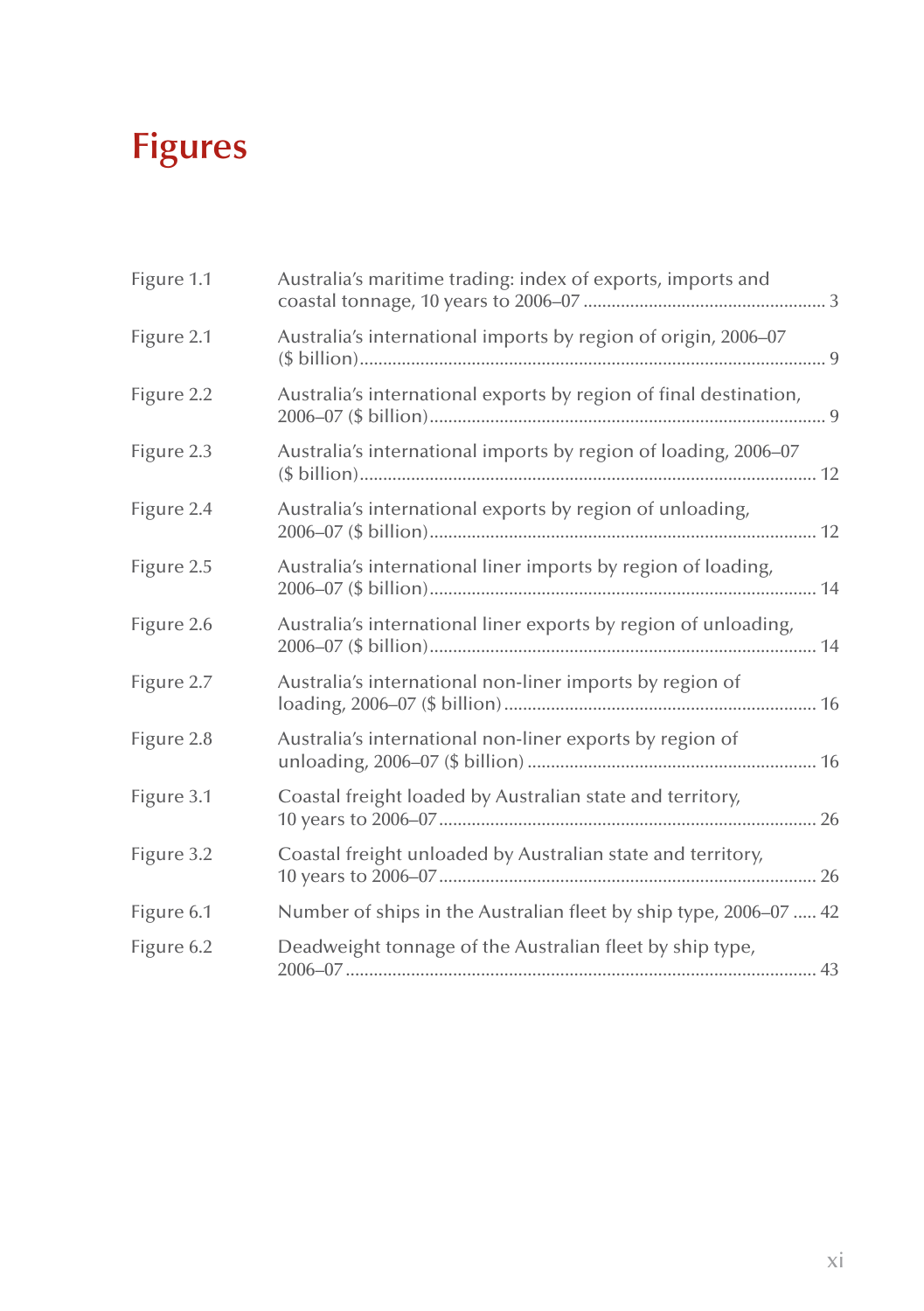# Figures

| | | |
|---|---|---|
| Figure 1.1 | Australia's maritime trading: index of exports, imports and coastal tonnage, 10 years to 2006–07 | 3 |
| Figure 2.1 | Australia's international imports by region of origin, 2006–07 ($ billion) | 9 |
| Figure 2.2 | Australia's international exports by region of final destination, 2006–07 ($ billion) | 9 |
| Figure 2.3 | Australia's international imports by region of loading, 2006–07 ($ billion) | 12 |
| Figure 2.4 | Australia's international exports by region of unloading, 2006–07 ($ billion) | 12 |
| Figure 2.5 | Australia's international liner imports by region of loading, 2006–07 ($ billion) | 14 |
| Figure 2.6 | Australia's international liner exports by region of unloading, 2006–07 ($ billion) | 14 |
| Figure 2.7 | Australia's international non-liner imports by region of loading, 2006–07 ($ billion) | 16 |
| Figure 2.8 | Australia's international non-liner exports by region of unloading, 2006–07 ($ billion) | 16 |
| Figure 3.1 | Coastal freight loaded by Australian state and territory, 10 years to 2006–07 | 26 |
| Figure 3.2 | Coastal freight unloaded by Australian state and territory, 10 years to 2006–07 | 26 |
| Figure 6.1 | Number of ships in the Australian fleet by ship type, 2006–07 | 42 |
| Figure 6.2 | Deadweight tonnage of the Australian fleet by ship type, 2006–07 | 43 |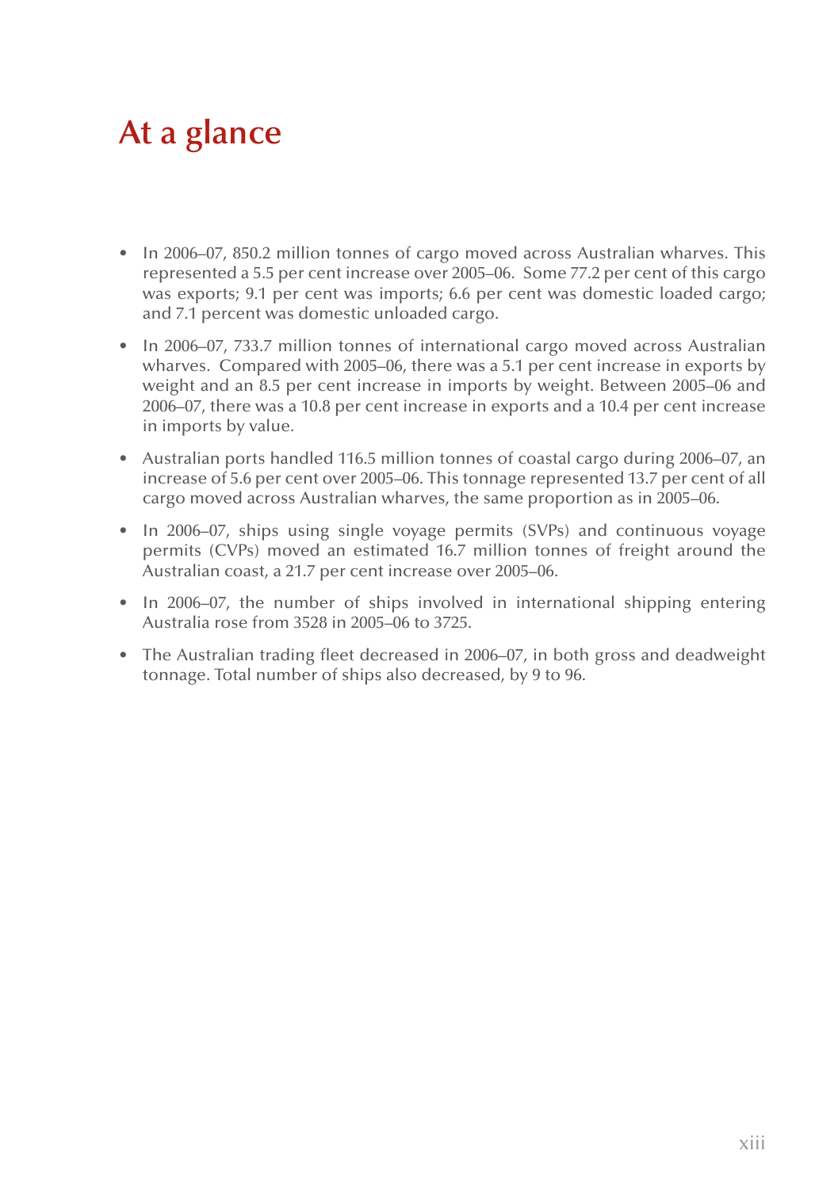# At a glance

- In 2006–07, 850.2 million tonnes of cargo moved across Australian wharves. This represented a 5.5 per cent increase over 2005–06. Some 77.2 per cent of this cargo was exports; 9.1 per cent was imports; 6.6 per cent was domestic loaded cargo; and 7.1 percent was domestic unloaded cargo.
- In 2006–07, 733.7 million tonnes of international cargo moved across Australian wharves. Compared with 2005–06, there was a 5.1 per cent increase in exports by weight and an 8.5 per cent increase in imports by weight. Between 2005–06 and 2006–07, there was a 10.8 per cent increase in exports and a 10.4 per cent increase in imports by value.
- Australian ports handled 116.5 million tonnes of coastal cargo during 2006–07, an increase of 5.6 per cent over 2005–06. This tonnage represented 13.7 per cent of all cargo moved across Australian wharves, the same proportion as in 2005–06.
- In 2006–07, ships using single voyage permits (SVPs) and continuous voyage permits (CVPs) moved an estimated 16.7 million tonnes of freight around the Australian coast, a 21.7 per cent increase over 2005–06.
- In 2006–07, the number of ships involved in international shipping entering Australia rose from 3528 in 2005–06 to 3725.
- The Australian trading fleet decreased in 2006–07, in both gross and deadweight tonnage. Total number of ships also decreased, by 9 to 96.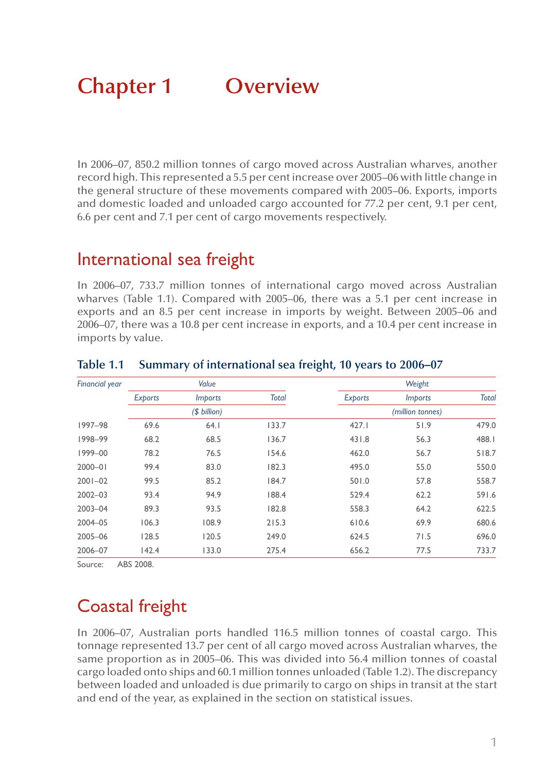# Chapter 1 Overview

In 2006–07, 850.2 million tonnes of cargo moved across Australian wharves, another record high. This represented a 5.5 per cent increase over 2005–06 with little change in the general structure of these movements compared with 2005–06. Exports, imports and domestic loaded and unloaded cargo accounted for 77.2 per cent, 9.1 per cent, 6.6 per cent and 7.1 per cent of cargo movements respectively.

## International sea freight

In 2006–07, 733.7 million tonnes of international cargo moved across Australian wharves (Table 1.1). Compared with 2005–06, there was a 5.1 per cent increase in exports and an 8.5 per cent increase in imports by weight. Between 2005–06 and 2006–07, there was a 10.8 per cent increase in exports, and a 10.4 per cent increase in imports by value.

**Table 1.1 Summary of international sea freight, 10 years to 2006–07**

| *Financial year* | *Value* | | | *Weight* | | |
|---|---|---|---|---|---|---|
| | *Exports* | *Imports* | *Total* | *Exports* | *Imports* | *Total* |
| | *($ billion)* | | | *(million tonnes)* | | |
| 1997–98 | 69.6 | 64.1 | 133.7 | 427.1 | 51.9 | 479.0 |
| 1998–99 | 68.2 | 68.5 | 136.7 | 431.8 | 56.3 | 488.1 |
| 1999–00 | 78.2 | 76.5 | 154.6 | 462.0 | 56.7 | 518.7 |
| 2000–01 | 99.4 | 83.0 | 182.3 | 495.0 | 55.0 | 550.0 |
| 2001–02 | 99.5 | 85.2 | 184.7 | 501.0 | 57.8 | 558.7 |
| 2002–03 | 93.4 | 94.9 | 188.4 | 529.4 | 62.2 | 591.6 |
| 2003–04 | 89.3 | 93.5 | 182.8 | 558.3 | 64.2 | 622.5 |
| 2004–05 | 106.3 | 108.9 | 215.3 | 610.6 | 69.9 | 680.6 |
| 2005–06 | 128.5 | 120.5 | 249.0 | 624.5 | 71.5 | 696.0 |
| 2006–07 | 142.4 | 133.0 | 275.4 | 656.2 | 77.5 | 733.7 |

Source: ABS 2008.

## Coastal freight

In 2006–07, Australian ports handled 116.5 million tonnes of coastal cargo. This tonnage represented 13.7 per cent of all cargo moved across Australian wharves, the same proportion as in 2005–06. This was divided into 56.4 million tonnes of coastal cargo loaded onto ships and 60.1 million tonnes unloaded (Table 1.2). The discrepancy between loaded and unloaded is due primarily to cargo on ships in transit at the start and end of the year, as explained in the section on statistical issues.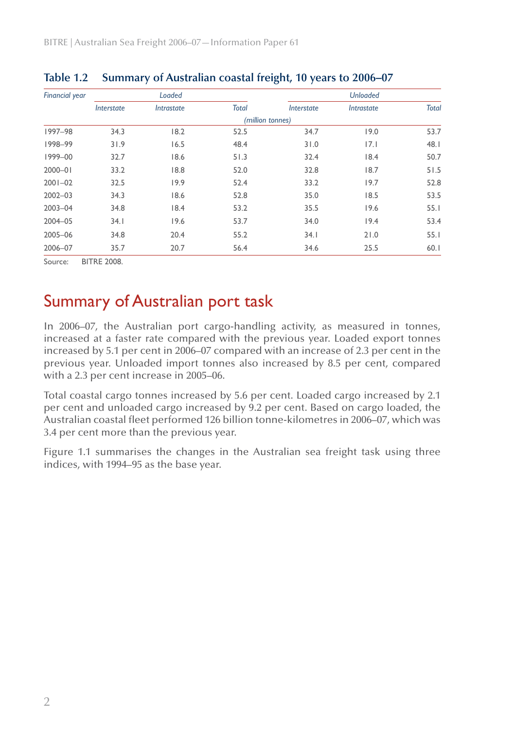**Table 1.2 Summary of Australian coastal freight, 10 years to 2006–07**

| *Financial year* | *Loaded* | | | *Unloaded* | | |
|---|---|---|---|---|---|---|
| | *Interstate* | *Intrastate* | *Total* | *Interstate* | *Intrastate* | *Total* |
| | *(million tonnes)* | | | | | |
| 1997–98 | 34.3 | 18.2 | 52.5 | 34.7 | 19.0 | 53.7 |
| 1998–99 | 31.9 | 16.5 | 48.4 | 31.0 | 17.1 | 48.1 |
| 1999–00 | 32.7 | 18.6 | 51.3 | 32.4 | 18.4 | 50.7 |
| 2000–01 | 33.2 | 18.8 | 52.0 | 32.8 | 18.7 | 51.5 |
| 2001–02 | 32.5 | 19.9 | 52.4 | 33.2 | 19.7 | 52.8 |
| 2002–03 | 34.3 | 18.6 | 52.8 | 35.0 | 18.5 | 53.5 |
| 2003–04 | 34.8 | 18.4 | 53.2 | 35.5 | 19.6 | 55.1 |
| 2004–05 | 34.1 | 19.6 | 53.7 | 34.0 | 19.4 | 53.4 |
| 2005–06 | 34.8 | 20.4 | 55.2 | 34.1 | 21.0 | 55.1 |
| 2006–07 | 35.7 | 20.7 | 56.4 | 34.6 | 25.5 | 60.1 |

Source: BITRE 2008.

## Summary of Australian port task

In 2006–07, the Australian port cargo-handling activity, as measured in tonnes, increased at a faster rate compared with the previous year. Loaded export tonnes increased by 5.1 per cent in 2006–07 compared with an increase of 2.3 per cent in the previous year. Unloaded import tonnes also increased by 8.5 per cent, compared with a 2.3 per cent increase in 2005–06.

Total coastal cargo tonnes increased by 5.6 per cent. Loaded cargo increased by 2.1 per cent and unloaded cargo increased by 9.2 per cent. Based on cargo loaded, the Australian coastal fleet performed 126 billion tonne-kilometres in 2006–07, which was 3.4 per cent more than the previous year.

Figure 1.1 summarises the changes in the Australian sea freight task using three indices, with 1994–95 as the base year.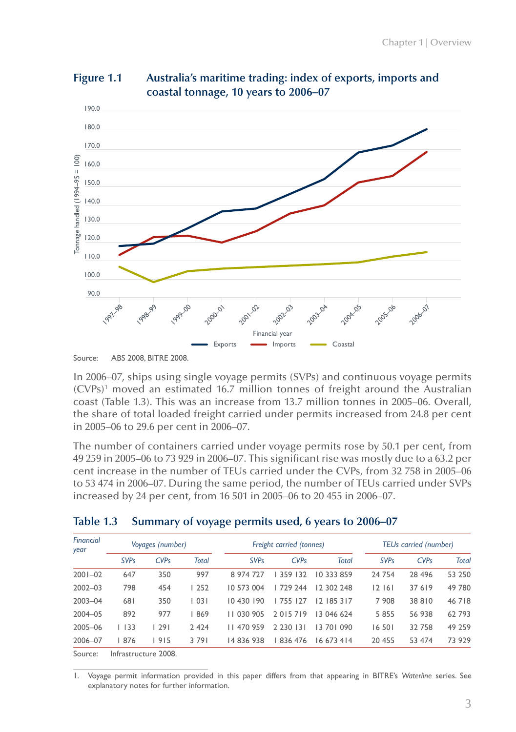**Figure 1.1 Australia's maritime trading: index of exports, imports and coastal tonnage, 10 years to 2006–07**

Source: ABS 2008, BITRE 2008.

In 2006–07, ships using single voyage permits (SVPs) and continuous voyage permits (CVPs)[1] moved an estimated 16.7 million tonnes of freight around the Australian coast (Table 1.3). This was an increase from 13.7 million tonnes in 2005–06. Overall, the share of total loaded freight carried under permits increased from 24.8 per cent in 2005–06 to 29.6 per cent in 2006–07.

The number of containers carried under voyage permits rose by 50.1 per cent, from 49 259 in 2005–06 to 73 929 in 2006–07. This significant rise was mostly due to a 63.2 per cent increase in the number of TEUs carried under the CVPs, from 32 758 in 2005–06 to 53 474 in 2006–07. During the same period, the number of TEUs carried under SVPs increased by 24 per cent, from 16 501 in 2005–06 to 20 455 in 2006–07.

**Table 1.3 Summary of voyage permits used, 6 years to 2006–07**

| *Financial year* | *Voyages (number)* | | | *Freight carried (tonnes)* | | | *TEUs carried (number)* | | |
|---|---|---|---|---|---|---|---|---|---|
| | *SVPs* | *CVPs* | *Total* | *SVPs* | *CVPs* | *Total* | *SVPs* | *CVPs* | *Total* |
| 2001–02 | 647 | 350 | 997 | 8 974 727 | 1 359 132 | 10 333 859 | 24 754 | 28 496 | 53 250 |
| 2002–03 | 798 | 454 | 1 252 | 10 573 004 | 1 729 244 | 12 302 248 | 12 161 | 37 619 | 49 780 |
| 2003–04 | 681 | 350 | 1 031 | 10 430 190 | 1 755 127 | 12 185 317 | 7 908 | 38 810 | 46 718 |
| 2004–05 | 892 | 977 | 1 869 | 11 030 905 | 2 015 719 | 13 046 624 | 5 855 | 56 938 | 62 793 |
| 2005–06 | 1 133 | 1 291 | 2 424 | 11 470 959 | 2 230 131 | 13 701 090 | 16 501 | 32 758 | 49 259 |
| 2006–07 | 1 876 | 1 915 | 3 791 | 14 836 938 | 1 836 476 | 16 673 414 | 20 455 | 53 474 | 73 929 |

Source: Infrastructure 2008.

1. Voyage permit information provided in this paper differs from that appearing in BITRE's *Waterline* series. See explanatory notes for further information.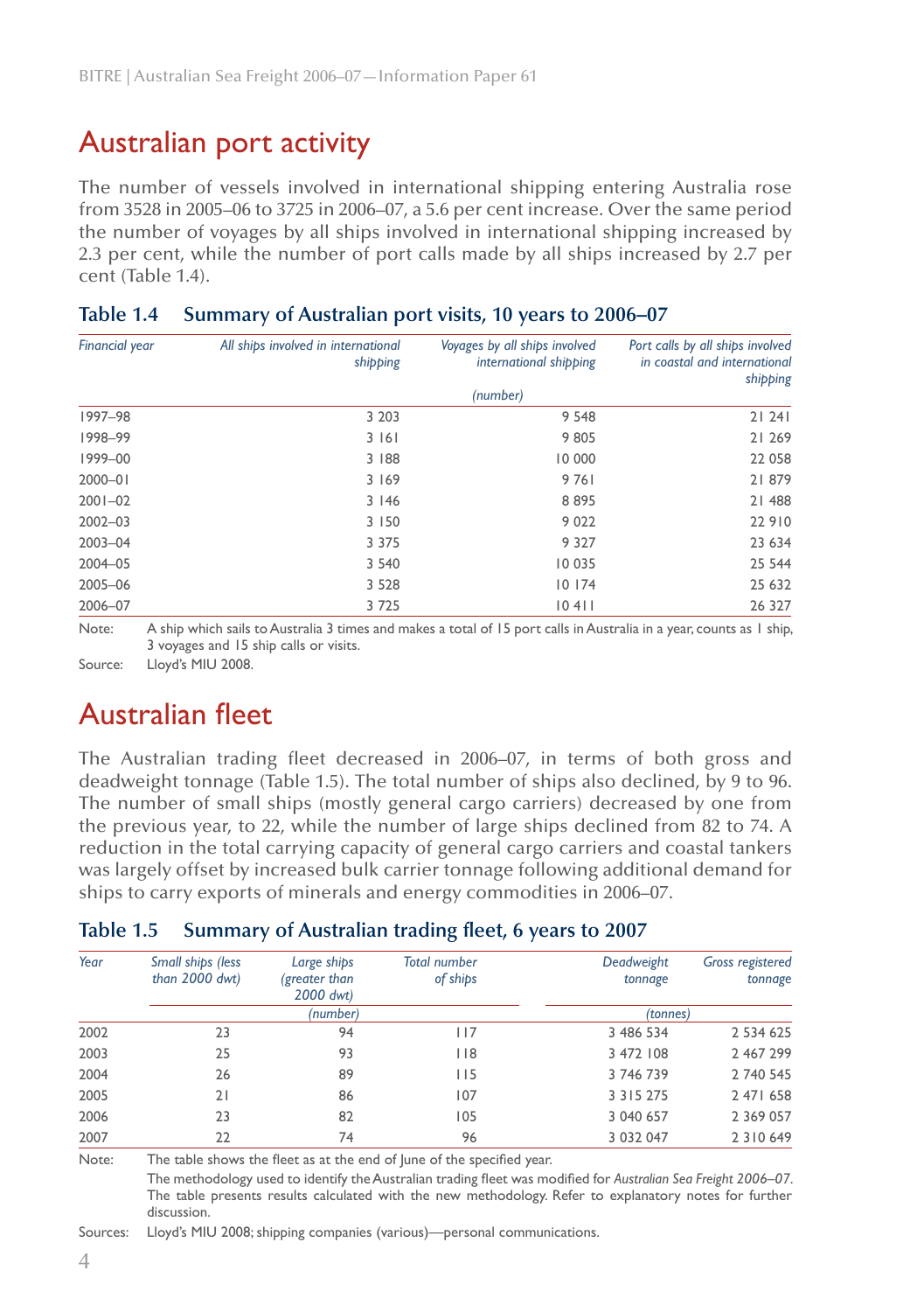# Australian port activity

The number of vessels involved in international shipping entering Australia rose from 3528 in 2005–06 to 3725 in 2006–07, a 5.6 per cent increase. Over the same period the number of voyages by all ships involved in international shipping increased by 2.3 per cent, while the number of port calls made by all ships increased by 2.7 per cent (Table 1.4).

## Table 1.4 Summary of Australian port visits, 10 years to 2006–07

| *Financial year* | *All ships involved in international shipping* | *Voyages by all ships involved international shipping* | *Port calls by all ships involved in coastal and international shipping* |
|---|---|---|---|
| | | *(number)* | |
| 1997–98 | 3 203 | 9 548 | 21 241 |
| 1998–99 | 3 161 | 9 805 | 21 269 |
| 1999–00 | 3 188 | 10 000 | 22 058 |
| 2000–01 | 3 169 | 9 761 | 21 879 |
| 2001–02 | 3 146 | 8 895 | 21 488 |
| 2002–03 | 3 150 | 9 022 | 22 910 |
| 2003–04 | 3 375 | 9 327 | 23 634 |
| 2004–05 | 3 540 | 10 035 | 25 544 |
| 2005–06 | 3 528 | 10 174 | 25 632 |
| 2006–07 | 3 725 | 10 411 | 26 327 |

Note: A ship which sails to Australia 3 times and makes a total of 15 port calls in Australia in a year, counts as 1 ship, 3 voyages and 15 ship calls or visits.

Source: Lloyd's MIU 2008.

# Australian fleet

The Australian trading fleet decreased in 2006–07, in terms of both gross and deadweight tonnage (Table 1.5). The total number of ships also declined, by 9 to 96. The number of small ships (mostly general cargo carriers) decreased by one from the previous year, to 22, while the number of large ships declined from 82 to 74. A reduction in the total carrying capacity of general cargo carriers and coastal tankers was largely offset by increased bulk carrier tonnage following additional demand for ships to carry exports of minerals and energy commodities in 2006–07.

## Table 1.5 Summary of Australian trading fleet, 6 years to 2007

| *Year* | *Small ships (less than 2000 dwt)* | *Large ships (greater than 2000 dwt)* | *Total number of ships* | *Deadweight tonnage* | *Gross registered tonnage* |
|---|---|---|---|---|---|
| | | *(number)* | | *(tonnes)* | |
| 2002 | 23 | 94 | 117 | 3 486 534 | 2 534 625 |
| 2003 | 25 | 93 | 118 | 3 472 108 | 2 467 299 |
| 2004 | 26 | 89 | 115 | 3 746 739 | 2 740 545 |
| 2005 | 21 | 86 | 107 | 3 315 275 | 2 471 658 |
| 2006 | 23 | 82 | 105 | 3 040 657 | 2 369 057 |
| 2007 | 22 | 74 | 96 | 3 032 047 | 2 310 649 |

Note: The table shows the fleet as at the end of June of the specified year.

The methodology used to identify the Australian trading fleet was modified for *Australian Sea Freight 2006–07*. The table presents results calculated with the new methodology. Refer to explanatory notes for further discussion.

Sources: Lloyd's MIU 2008; shipping companies (various)—personal communications.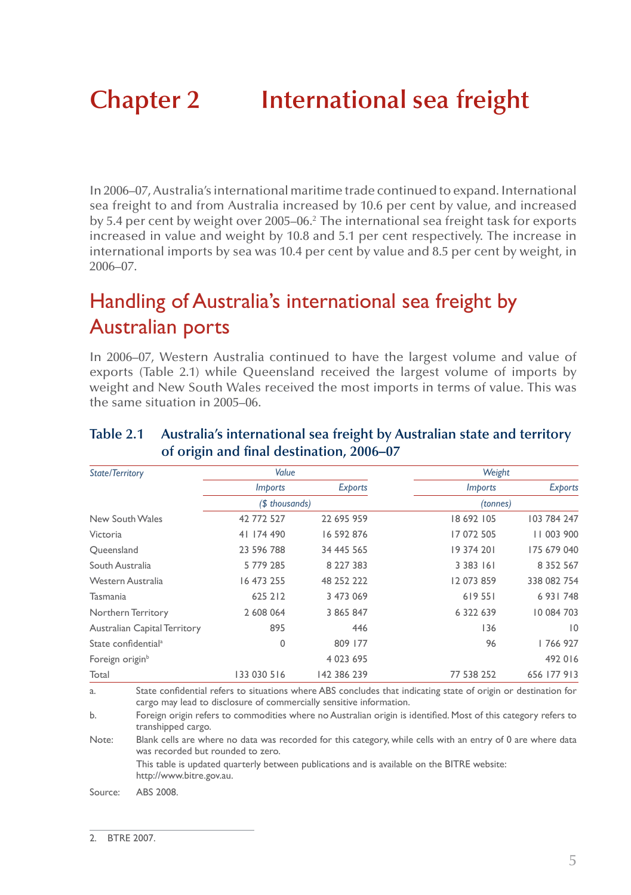# Chapter 2 International sea freight

In 2006–07, Australia's international maritime trade continued to expand. International sea freight to and from Australia increased by 10.6 per cent by value, and increased by 5.4 per cent by weight over 2005–06.[2] The international sea freight task for exports increased in value and weight by 10.8 and 5.1 per cent respectively. The increase in international imports by sea was 10.4 per cent by value and 8.5 per cent by weight, in 2006–07.

## Handling of Australia's international sea freight by Australian ports

In 2006–07, Western Australia continued to have the largest volume and value of exports (Table 2.1) while Queensland received the largest volume of imports by weight and New South Wales received the most imports in terms of value. This was the same situation in 2005–06.

### Table 2.1 Australia's international sea freight by Australian state and territory of origin and final destination, 2006–07

| *State/Territory* | *Value* | | *Weight* | |
|---|---|---|---|---|
| | *Imports* | *Exports* | *Imports* | *Exports* |
| | *($ thousands)* | | *(tonnes)* | |
| New South Wales | 42 772 527 | 22 695 959 | 18 692 105 | 103 784 247 |
| Victoria | 41 174 490 | 16 592 876 | 17 072 505 | 11 003 900 |
| Queensland | 23 596 788 | 34 445 565 | 19 374 201 | 175 679 040 |
| South Australia | 5 779 285 | 8 227 383 | 3 383 161 | 8 352 567 |
| Western Australia | 16 473 255 | 48 252 222 | 12 073 859 | 338 082 754 |
| Tasmania | 625 212 | 3 473 069 | 619 551 | 6 931 748 |
| Northern Territory | 2 608 064 | 3 865 847 | 6 322 639 | 10 084 703 |
| Australian Capital Territory | 895 | 446 | 136 | 10 |
| State confidential[a] | 0 | 809 177 | 96 | 1 766 927 |
| Foreign origin[b] | | 4 023 695 | | 492 016 |
| Total | 133 030 516 | 142 386 239 | 77 538 252 | 656 177 913 |

a. State confidential refers to situations where ABS concludes that indicating state of origin or destination for cargo may lead to disclosure of commercially sensitive information.

b. Foreign origin refers to commodities where no Australian origin is identified. Most of this category refers to transhipped cargo.

Note: Blank cells are where no data was recorded for this category, while cells with an entry of 0 are where data was recorded but rounded to zero.

This table is updated quarterly between publications and is available on the BITRE website: http://www.bitre.gov.au.

Source: ABS 2008.

2. BTRE 2007.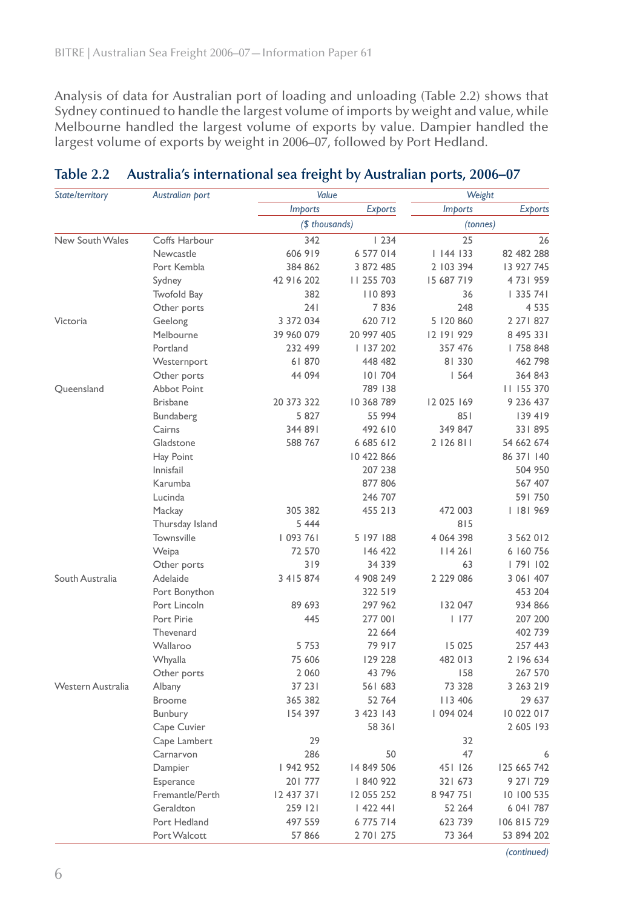Analysis of data for Australian port of loading and unloading (Table 2.2) shows that Sydney continued to handle the largest volume of imports by weight and value, while Melbourne handled the largest volume of exports by value. Dampier handled the largest volume of exports by weight in 2006–07, followed by Port Hedland.

**Table 2.2 Australia's international sea freight by Australian ports, 2006–07**

| *State/territory* | *Australian port* | *Value* | | *Weight* | |
|---|---|---|---|---|---|
| | | *Imports* | *Exports* | *Imports* | *Exports* |
| | | *($ thousands)* | | *(tonnes)* | |
| New South Wales | Coffs Harbour | 342 | 1 234 | 25 | 26 |
| | Newcastle | 606 919 | 6 577 014 | 1 144 133 | 82 482 288 |
| | Port Kembla | 384 862 | 3 872 485 | 2 103 394 | 13 927 745 |
| | Sydney | 42 916 202 | 11 255 703 | 15 687 719 | 4 731 959 |
| | Twofold Bay | 382 | 110 893 | 36 | 1 335 741 |
| | Other ports | 241 | 7 836 | 248 | 4 535 |
| Victoria | Geelong | 3 372 034 | 620 712 | 5 120 860 | 2 271 827 |
| | Melbourne | 39 960 079 | 20 997 405 | 12 191 929 | 8 495 331 |
| | Portland | 232 499 | 1 137 202 | 357 476 | 1 758 848 |
| | Westernport | 61 870 | 448 482 | 81 330 | 462 798 |
| | Other ports | 44 094 | 101 704 | 1 564 | 364 843 |
| Queensland | Abbot Point | | 789 138 | | 11 155 370 |
| | Brisbane | 20 373 322 | 10 368 789 | 12 025 169 | 9 236 437 |
| | Bundaberg | 5 827 | 55 994 | 851 | 139 419 |
| | Cairns | 344 891 | 492 610 | 349 847 | 331 895 |
| | Gladstone | 588 767 | 6 685 612 | 2 126 811 | 54 662 674 |
| | Hay Point | | 10 422 866 | | 86 371 140 |
| | Innisfail | | 207 238 | | 504 950 |
| | Karumba | | 877 806 | | 567 407 |
| | Lucinda | | 246 707 | | 591 750 |
| | Mackay | 305 382 | 455 213 | 472 003 | 1 181 969 |
| | Thursday Island | 5 444 | | 815 | |
| | Townsville | 1 093 761 | 5 197 188 | 4 064 398 | 3 562 012 |
| | Weipa | 72 570 | 146 422 | 114 261 | 6 160 756 |
| | Other ports | 319 | 34 339 | 63 | 1 791 102 |
| South Australia | Adelaide | 3 415 874 | 4 908 249 | 2 229 086 | 3 061 407 |
| | Port Bonython | | 322 519 | | 453 204 |
| | Port Lincoln | 89 693 | 297 962 | 132 047 | 934 866 |
| | Port Pirie | 445 | 277 001 | 1 177 | 207 200 |
| | Thevenard | | 22 664 | | 402 739 |
| | Wallaroo | 5 753 | 79 917 | 15 025 | 257 443 |
| | Whyalla | 75 606 | 129 228 | 482 013 | 2 196 634 |
| | Other ports | 2 060 | 43 796 | 158 | 267 570 |
| Western Australia | Albany | 37 231 | 561 683 | 73 328 | 3 263 219 |
| | Broome | 365 382 | 52 764 | 113 406 | 29 637 |
| | Bunbury | 154 397 | 3 423 143 | 1 094 024 | 10 022 017 |
| | Cape Cuvier | | 58 361 | | 2 605 193 |
| | Cape Lambert | 29 | | 32 | |
| | Carnarvon | 286 | 50 | 47 | 6 |
| | Dampier | 1 942 952 | 14 849 506 | 451 126 | 125 665 742 |
| | Esperance | 201 777 | 1 840 922 | 321 673 | 9 271 729 |
| | Fremantle/Perth | 12 437 371 | 12 055 252 | 8 947 751 | 10 100 535 |
| | Geraldton | 259 121 | 1 422 441 | 52 264 | 6 041 787 |
| | Port Hedland | 497 559 | 6 775 714 | 623 739 | 106 815 729 |
| | Port Walcott | 57 866 | 2 701 275 | 73 364 | 53 894 202 |

*(continued)*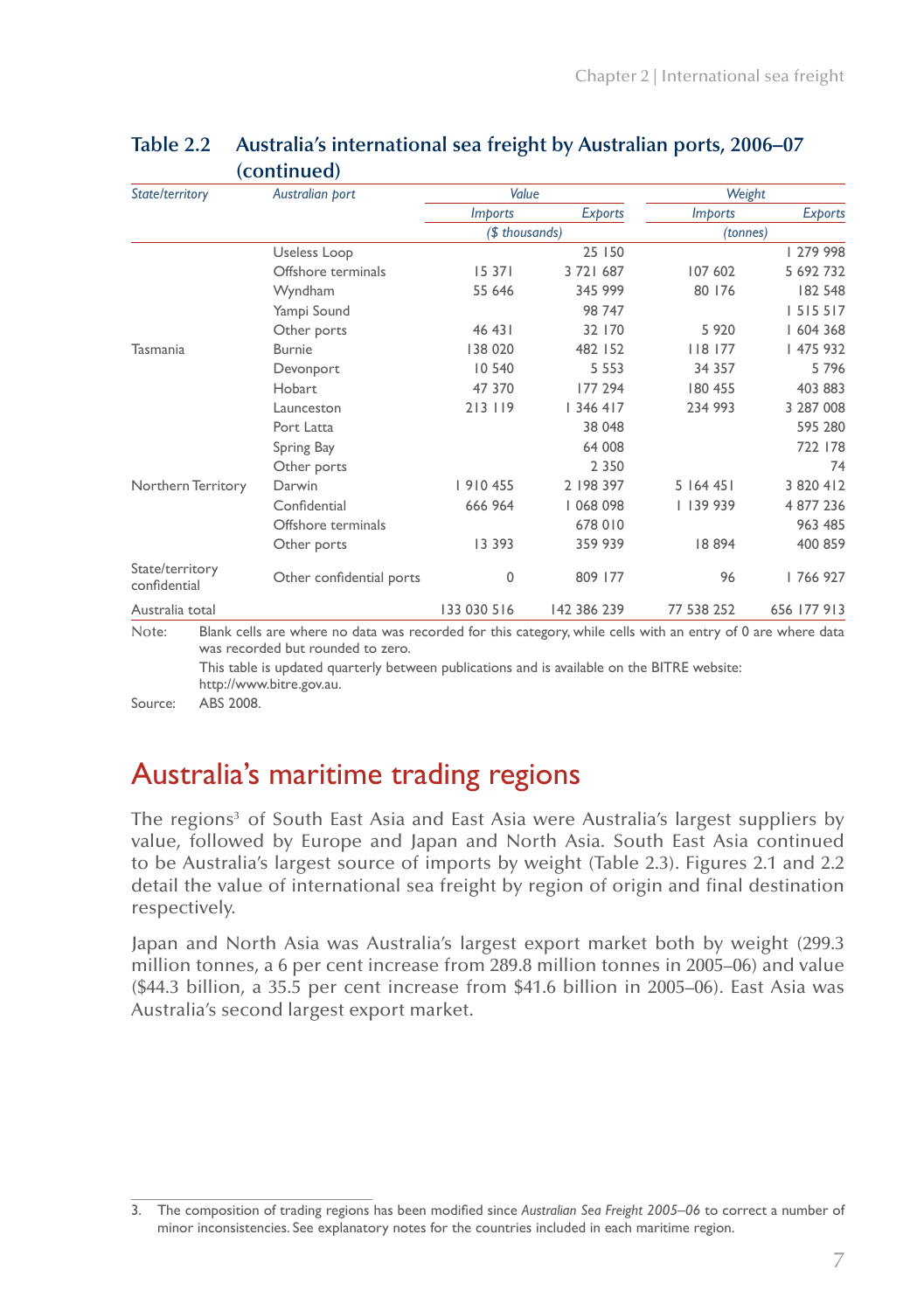## Table 2.2 Australia's international sea freight by Australian ports, 2006–07 (continued)

| *State/territory* | *Australian port* | *Value* | | *Weight* | |
|---|---|---|---|---|---|
| | | *Imports* | *Exports* | *Imports* | *Exports* |
| | | *($ thousands)* | | *(tonnes)* | |
| | Useless Loop | | 25 150 | | 1 279 998 |
| | Offshore terminals | 15 371 | 3 721 687 | 107 602 | 5 692 732 |
| | Wyndham | 55 646 | 345 999 | 80 176 | 182 548 |
| | Yampi Sound | | 98 747 | | 1 515 517 |
| | Other ports | 46 431 | 32 170 | 5 920 | 1 604 368 |
| Tasmania | Burnie | 138 020 | 482 152 | 118 177 | 1 475 932 |
| | Devonport | 10 540 | 5 553 | 34 357 | 5 796 |
| | Hobart | 47 370 | 177 294 | 180 455 | 403 883 |
| | Launceston | 213 119 | 1 346 417 | 234 993 | 3 287 008 |
| | Port Latta | | 38 048 | | 595 280 |
| | Spring Bay | | 64 008 | | 722 178 |
| | Other ports | | 2 350 | | 74 |
| Northern Territory | Darwin | 1 910 455 | 2 198 397 | 5 164 451 | 3 820 412 |
| | Confidential | 666 964 | 1 068 098 | 1 139 939 | 4 877 236 |
| | Offshore terminals | | 678 010 | | 963 485 |
| | Other ports | 13 393 | 359 939 | 18 894 | 400 859 |
| State/territory confidential | Other confidential ports | 0 | 809 177 | 96 | 1 766 927 |
| Australia total | | 133 030 516 | 142 386 239 | 77 538 252 | 656 177 913 |

Note: Blank cells are where no data was recorded for this category, while cells with an entry of 0 are where data was recorded but rounded to zero.
This table is updated quarterly between publications and is available on the BITRE website: http://www.bitre.gov.au.

Source: ABS 2008.

# Australia's maritime trading regions

The regions[3] of South East Asia and East Asia were Australia's largest suppliers by value, followed by Europe and Japan and North Asia. South East Asia continued to be Australia's largest source of imports by weight (Table 2.3). Figures 2.1 and 2.2 detail the value of international sea freight by region of origin and final destination respectively.

Japan and North Asia was Australia's largest export market both by weight (299.3 million tonnes, a 6 per cent increase from 289.8 million tonnes in 2005–06) and value ($44.3 billion, a 35.5 per cent increase from $41.6 billion in 2005–06). East Asia was Australia's second largest export market.

3. The composition of trading regions has been modified since *Australian Sea Freight 2005–06* to correct a number of minor inconsistencies. See explanatory notes for the countries included in each maritime region.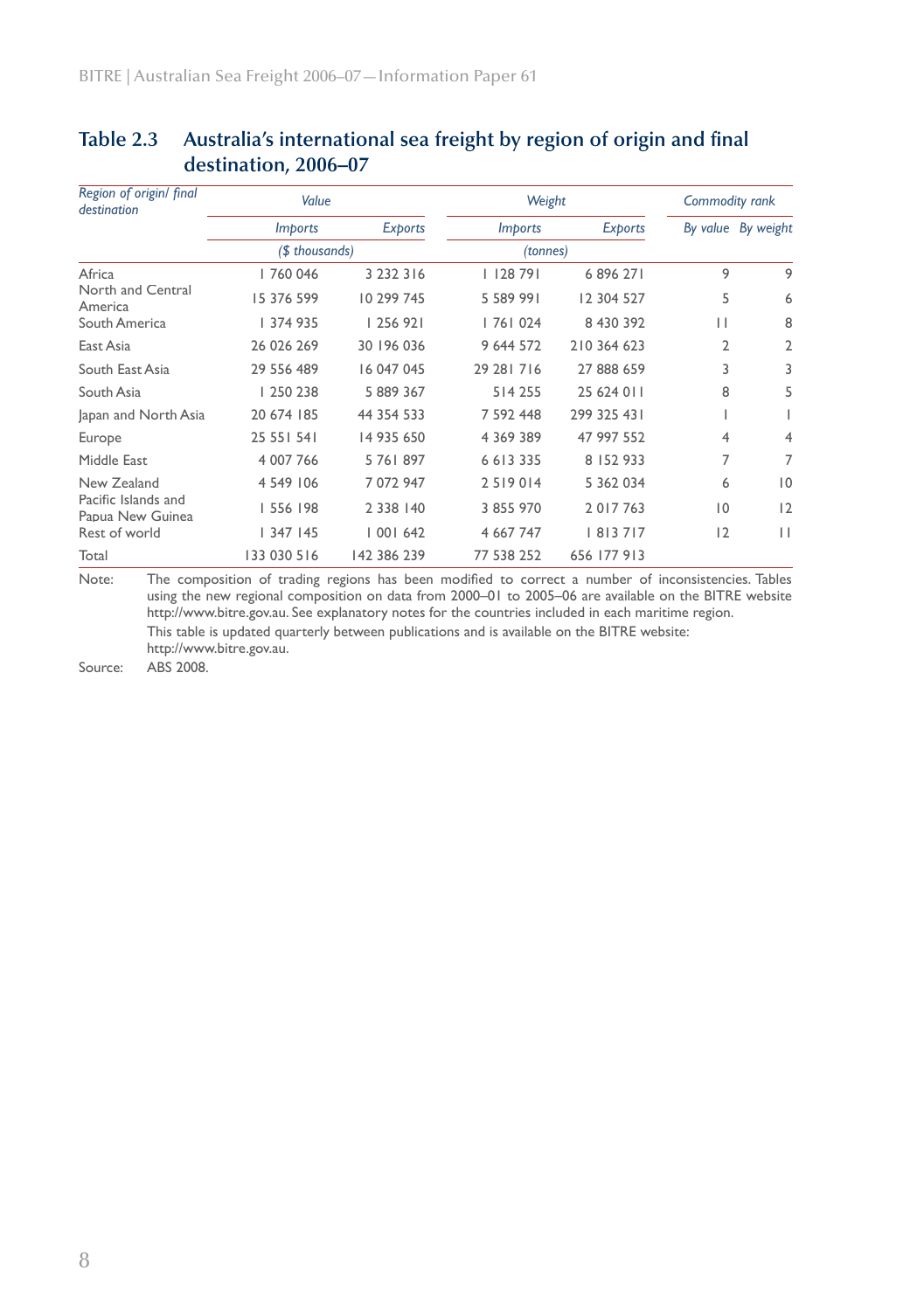**Table 2.3 Australia's international sea freight by region of origin and final destination, 2006–07**

| *Region of origin/ final destination* | *Value* | | *Weight* | | *Commodity rank* | |
|---|---|---|---|---|---|---|
| | *Imports* | *Exports* | *Imports* | *Exports* | *By value* | *By weight* |
| | *($ thousands)* | | *(tonnes)* | | | |
| Africa | 1 760 046 | 3 232 316 | 1 128 791 | 6 896 271 | 9 | 9 |
| North and Central America | 15 376 599 | 10 299 745 | 5 589 991 | 12 304 527 | 5 | 6 |
| South America | 1 374 935 | 1 256 921 | 1 761 024 | 8 430 392 | 11 | 8 |
| East Asia | 26 026 269 | 30 196 036 | 9 644 572 | 210 364 623 | 2 | 2 |
| South East Asia | 29 556 489 | 16 047 045 | 29 281 716 | 27 888 659 | 3 | 3 |
| South Asia | 1 250 238 | 5 889 367 | 514 255 | 25 624 011 | 8 | 5 |
| Japan and North Asia | 20 674 185 | 44 354 533 | 7 592 448 | 299 325 431 | 1 | 1 |
| Europe | 25 551 541 | 14 935 650 | 4 369 389 | 47 997 552 | 4 | 4 |
| Middle East | 4 007 766 | 5 761 897 | 6 613 335 | 8 152 933 | 7 | 7 |
| New Zealand | 4 549 106 | 7 072 947 | 2 519 014 | 5 362 034 | 6 | 10 |
| Pacific Islands and Papua New Guinea | 1 556 198 | 2 338 140 | 3 855 970 | 2 017 763 | 10 | 12 |
| Rest of world | 1 347 145 | 1 001 642 | 4 667 747 | 1 813 717 | 12 | 11 |
| Total | 133 030 516 | 142 386 239 | 77 538 252 | 656 177 913 | | |

Note: The composition of trading regions has been modified to correct a number of inconsistencies. Tables using the new regional composition on data from 2000–01 to 2005–06 are available on the BITRE website http://www.bitre.gov.au. See explanatory notes for the countries included in each maritime region.

This table is updated quarterly between publications and is available on the BITRE website: http://www.bitre.gov.au.

Source: ABS 2008.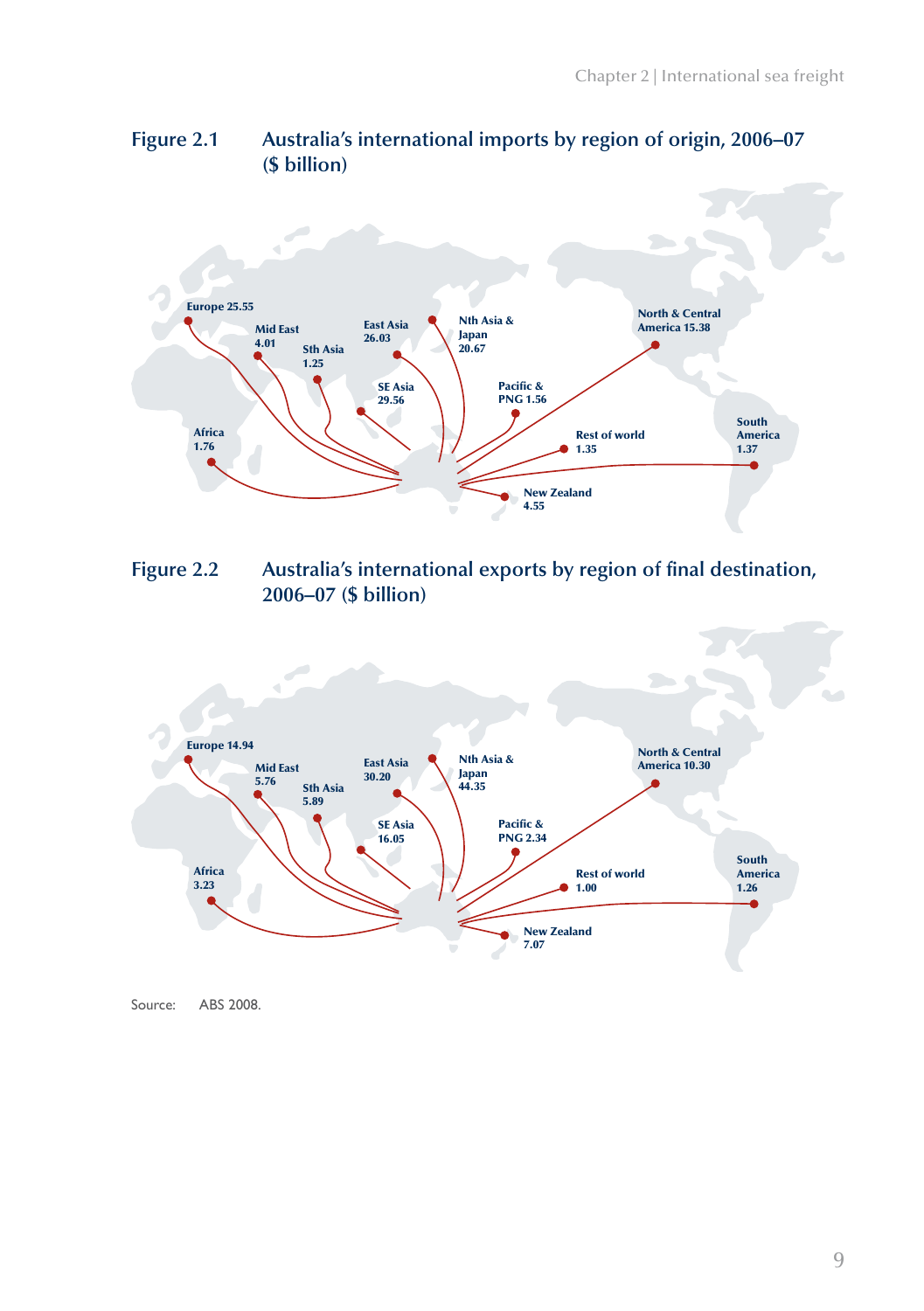Figure 2.1 Australia's international imports by region of origin, 2006–07 ($ billion)

Europe 25.55
Mid East 4.01
Sth Asia 1.25
East Asia 26.03
Nth Asia & Japan 20.67
SE Asia 29.56
Pacific & PNG 1.56
North & Central America 15.38
Africa 1.76
Rest of world 1.35
South America 1.37
New Zealand 4.55

Figure 2.2 Australia's international exports by region of final destination, 2006–07 ($ billion)

Europe 14.94
Mid East 5.76
Sth Asia 5.89
East Asia 30.20
Nth Asia & Japan 44.35
SE Asia 16.05
Pacific & PNG 2.34
North & Central America 10.30
Africa 3.23
Rest of world 1.00
South America 1.26
New Zealand 7.07

Source: ABS 2008.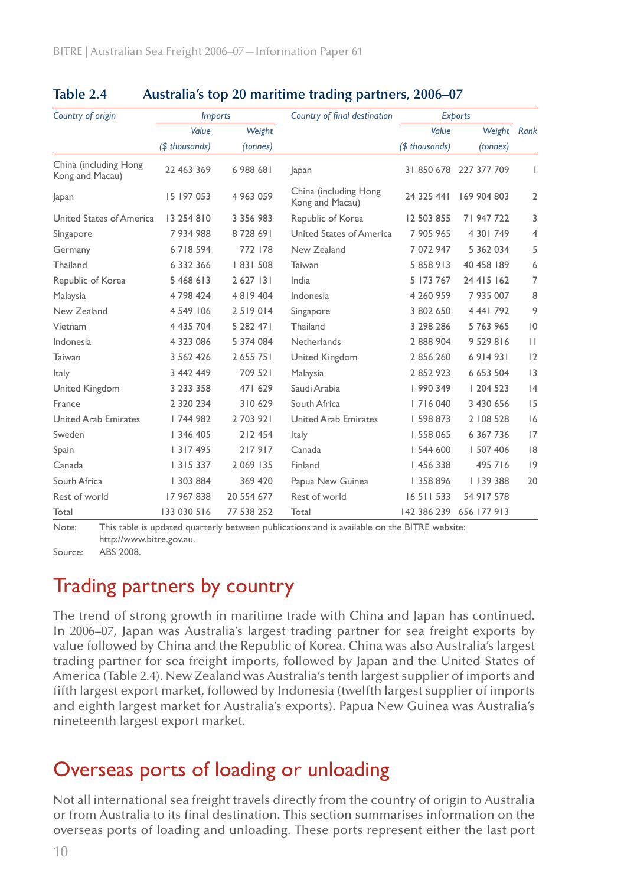**Table 2.4 Australia's top 20 maritime trading partners, 2006–07**

| *Country of origin* | *Imports* | | *Country of final destination* | *Exports* | | *Rank* |
|---|---|---|---|---|---|---|
| | *Value* | *Weight* | | *Value* | *Weight* | |
| | *($ thousands)* | *(tonnes)* | | *($ thousands)* | *(tonnes)* | |
| China (including Hong Kong and Macau) | 22 463 369 | 6 988 681 | Japan | 31 850 678 | 227 377 709 | 1 |
| Japan | 15 197 053 | 4 963 059 | China (including Hong Kong and Macau) | 24 325 441 | 169 904 803 | 2 |
| United States of America | 13 254 810 | 3 356 983 | Republic of Korea | 12 503 855 | 71 947 722 | 3 |
| Singapore | 7 934 988 | 8 728 691 | United States of America | 7 905 965 | 4 301 749 | 4 |
| Germany | 6 718 594 | 772 178 | New Zealand | 7 072 947 | 5 362 034 | 5 |
| Thailand | 6 332 366 | 1 831 508 | Taiwan | 5 858 913 | 40 458 189 | 6 |
| Republic of Korea | 5 468 613 | 2 627 131 | India | 5 173 767 | 24 415 162 | 7 |
| Malaysia | 4 798 424 | 4 819 404 | Indonesia | 4 260 959 | 7 935 007 | 8 |
| New Zealand | 4 549 106 | 2 519 014 | Singapore | 3 802 650 | 4 441 792 | 9 |
| Vietnam | 4 435 704 | 5 282 471 | Thailand | 3 298 286 | 5 763 965 | 10 |
| Indonesia | 4 323 086 | 5 374 084 | Netherlands | 2 888 904 | 9 529 816 | 11 |
| Taiwan | 3 562 426 | 2 655 751 | United Kingdom | 2 856 260 | 6 914 931 | 12 |
| Italy | 3 442 449 | 709 521 | Malaysia | 2 852 923 | 6 653 504 | 13 |
| United Kingdom | 3 233 358 | 471 629 | Saudi Arabia | 1 990 349 | 1 204 523 | 14 |
| France | 2 320 234 | 310 629 | South Africa | 1 716 040 | 3 430 656 | 15 |
| United Arab Emirates | 1 744 982 | 2 703 921 | United Arab Emirates | 1 598 873 | 2 108 528 | 16 |
| Sweden | 1 346 405 | 212 454 | Italy | 1 558 065 | 6 367 736 | 17 |
| Spain | 1 317 495 | 217 917 | Canada | 1 544 600 | 1 507 406 | 18 |
| Canada | 1 315 337 | 2 069 135 | Finland | 1 456 338 | 495 716 | 19 |
| South Africa | 1 303 884 | 369 420 | Papua New Guinea | 1 358 896 | 1 139 388 | 20 |
| Rest of world | 17 967 838 | 20 554 677 | Rest of world | 16 511 533 | 54 917 578 | |
| Total | 133 030 516 | 77 538 252 | Total | 142 386 239 | 656 177 913 | |

Note: This table is updated quarterly between publications and is available on the BITRE website: http://www.bitre.gov.au.

Source: ABS 2008.

## Trading partners by country

The trend of strong growth in maritime trade with China and Japan has continued. In 2006–07, Japan was Australia's largest trading partner for sea freight exports by value followed by China and the Republic of Korea. China was also Australia's largest trading partner for sea freight imports, followed by Japan and the United States of America (Table 2.4). New Zealand was Australia's tenth largest supplier of imports and fifth largest export market, followed by Indonesia (twelfth largest supplier of imports and eighth largest market for Australia's exports). Papua New Guinea was Australia's nineteenth largest export market.

## Overseas ports of loading or unloading

Not all international sea freight travels directly from the country of origin to Australia or from Australia to its final destination. This section summarises information on the overseas ports of loading and unloading. These ports represent either the last port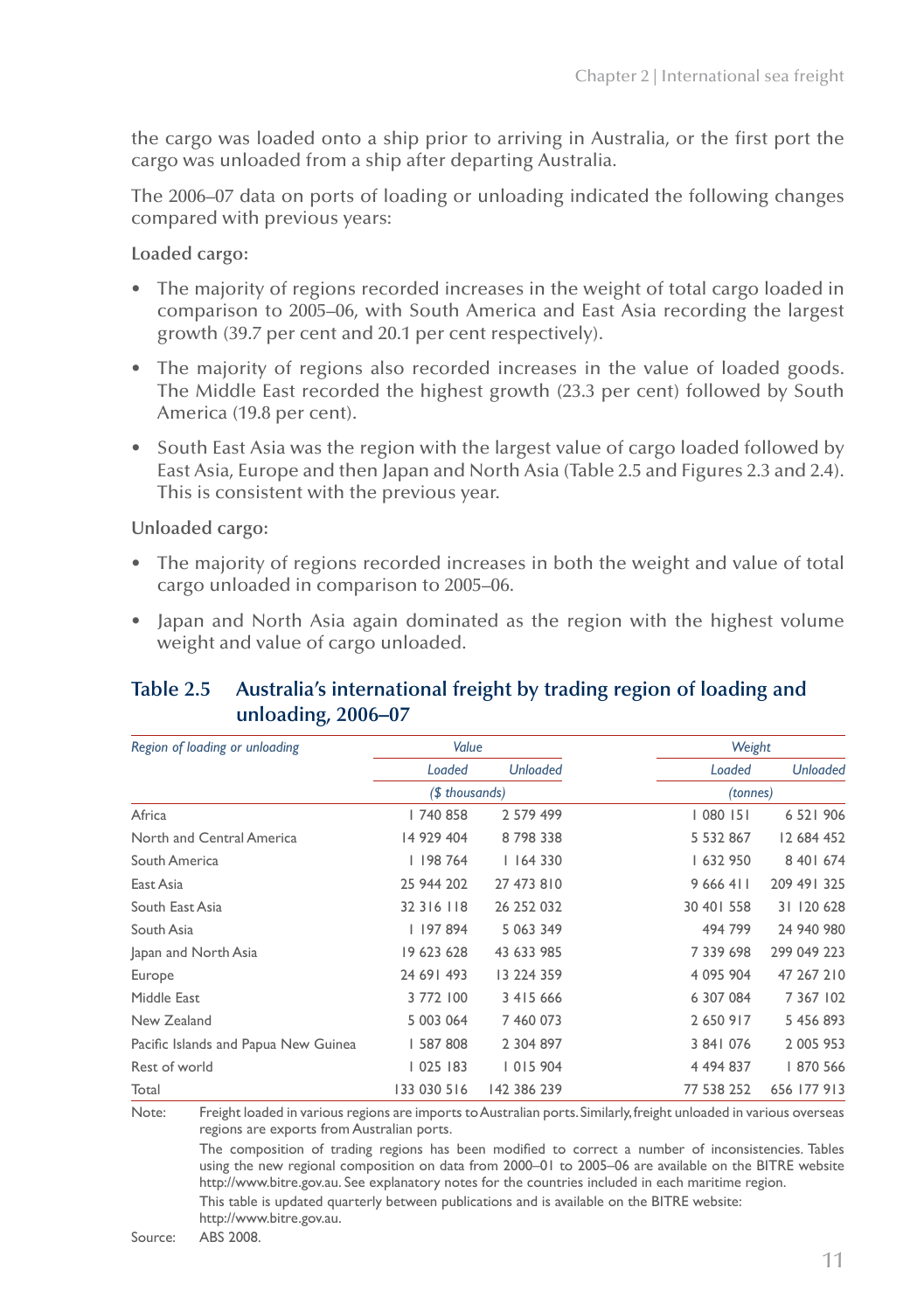the cargo was loaded onto a ship prior to arriving in Australia, or the first port the cargo was unloaded from a ship after departing Australia.

The 2006–07 data on ports of loading or unloading indicated the following changes compared with previous years:

**Loaded cargo:**

- The majority of regions recorded increases in the weight of total cargo loaded in comparison to 2005–06, with South America and East Asia recording the largest growth (39.7 per cent and 20.1 per cent respectively).
- The majority of regions also recorded increases in the value of loaded goods. The Middle East recorded the highest growth (23.3 per cent) followed by South America (19.8 per cent).
- South East Asia was the region with the largest value of cargo loaded followed by East Asia, Europe and then Japan and North Asia (Table 2.5 and Figures 2.3 and 2.4). This is consistent with the previous year.

**Unloaded cargo:**

- The majority of regions recorded increases in both the weight and value of total cargo unloaded in comparison to 2005–06.
- Japan and North Asia again dominated as the region with the highest volume weight and value of cargo unloaded.

## Table 2.5 Australia's international freight by trading region of loading and unloading, 2006–07

| *Region of loading or unloading* | *Value* | | *Weight* | |
|---|---|---|---|---|
| | *Loaded* | *Unloaded* | *Loaded* | *Unloaded* |
| | *($ thousands)* | | *(tonnes)* | |
| Africa | 1 740 858 | 2 579 499 | 1 080 151 | 6 521 906 |
| North and Central America | 14 929 404 | 8 798 338 | 5 532 867 | 12 684 452 |
| South America | 1 198 764 | 1 164 330 | 1 632 950 | 8 401 674 |
| East Asia | 25 944 202 | 27 473 810 | 9 666 411 | 209 491 325 |
| South East Asia | 32 316 118 | 26 252 032 | 30 401 558 | 31 120 628 |
| South Asia | 1 197 894 | 5 063 349 | 494 799 | 24 940 980 |
| Japan and North Asia | 19 623 628 | 43 633 985 | 7 339 698 | 299 049 223 |
| Europe | 24 691 493 | 13 224 359 | 4 095 904 | 47 267 210 |
| Middle East | 3 772 100 | 3 415 666 | 6 307 084 | 7 367 102 |
| New Zealand | 5 003 064 | 7 460 073 | 2 650 917 | 5 456 893 |
| Pacific Islands and Papua New Guinea | 1 587 808 | 2 304 897 | 3 841 076 | 2 005 953 |
| Rest of world | 1 025 183 | 1 015 904 | 4 494 837 | 1 870 566 |
| Total | 133 030 516 | 142 386 239 | 77 538 252 | 656 177 913 |

Note: Freight loaded in various regions are imports to Australian ports. Similarly, freight unloaded in various overseas regions are exports from Australian ports.

The composition of trading regions has been modified to correct a number of inconsistencies. Tables using the new regional composition on data from 2000–01 to 2005–06 are available on the BITRE website http://www.bitre.gov.au. See explanatory notes for the countries included in each maritime region.

This table is updated quarterly between publications and is available on the BITRE website: http://www.bitre.gov.au.

Source: ABS 2008.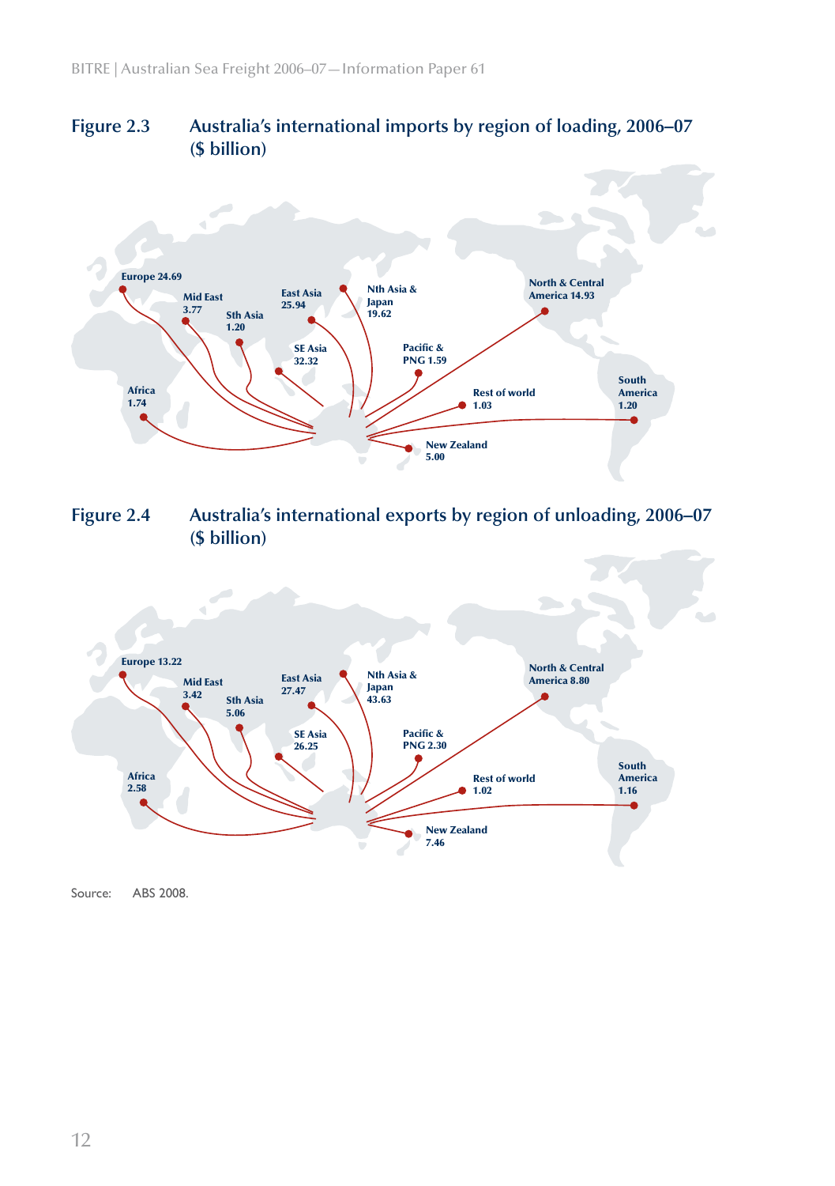**Figure 2.3 Australia's international imports by region of loading, 2006–07 ($ billion)**

Europe 24.69
Mid East 3.77
Sth Asia 1.20
East Asia 25.94
Nth Asia & Japan 19.62
SE Asia 32.32
Pacific & PNG 1.59
North & Central America 14.93
Africa 1.74
Rest of world 1.03
South America 1.20
New Zealand 5.00

**Figure 2.4 Australia's international exports by region of unloading, 2006–07 ($ billion)**

Europe 13.22
Mid East 3.42
Sth Asia 5.06
East Asia 27.47
Nth Asia & Japan 43.63
SE Asia 26.25
Pacific & PNG 2.30
North & Central America 8.80
Africa 2.58
Rest of world 1.02
South America 1.16
New Zealand 7.46

Source: ABS 2008.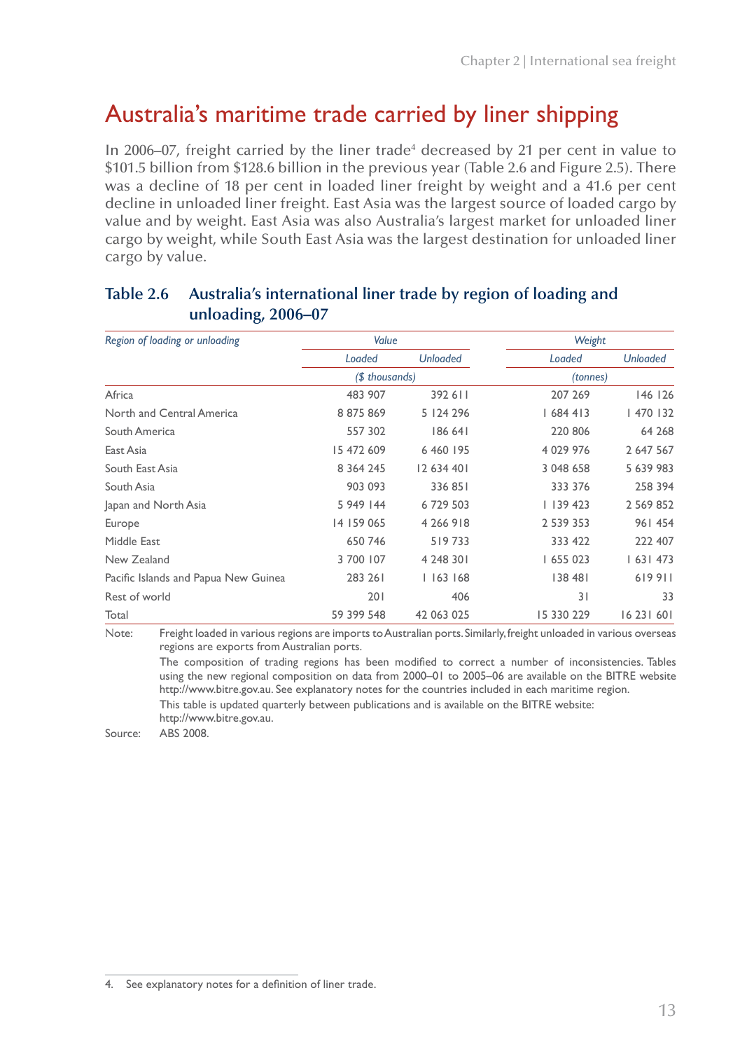# Australia's maritime trade carried by liner shipping

In 2006–07, freight carried by the liner trade[4] decreased by 21 per cent in value to $101.5 billion from $128.6 billion in the previous year (Table 2.6 and Figure 2.5). There was a decline of 18 per cent in loaded liner freight by weight and a 41.6 per cent decline in unloaded liner freight. East Asia was the largest source of loaded cargo by value and by weight. East Asia was also Australia's largest market for unloaded liner cargo by weight, while South East Asia was the largest destination for unloaded liner cargo by value.

**Table 2.6 Australia's international liner trade by region of loading and unloading, 2006–07**

| *Region of loading or unloading* | *Value* | | *Weight* | |
|---|---|---|---|---|
| | *Loaded* | *Unloaded* | *Loaded* | *Unloaded* |
| | *($ thousands)* | | *(tonnes)* | |
| Africa | 483 907 | 392 611 | 207 269 | 146 126 |
| North and Central America | 8 875 869 | 5 124 296 | 1 684 413 | 1 470 132 |
| South America | 557 302 | 186 641 | 220 806 | 64 268 |
| East Asia | 15 472 609 | 6 460 195 | 4 029 976 | 2 647 567 |
| South East Asia | 8 364 245 | 12 634 401 | 3 048 658 | 5 639 983 |
| South Asia | 903 093 | 336 851 | 333 376 | 258 394 |
| Japan and North Asia | 5 949 144 | 6 729 503 | 1 139 423 | 2 569 852 |
| Europe | 14 159 065 | 4 266 918 | 2 539 353 | 961 454 |
| Middle East | 650 746 | 519 733 | 333 422 | 222 407 |
| New Zealand | 3 700 107 | 4 248 301 | 1 655 023 | 1 631 473 |
| Pacific Islands and Papua New Guinea | 283 261 | 1 163 168 | 138 481 | 619 911 |
| Rest of world | 201 | 406 | 31 | 33 |
| Total | 59 399 548 | 42 063 025 | 15 330 229 | 16 231 601 |

Note: Freight loaded in various regions are imports to Australian ports. Similarly, freight unloaded in various overseas regions are exports from Australian ports.
The composition of trading regions has been modified to correct a number of inconsistencies. Tables using the new regional composition on data from 2000–01 to 2005–06 are available on the BITRE website http://www.bitre.gov.au. See explanatory notes for the countries included in each maritime region.
This table is updated quarterly between publications and is available on the BITRE website: http://www.bitre.gov.au.

Source: ABS 2008.

4. See explanatory notes for a definition of liner trade.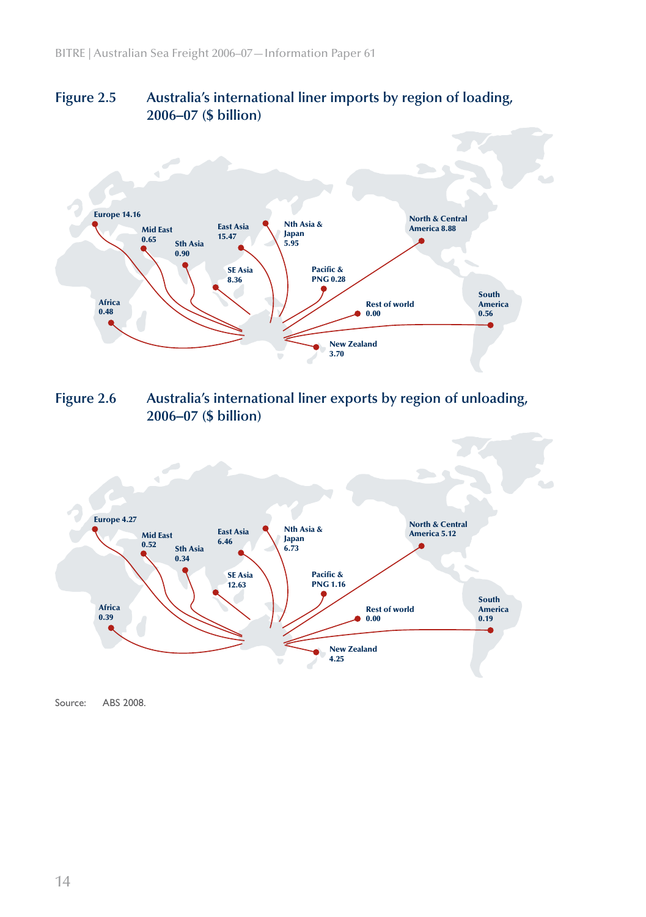## Figure 2.5 Australia's international liner imports by region of loading, 2006–07 ($ billion)

Europe 14.16

Mid East 0.65

Sth Asia 0.90

East Asia 15.47

SE Asia 8.36

Nth Asia & Japan 5.95

Pacific & PNG 0.28

North & Central America 8.88

Africa 0.48

Rest of world 0.00

South America 0.56

New Zealand 3.70

## Figure 2.6 Australia's international liner exports by region of unloading, 2006–07 ($ billion)

Europe 4.27

Mid East 0.52

Sth Asia 0.34

East Asia 6.46

SE Asia 12.63

Nth Asia & Japan 6.73

Pacific & PNG 1.16

North & Central America 5.12

Africa 0.39

Rest of world 0.00

South America 0.19

New Zealand 4.25

Source: ABS 2008.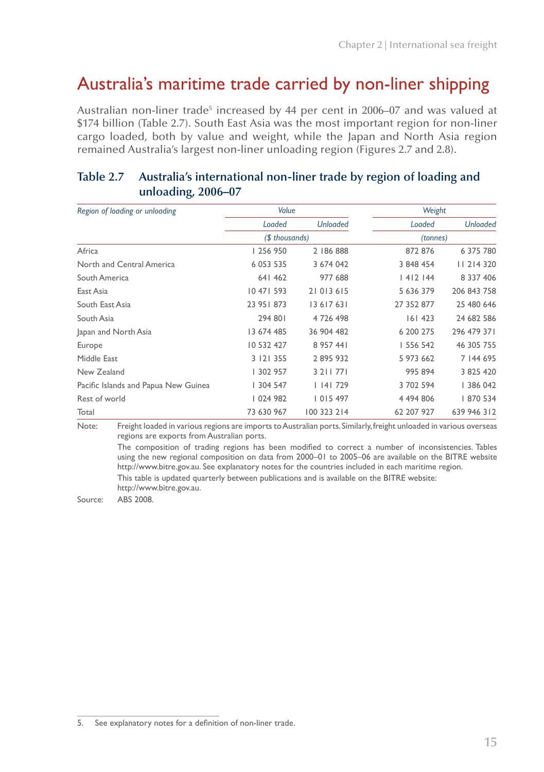# Australia's maritime trade carried by non-liner shipping

Australian non-liner trade[5] increased by 44 per cent in 2006–07 and was valued at $174 billion (Table 2.7). South East Asia was the most important region for non-liner cargo loaded, both by value and weight, while the Japan and North Asia region remained Australia's largest non-liner unloading region (Figures 2.7 and 2.8).

## Table 2.7 Australia's international non-liner trade by region of loading and unloading, 2006–07

| *Region of loading or unloading* | *Value* | | *Weight* | |
|---|---|---|---|---|
| | *Loaded* | *Unloaded* | *Loaded* | *Unloaded* |
| | *($ thousands)* | | *(tonnes)* | |
| Africa | 1 256 950 | 2 186 888 | 872 876 | 6 375 780 |
| North and Central America | 6 053 535 | 3 674 042 | 3 848 454 | 11 214 320 |
| South America | 641 462 | 977 688 | 1 412 144 | 8 337 406 |
| East Asia | 10 471 593 | 21 013 615 | 5 636 379 | 206 843 758 |
| South East Asia | 23 951 873 | 13 617 631 | 27 352 877 | 25 480 646 |
| South Asia | 294 801 | 4 726 498 | 161 423 | 24 682 586 |
| Japan and North Asia | 13 674 485 | 36 904 482 | 6 200 275 | 296 479 371 |
| Europe | 10 532 427 | 8 957 441 | 1 556 542 | 46 305 755 |
| Middle East | 3 121 355 | 2 895 932 | 5 973 662 | 7 144 695 |
| New Zealand | 1 302 957 | 3 211 771 | 995 894 | 3 825 420 |
| Pacific Islands and Papua New Guinea | 1 304 547 | 1 141 729 | 3 702 594 | 1 386 042 |
| Rest of world | 1 024 982 | 1 015 497 | 4 494 806 | 1 870 534 |
| Total | 73 630 967 | 100 323 214 | 62 207 927 | 639 946 312 |

Note: Freight loaded in various regions are imports to Australian ports. Similarly, freight unloaded in various overseas regions are exports from Australian ports.

The composition of trading regions has been modified to correct a number of inconsistencies. Tables using the new regional composition on data from 2000–01 to 2005–06 are available on the BITRE website http://www.bitre.gov.au. See explanatory notes for the countries included in each maritime region.

This table is updated quarterly between publications and is available on the BITRE website: http://www.bitre.gov.au.

Source: ABS 2008.

5. See explanatory notes for a definition of non-liner trade.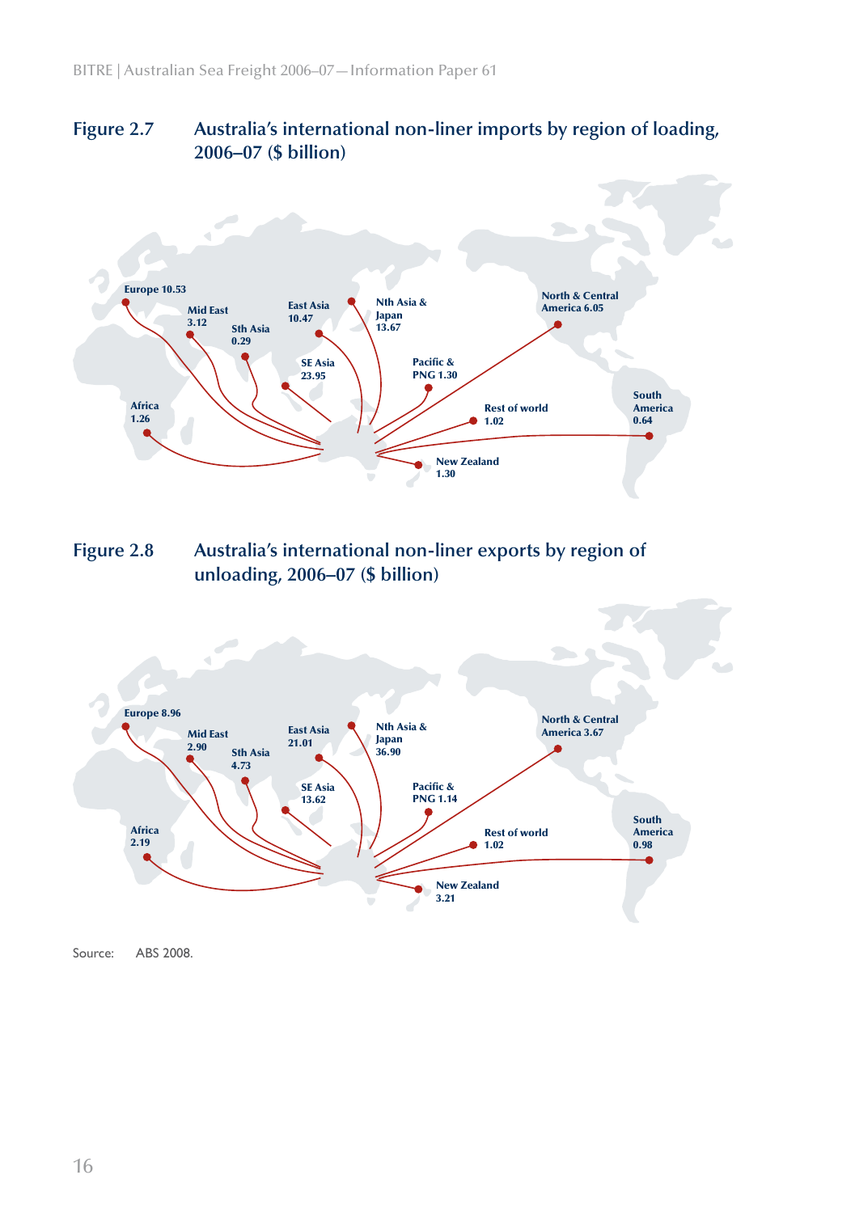**Figure 2.7 Australia's international non-liner imports by region of loading, 2006–07 ($ billion)**

Europe 10.53

Mid East 3.12

Sth Asia 0.29

East Asia 10.47

Nth Asia & Japan 13.67

SE Asia 23.95

Pacific & PNG 1.30

North & Central America 6.05

Africa 1.26

Rest of world 1.02

South America 0.64

New Zealand 1.30

**Figure 2.8 Australia's international non-liner exports by region of unloading, 2006–07 ($ billion)**

Europe 8.96

Mid East 2.90

Sth Asia 4.73

East Asia 21.01

Nth Asia & Japan 36.90

SE Asia 13.62

Pacific & PNG 1.14

North & Central America 3.67

Africa 2.19

Rest of world 1.02

South America 0.98

New Zealand 3.21

Source: ABS 2008.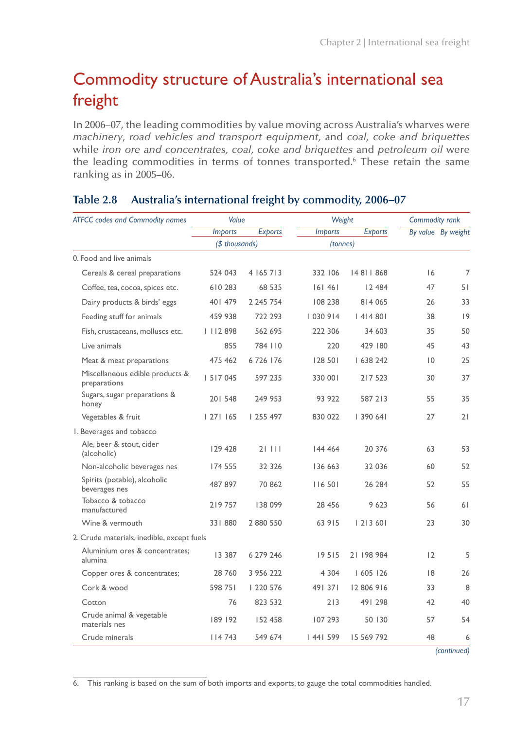# Commodity structure of Australia's international sea freight

In 2006–07, the leading commodities by value moving across Australia's wharves were *machinery, road vehicles and transport equipment,* and *coal, coke and briquettes* while *iron ore and concentrates, coal, coke and briquettes* and *petroleum oil* were the leading commodities in terms of tonnes transported.[6] These retain the same ranking as in 2005–06.

## Table 2.8 Australia's international freight by commodity, 2006–07

| *ATFCC codes and Commodity names* | *Value* | | *Weight* | | *Commodity rank* | |
|---|---|---|---|---|---|---|
| | *Imports* | *Exports* | *Imports* | *Exports* | *By value* | *By weight* |
| | *($ thousands)* | | *(tonnes)* | | | |
| 0. Food and live animals | | | | | | |
| Cereals & cereal preparations | 524 043 | 4 165 713 | 332 106 | 14 811 868 | 16 | 7 |
| Coffee, tea, cocoa, spices etc. | 610 283 | 68 535 | 161 461 | 12 484 | 47 | 51 |
| Dairy products & birds' eggs | 401 479 | 2 245 754 | 108 238 | 814 065 | 26 | 33 |
| Feeding stuff for animals | 459 938 | 722 293 | 1 030 914 | 1 414 801 | 38 | 19 |
| Fish, crustaceans, molluscs etc. | 1 112 898 | 562 695 | 222 306 | 34 603 | 35 | 50 |
| Live animals | 855 | 784 110 | 220 | 429 180 | 45 | 43 |
| Meat & meat preparations | 475 462 | 6 726 176 | 128 501 | 1 638 242 | 10 | 25 |
| Miscellaneous edible products & preparations | 1 517 045 | 597 235 | 330 001 | 217 523 | 30 | 37 |
| Sugars, sugar preparations & honey | 201 548 | 249 953 | 93 922 | 587 213 | 55 | 35 |
| Vegetables & fruit | 1 271 165 | 1 255 497 | 830 022 | 1 390 641 | 27 | 21 |
| 1. Beverages and tobacco | | | | | | |
| Ale, beer & stout, cider (alcoholic) | 129 428 | 21 111 | 144 464 | 20 376 | 63 | 53 |
| Non-alcoholic beverages nes | 174 555 | 32 326 | 136 663 | 32 036 | 60 | 52 |
| Spirits (potable), alcoholic beverages nes | 487 897 | 70 862 | 116 501 | 26 284 | 52 | 55 |
| Tobacco & tobacco manufactured | 219 757 | 138 099 | 28 456 | 9 623 | 56 | 61 |
| Wine & vermouth | 331 880 | 2 880 550 | 63 915 | 1 213 601 | 23 | 30 |
| 2. Crude materials, inedible, except fuels | | | | | | |
| Aluminium ores & concentrates; alumina | 13 387 | 6 279 246 | 19 515 | 21 198 984 | 12 | 5 |
| Copper ores & concentrates; | 28 760 | 3 956 222 | 4 304 | 1 605 126 | 18 | 26 |
| Cork & wood | 598 751 | 1 220 576 | 491 371 | 12 806 916 | 33 | 8 |
| Cotton | 76 | 823 532 | 213 | 491 298 | 42 | 40 |
| Crude animal & vegetable materials nes | 189 192 | 152 458 | 107 293 | 50 130 | 57 | 54 |
| Crude minerals | 114 743 | 549 674 | 1 441 599 | 15 569 792 | 48 | 6 |

*(continued)*

6. This ranking is based on the sum of both imports and exports, to gauge the total commodities handled.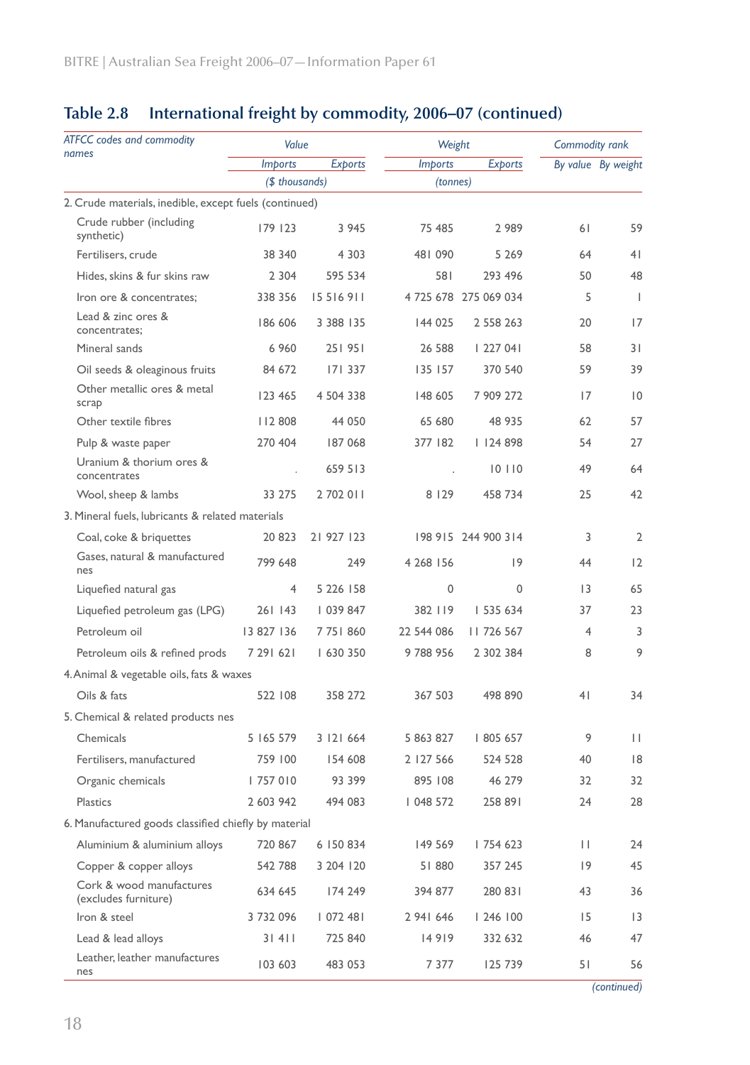## Table 2.8 International freight by commodity, 2006–07 (continued)

| *ATFCC codes and commodity names* | *Value* | | *Weight* | | *Commodity rank* | |
|---|---|---|---|---|---|---|
| | *Imports* | *Exports* | *Imports* | *Exports* | *By value* | *By weight* |
| | *($ thousands)* | | *(tonnes)* | | | |
| 2. Crude materials, inedible, except fuels (continued) | | | | | | |
| Crude rubber (including synthetic) | 179 123 | 3 945 | 75 485 | 2 989 | 61 | 59 |
| Fertilisers, crude | 38 340 | 4 303 | 481 090 | 5 269 | 64 | 41 |
| Hides, skins & fur skins raw | 2 304 | 595 534 | 581 | 293 496 | 50 | 48 |
| Iron ore & concentrates; | 338 356 | 15 516 911 | 4 725 678 | 275 069 034 | 5 | 1 |
| Lead & zinc ores & concentrates; | 186 606 | 3 388 135 | 144 025 | 2 558 263 | 20 | 17 |
| Mineral sands | 6 960 | 251 951 | 26 588 | 1 227 041 | 58 | 31 |
| Oil seeds & oleaginous fruits | 84 672 | 171 337 | 135 157 | 370 540 | 59 | 39 |
| Other metallic ores & metal scrap | 123 465 | 4 504 338 | 148 605 | 7 909 272 | 17 | 10 |
| Other textile fibres | 112 808 | 44 050 | 65 680 | 48 935 | 62 | 57 |
| Pulp & waste paper | 270 404 | 187 068 | 377 182 | 1 124 898 | 54 | 27 |
| Uranium & thorium ores & concentrates | . | 659 513 | . | 10 110 | 49 | 64 |
| Wool, sheep & lambs | 33 275 | 2 702 011 | 8 129 | 458 734 | 25 | 42 |
| 3. Mineral fuels, lubricants & related materials | | | | | | |
| Coal, coke & briquettes | 20 823 | 21 927 123 | 198 915 | 244 900 314 | 3 | 2 |
| Gases, natural & manufactured nes | 799 648 | 249 | 4 268 156 | 19 | 44 | 12 |
| Liquefied natural gas | 4 | 5 226 158 | 0 | 0 | 13 | 65 |
| Liquefied petroleum gas (LPG) | 261 143 | 1 039 847 | 382 119 | 1 535 634 | 37 | 23 |
| Petroleum oil | 13 827 136 | 7 751 860 | 22 544 086 | 11 726 567 | 4 | 3 |
| Petroleum oils & refined prods | 7 291 621 | 1 630 350 | 9 788 956 | 2 302 384 | 8 | 9 |
| 4. Animal & vegetable oils, fats & waxes | | | | | | |
| Oils & fats | 522 108 | 358 272 | 367 503 | 498 890 | 41 | 34 |
| 5. Chemical & related products nes | | | | | | |
| Chemicals | 5 165 579 | 3 121 664 | 5 863 827 | 1 805 657 | 9 | 11 |
| Fertilisers, manufactured | 759 100 | 154 608 | 2 127 566 | 524 528 | 40 | 18 |
| Organic chemicals | 1 757 010 | 93 399 | 895 108 | 46 279 | 32 | 32 |
| Plastics | 2 603 942 | 494 083 | 1 048 572 | 258 891 | 24 | 28 |
| 6. Manufactured goods classified chiefly by material | | | | | | |
| Aluminium & aluminium alloys | 720 867 | 6 150 834 | 149 569 | 1 754 623 | 11 | 24 |
| Copper & copper alloys | 542 788 | 3 204 120 | 51 880 | 357 245 | 19 | 45 |
| Cork & wood manufactures (excludes furniture) | 634 645 | 174 249 | 394 877 | 280 831 | 43 | 36 |
| Iron & steel | 3 732 096 | 1 072 481 | 2 941 646 | 1 246 100 | 15 | 13 |
| Lead & lead alloys | 31 411 | 725 840 | 14 919 | 332 632 | 46 | 47 |
| Leather, leather manufactures nes | 103 603 | 483 053 | 7 377 | 125 739 | 51 | 56 |

*(continued)*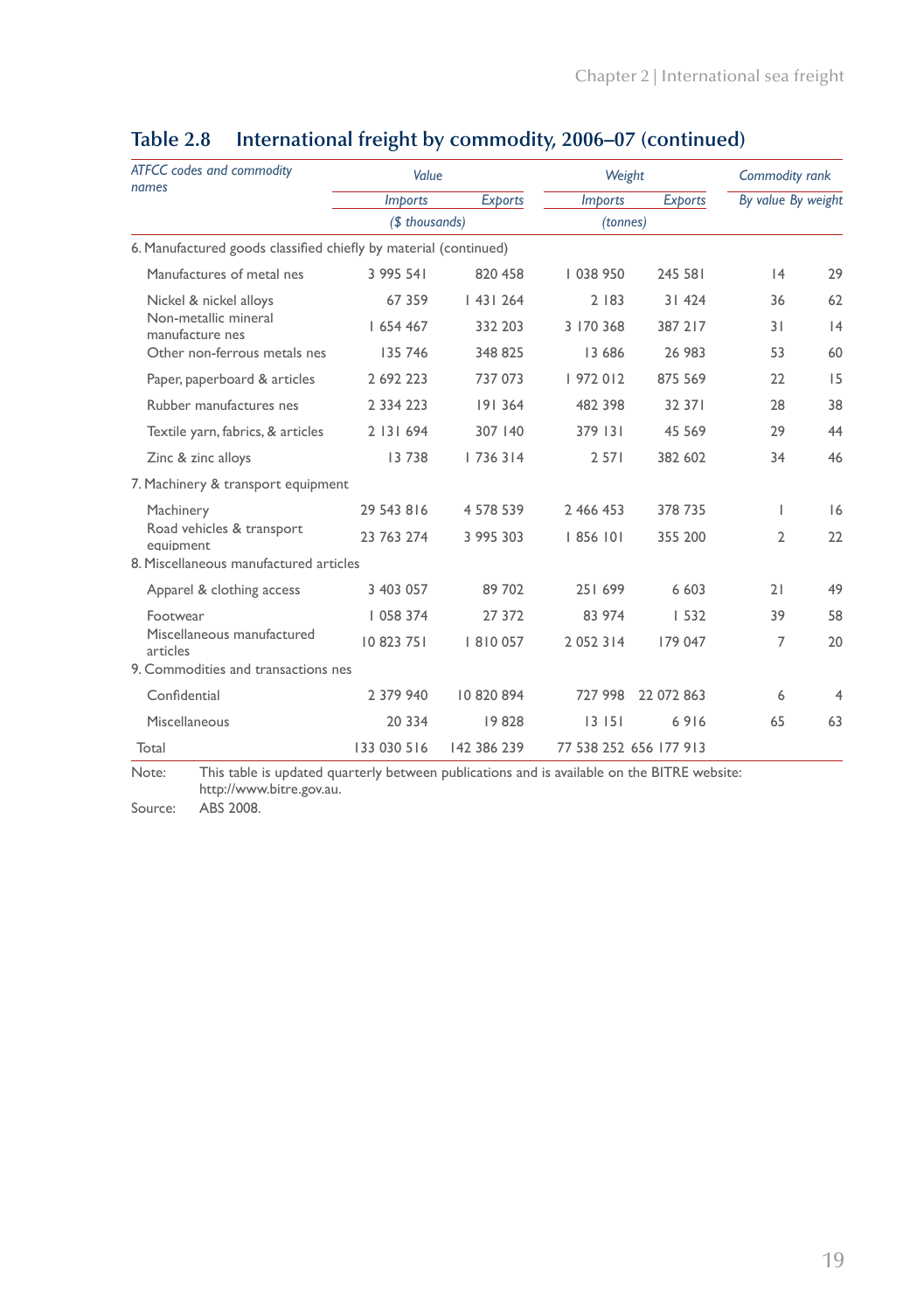## Table 2.8 International freight by commodity, 2006–07 (continued)

| ATFCC codes and commodity names | Value | | Weight | | Commodity rank | |
|---|---|---|---|---|---|---|
| | Imports | Exports | Imports | Exports | By value | By weight |
| | ($ thousands) | | (tonnes) | | | |
| 6. Manufactured goods classified chiefly by material (continued) | | | | | | |
| Manufactures of metal nes | 3 995 541 | 820 458 | 1 038 950 | 245 581 | 14 | 29 |
| Nickel & nickel alloys | 67 359 | 1 431 264 | 2 183 | 31 424 | 36 | 62 |
| Non-metallic mineral manufacture nes | 1 654 467 | 332 203 | 3 170 368 | 387 217 | 31 | 14 |
| Other non-ferrous metals nes | 135 746 | 348 825 | 13 686 | 26 983 | 53 | 60 |
| Paper, paperboard & articles | 2 692 223 | 737 073 | 1 972 012 | 875 569 | 22 | 15 |
| Rubber manufactures nes | 2 334 223 | 191 364 | 482 398 | 32 371 | 28 | 38 |
| Textile yarn, fabrics, & articles | 2 131 694 | 307 140 | 379 131 | 45 569 | 29 | 44 |
| Zinc & zinc alloys | 13 738 | 1 736 314 | 2 571 | 382 602 | 34 | 46 |
| 7. Machinery & transport equipment | | | | | | |
| Machinery | 29 543 816 | 4 578 539 | 2 466 453 | 378 735 | 1 | 16 |
| Road vehicles & transport equipment | 23 763 274 | 3 995 303 | 1 856 101 | 355 200 | 2 | 22 |
| 8. Miscellaneous manufactured articles | | | | | | |
| Apparel & clothing access | 3 403 057 | 89 702 | 251 699 | 6 603 | 21 | 49 |
| Footwear | 1 058 374 | 27 372 | 83 974 | 1 532 | 39 | 58 |
| Miscellaneous manufactured articles | 10 823 751 | 1 810 057 | 2 052 314 | 179 047 | 7 | 20 |
| 9. Commodities and transactions nes | | | | | | |
| Confidential | 2 379 940 | 10 820 894 | 727 998 | 22 072 863 | 6 | 4 |
| Miscellaneous | 20 334 | 19 828 | 13 151 | 6 916 | 65 | 63 |
| Total | 133 030 516 | 142 386 239 | 77 538 252 | 656 177 913 | | |

Note: This table is updated quarterly between publications and is available on the BITRE website: http://www.bitre.gov.au.

Source: ABS 2008.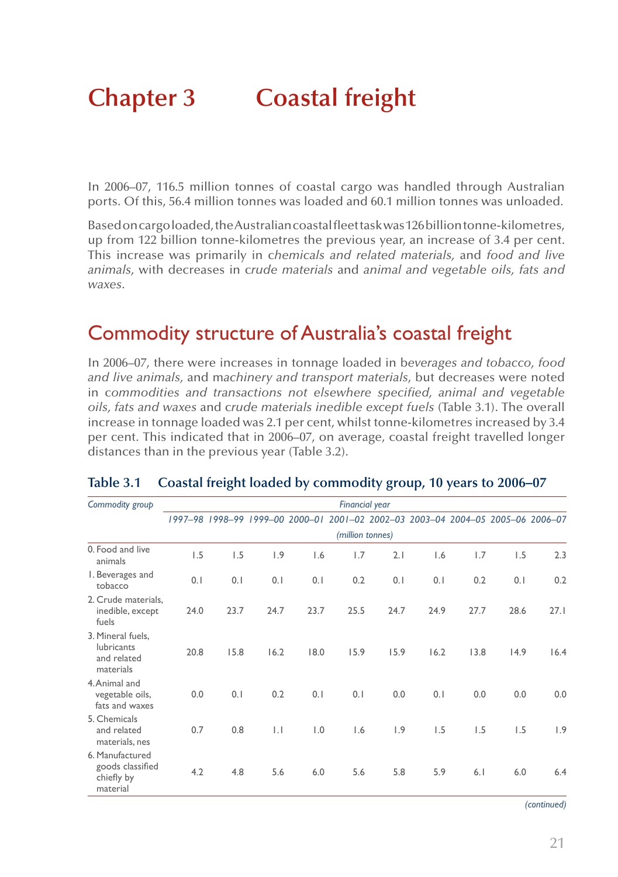# Chapter 3 Coastal freight

In 2006–07, 116.5 million tonnes of coastal cargo was handled through Australian ports. Of this, 56.4 million tonnes was loaded and 60.1 million tonnes was unloaded.

Based on cargo loaded, the Australian coastal fleet task was 126 billion tonne-kilometres, up from 122 billion tonne-kilometres the previous year, an increase of 3.4 per cent. This increase was primarily in *chemicals and related materials,* and *food and live animals,* with decreases in *crude materials* and *animal and vegetable oils, fats and waxes*.

## Commodity structure of Australia's coastal freight

In 2006–07, there were increases in tonnage loaded in *beverages and tobacco, food and live animals,* and *machinery and transport materials*, but decreases were noted in *commodities and transactions not elsewhere specified, animal and vegetable oils, fats and waxes* and *crude materials inedible except fuels* (Table 3.1). The overall increase in tonnage loaded was 2.1 per cent, whilst tonne-kilometres increased by 3.4 per cent. This indicated that in 2006–07, on average, coastal freight travelled longer distances than in the previous year (Table 3.2).

### Table 3.1 Coastal freight loaded by commodity group, 10 years to 2006–07

| *Commodity group* | *Financial year* | | | | | | | | | |
|---|---|---|---|---|---|---|---|---|---|---|
| | *1997–98* | *1998–99* | *1999–00* | *2000–01* | *2001–02* | *2002–03* | *2003–04* | *2004–05* | *2005–06* | *2006–07* |
| | *(million tonnes)* | | | | | | | | | |
| 0. Food and live animals | 1.5 | 1.5 | 1.9 | 1.6 | 1.7 | 2.1 | 1.6 | 1.7 | 1.5 | 2.3 |
| 1. Beverages and tobacco | 0.1 | 0.1 | 0.1 | 0.1 | 0.2 | 0.1 | 0.1 | 0.2 | 0.1 | 0.2 |
| 2. Crude materials, inedible, except fuels | 24.0 | 23.7 | 24.7 | 23.7 | 25.5 | 24.7 | 24.9 | 27.7 | 28.6 | 27.1 |
| 3. Mineral fuels, lubricants and related materials | 20.8 | 15.8 | 16.2 | 18.0 | 15.9 | 15.9 | 16.2 | 13.8 | 14.9 | 16.4 |
| 4. Animal and vegetable oils, fats and waxes | 0.0 | 0.1 | 0.2 | 0.1 | 0.1 | 0.0 | 0.1 | 0.0 | 0.0 | 0.0 |
| 5. Chemicals and related materials, nes | 0.7 | 0.8 | 1.1 | 1.0 | 1.6 | 1.9 | 1.5 | 1.5 | 1.5 | 1.9 |
| 6. Manufactured goods classified chiefly by material | 4.2 | 4.8 | 5.6 | 6.0 | 5.6 | 5.8 | 5.9 | 6.1 | 6.0 | 6.4 |

*(continued)*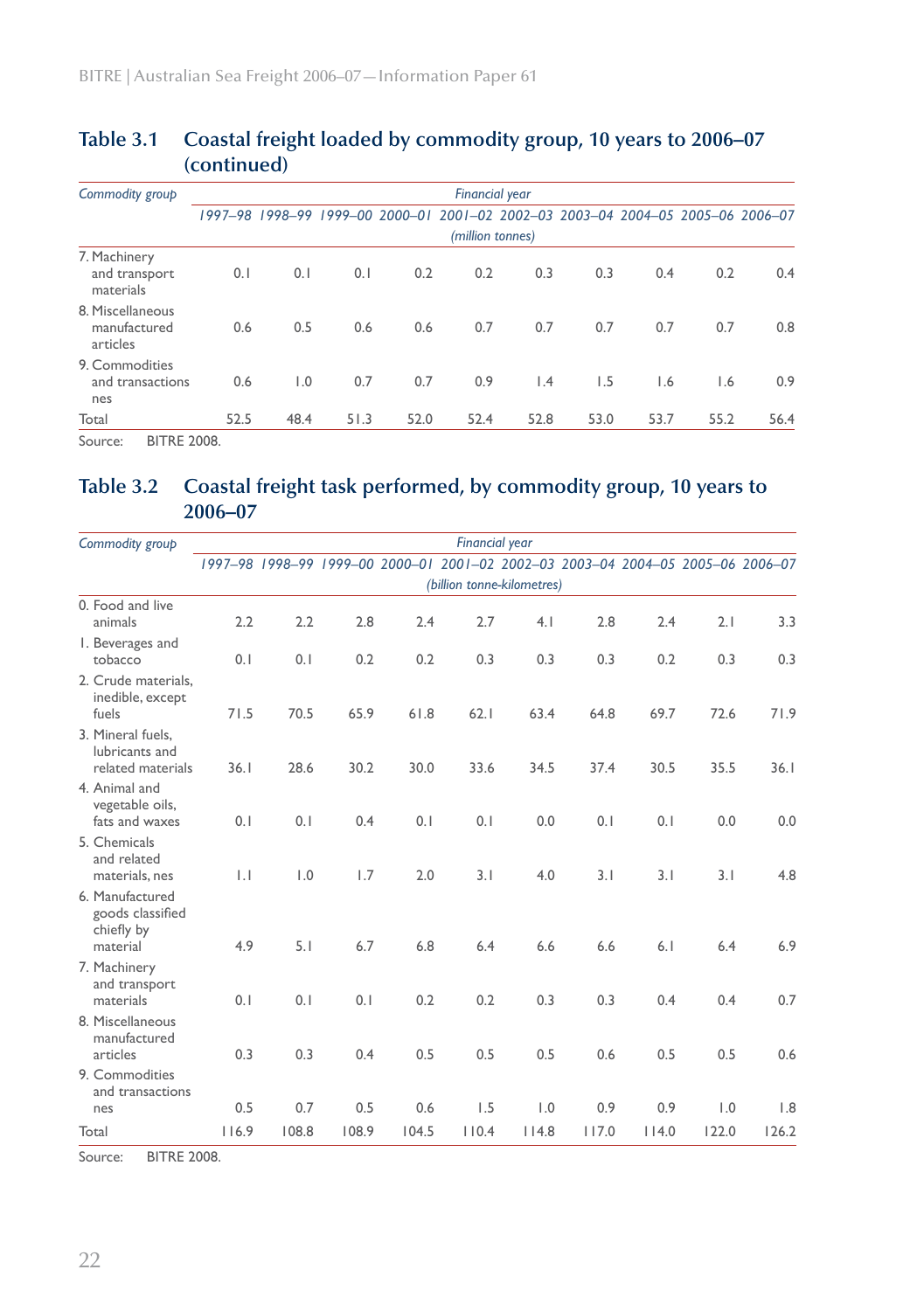## Table 3.1 Coastal freight loaded by commodity group, 10 years to 2006–07 (continued)

| Commodity group | Financial year | | | | | | | | | |
|---|---|---|---|---|---|---|---|---|---|---|
| | 1997–98 | 1998–99 | 1999–00 | 2000–01 | 2001–02 | 2002–03 | 2003–04 | 2004–05 | 2005–06 | 2006–07 |
| | (million tonnes) | | | | | | | | | |
| 7. Machinery and transport materials | 0.1 | 0.1 | 0.1 | 0.2 | 0.2 | 0.3 | 0.3 | 0.4 | 0.2 | 0.4 |
| 8. Miscellaneous manufactured articles | 0.6 | 0.5 | 0.6 | 0.6 | 0.7 | 0.7 | 0.7 | 0.7 | 0.7 | 0.8 |
| 9. Commodities and transactions nes | 0.6 | 1.0 | 0.7 | 0.7 | 0.9 | 1.4 | 1.5 | 1.6 | 1.6 | 0.9 |
| Total | 52.5 | 48.4 | 51.3 | 52.0 | 52.4 | 52.8 | 53.0 | 53.7 | 55.2 | 56.4 |

Source: BITRE 2008.

## Table 3.2 Coastal freight task performed, by commodity group, 10 years to 2006–07

| Commodity group | Financial year | | | | | | | | | |
|---|---|---|---|---|---|---|---|---|---|---|
| | 1997–98 | 1998–99 | 1999–00 | 2000–01 | 2001–02 | 2002–03 | 2003–04 | 2004–05 | 2005–06 | 2006–07 |
| | (billion tonne-kilometres) | | | | | | | | | |
| 0. Food and live animals | 2.2 | 2.2 | 2.8 | 2.4 | 2.7 | 4.1 | 2.8 | 2.4 | 2.1 | 3.3 |
| 1. Beverages and tobacco | 0.1 | 0.1 | 0.2 | 0.2 | 0.3 | 0.3 | 0.3 | 0.2 | 0.3 | 0.3 |
| 2. Crude materials, inedible, except fuels | 71.5 | 70.5 | 65.9 | 61.8 | 62.1 | 63.4 | 64.8 | 69.7 | 72.6 | 71.9 |
| 3. Mineral fuels, lubricants and related materials | 36.1 | 28.6 | 30.2 | 30.0 | 33.6 | 34.5 | 37.4 | 30.5 | 35.5 | 36.1 |
| 4. Animal and vegetable oils, fats and waxes | 0.1 | 0.1 | 0.4 | 0.1 | 0.1 | 0.0 | 0.1 | 0.1 | 0.0 | 0.0 |
| 5. Chemicals and related materials, nes | 1.1 | 1.0 | 1.7 | 2.0 | 3.1 | 4.0 | 3.1 | 3.1 | 3.1 | 4.8 |
| 6. Manufactured goods classified chiefly by material | 4.9 | 5.1 | 6.7 | 6.8 | 6.4 | 6.6 | 6.6 | 6.1 | 6.4 | 6.9 |
| 7. Machinery and transport materials | 0.1 | 0.1 | 0.1 | 0.2 | 0.2 | 0.3 | 0.3 | 0.4 | 0.4 | 0.7 |
| 8. Miscellaneous manufactured articles | 0.3 | 0.3 | 0.4 | 0.5 | 0.5 | 0.5 | 0.6 | 0.5 | 0.5 | 0.6 |
| 9. Commodities and transactions nes | 0.5 | 0.7 | 0.5 | 0.6 | 1.5 | 1.0 | 0.9 | 0.9 | 1.0 | 1.8 |
| Total | 116.9 | 108.8 | 108.9 | 104.5 | 110.4 | 114.8 | 117.0 | 114.0 | 122.0 | 126.2 |

Source: BITRE 2008.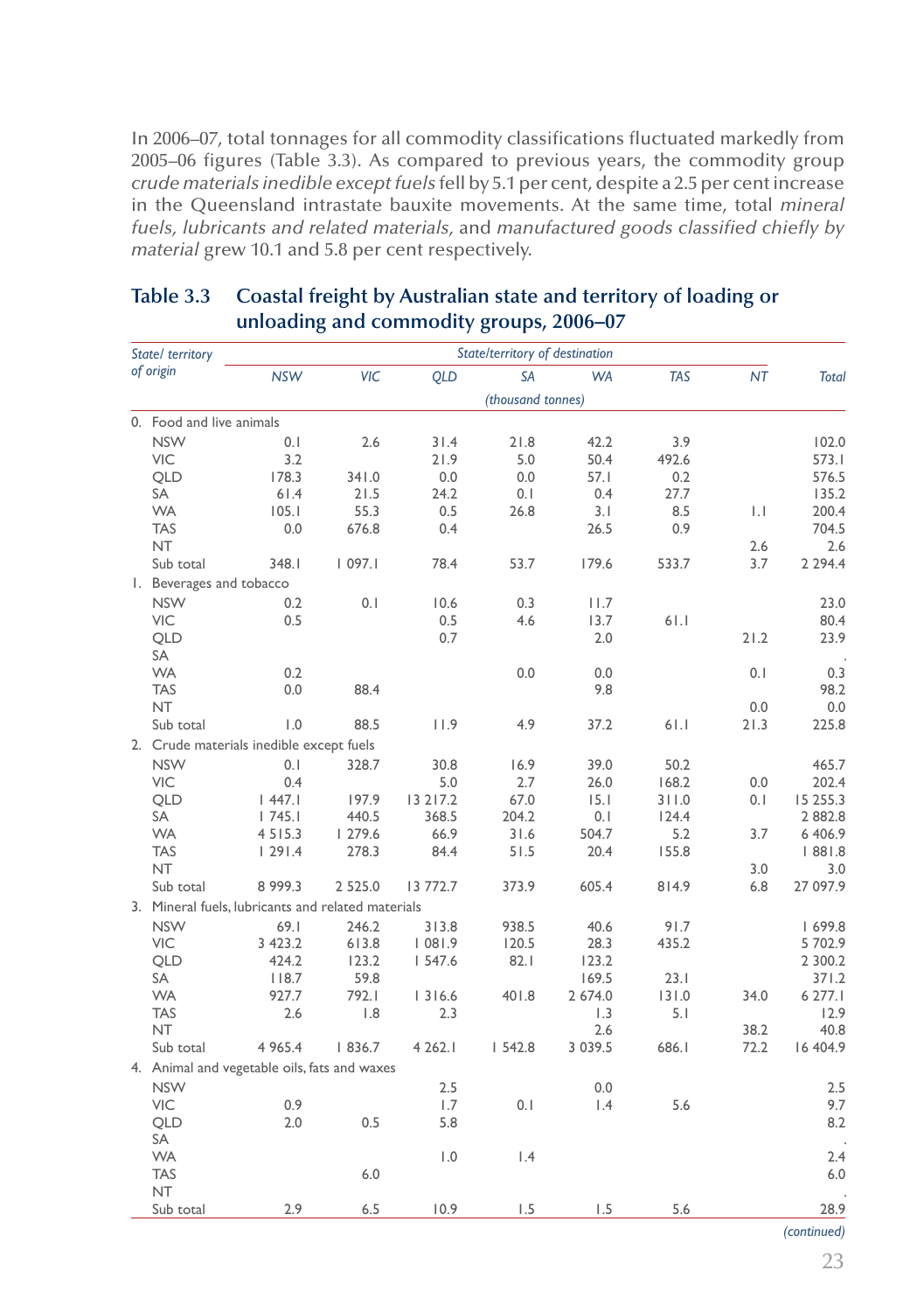In 2006–07, total tonnages for all commodity classifications fluctuated markedly from 2005–06 figures (Table 3.3). As compared to previous years, the commodity group *crude materials inedible except fuels* fell by 5.1 per cent, despite a 2.5 per cent increase in the Queensland intrastate bauxite movements. At the same time, total *mineral fuels, lubricants and related materials,* and *manufactured goods classified chiefly by material* grew 10.1 and 5.8 per cent respectively.

## Table 3.3 Coastal freight by Australian state and territory of loading or unloading and commodity groups, 2006–07

| State/ territory of origin | State/territory of destination | | | | | | | |
|---|---|---|---|---|---|---|---|---|
| | NSW | VIC | QLD | SA | WA | TAS | NT | Total |
| | (thousand tonnes) | | | | | | | |
| **0. Food and live animals** | | | | | | | | |
| NSW | 0.1 | 2.6 | 31.4 | 21.8 | 42.2 | 3.9 | | 102.0 |
| VIC | 3.2 | | 21.9 | 5.0 | 50.4 | 492.6 | | 573.1 |
| QLD | 178.3 | 341.0 | 0.0 | 0.0 | 57.1 | 0.2 | | 576.5 |
| SA | 61.4 | 21.5 | 24.2 | 0.1 | 0.4 | 27.7 | | 135.2 |
| WA | 105.1 | 55.3 | 0.5 | 26.8 | 3.1 | 8.5 | 1.1 | 200.4 |
| TAS | 0.0 | 676.8 | 0.4 | | 26.5 | 0.9 | | 704.5 |
| NT | | | | | | | 2.6 | 2.6 |
| Sub total | 348.1 | 1 097.1 | 78.4 | 53.7 | 179.6 | 533.7 | 3.7 | 2 294.4 |
| **1. Beverages and tobacco** | | | | | | | | |
| NSW | 0.2 | 0.1 | 10.6 | 0.3 | 11.7 | | | 23.0 |
| VIC | 0.5 | | 0.5 | 4.6 | 13.7 | 61.1 | | 80.4 |
| QLD | | | 0.7 | | 2.0 | | 21.2 | 23.9 |
| SA | | | | | | | | . |
| WA | 0.2 | | | 0.0 | 0.0 | | 0.1 | 0.3 |
| TAS | 0.0 | 88.4 | | | 9.8 | | | 98.2 |
| NT | | | | | | | 0.0 | 0.0 |
| Sub total | 1.0 | 88.5 | 11.9 | 4.9 | 37.2 | 61.1 | 21.3 | 225.8 |
| **2. Crude materials inedible except fuels** | | | | | | | | |
| NSW | 0.1 | 328.7 | 30.8 | 16.9 | 39.0 | 50.2 | | 465.7 |
| VIC | 0.4 | | 5.0 | 2.7 | 26.0 | 168.2 | 0.0 | 202.4 |
| QLD | 1 447.1 | 197.9 | 13 217.2 | 67.0 | 15.1 | 311.0 | 0.1 | 15 255.3 |
| SA | 1 745.1 | 440.5 | 368.5 | 204.2 | 0.1 | 124.4 | | 2 882.8 |
| WA | 4 515.3 | 1 279.6 | 66.9 | 31.6 | 504.7 | 5.2 | 3.7 | 6 406.9 |
| TAS | 1 291.4 | 278.3 | 84.4 | 51.5 | 20.4 | 155.8 | | 1 881.8 |
| NT | | | | | | | 3.0 | 3.0 |
| Sub total | 8 999.3 | 2 525.0 | 13 772.7 | 373.9 | 605.4 | 814.9 | 6.8 | 27 097.9 |
| **3. Mineral fuels, lubricants and related materials** | | | | | | | | |
| NSW | 69.1 | 246.2 | 313.8 | 938.5 | 40.6 | 91.7 | | 1 699.8 |
| VIC | 3 423.2 | 613.8 | 1 081.9 | 120.5 | 28.3 | 435.2 | | 5 702.9 |
| QLD | 424.2 | 123.2 | 1 547.6 | 82.1 | 123.2 | | | 2 300.2 |
| SA | 118.7 | 59.8 | | | 169.5 | 23.1 | | 371.2 |
| WA | 927.7 | 792.1 | 1 316.6 | 401.8 | 2 674.0 | 131.0 | 34.0 | 6 277.1 |
| TAS | 2.6 | 1.8 | 2.3 | | 1.3 | 5.1 | | 12.9 |
| NT | | | | | 2.6 | | 38.2 | 40.8 |
| Sub total | 4 965.4 | 1 836.7 | 4 262.1 | 1 542.8 | 3 039.5 | 686.1 | 72.2 | 16 404.9 |
| **4. Animal and vegetable oils, fats and waxes** | | | | | | | | |
| NSW | | | 2.5 | | 0.0 | | | 2.5 |
| VIC | 0.9 | | 1.7 | 0.1 | 1.4 | 5.6 | | 9.7 |
| QLD | 2.0 | 0.5 | 5.8 | | | | | 8.2 |
| SA | | | | | | | | . |
| WA | | | 1.0 | 1.4 | | | | 2.4 |
| TAS | | 6.0 | | | | | | 6.0 |
| NT | | | | | | | | . |
| Sub total | 2.9 | 6.5 | 10.9 | 1.5 | 1.5 | 5.6 | | 28.9 |

*(continued)*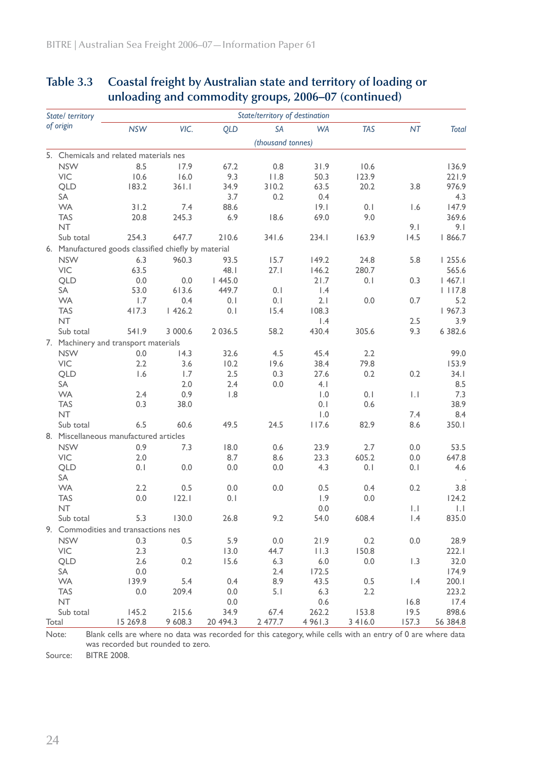## Table 3.3 Coastal freight by Australian state and territory of loading or unloading and commodity groups, 2006–07 (continued)

| State/ territory of origin | State/territory of destination | | | | | | | |
|---|---|---|---|---|---|---|---|---|
| | NSW | VIC. | QLD | SA | WA | TAS | NT | Total |
| | (thousand tonnes) | | | | | | | |
| 5. Chemicals and related materials nes | | | | | | | | |
| NSW | 8.5 | 17.9 | 67.2 | 0.8 | 31.9 | 10.6 | | 136.9 |
| VIC | 10.6 | 16.0 | 9.3 | 11.8 | 50.3 | 123.9 | | 221.9 |
| QLD | 183.2 | 361.1 | 34.9 | 310.2 | 63.5 | 20.2 | 3.8 | 976.9 |
| SA | | | 3.7 | 0.2 | 0.4 | | | 4.3 |
| WA | 31.2 | 7.4 | 88.6 | | 19.1 | 0.1 | 1.6 | 147.9 |
| TAS | 20.8 | 245.3 | 6.9 | 18.6 | 69.0 | 9.0 | | 369.6 |
| NT | | | | | | | 9.1 | 9.1 |
| Sub total | 254.3 | 647.7 | 210.6 | 341.6 | 234.1 | 163.9 | 14.5 | 1 866.7 |
| 6. Manufactured goods classified chiefly by material | | | | | | | | |
| NSW | 6.3 | 960.3 | 93.5 | 15.7 | 149.2 | 24.8 | 5.8 | 1 255.6 |
| VIC | 63.5 | | 48.1 | 27.1 | 146.2 | 280.7 | | 565.6 |
| QLD | 0.0 | 0.0 | 1 445.0 | | 21.7 | 0.1 | 0.3 | 1 467.1 |
| SA | 53.0 | 613.6 | 449.7 | 0.1 | 1.4 | | | 1 117.8 |
| WA | 1.7 | 0.4 | 0.1 | 0.1 | 2.1 | 0.0 | 0.7 | 5.2 |
| TAS | 417.3 | 1 426.2 | 0.1 | 15.4 | 108.3 | | | 1 967.3 |
| NT | | | | | 1.4 | | 2.5 | 3.9 |
| Sub total | 541.9 | 3 000.6 | 2 036.5 | 58.2 | 430.4 | 305.6 | 9.3 | 6 382.6 |
| 7. Machinery and transport materials | | | | | | | | |
| NSW | 0.0 | 14.3 | 32.6 | 4.5 | 45.4 | 2.2 | | 99.0 |
| VIC | 2.2 | 3.6 | 10.2 | 19.6 | 38.4 | 79.8 | | 153.9 |
| QLD | 1.6 | 1.7 | 2.5 | 0.3 | 27.6 | 0.2 | 0.2 | 34.1 |
| SA | | 2.0 | 2.4 | 0.0 | 4.1 | | | 8.5 |
| WA | 2.4 | 0.9 | 1.8 | | 1.0 | 0.1 | 1.1 | 7.3 |
| TAS | 0.3 | 38.0 | | | 0.1 | 0.6 | | 38.9 |
| NT | | | | | 1.0 | | 7.4 | 8.4 |
| Sub total | 6.5 | 60.6 | 49.5 | 24.5 | 117.6 | 82.9 | 8.6 | 350.1 |
| 8. Miscellaneous manufactured articles | | | | | | | | |
| NSW | 0.9 | 7.3 | 18.0 | 0.6 | 23.9 | 2.7 | 0.0 | 53.5 |
| VIC | 2.0 | | 8.7 | 8.6 | 23.3 | 605.2 | 0.0 | 647.8 |
| QLD | 0.1 | 0.0 | 0.0 | 0.0 | 4.3 | 0.1 | 0.1 | 4.6 |
| SA | | | | | | | | . |
| WA | 2.2 | 0.5 | 0.0 | 0.0 | 0.5 | 0.4 | 0.2 | 3.8 |
| TAS | 0.0 | 122.1 | 0.1 | | 1.9 | 0.0 | | 124.2 |
| NT | | | | | 0.0 | | 1.1 | 1.1 |
| Sub total | 5.3 | 130.0 | 26.8 | 9.2 | 54.0 | 608.4 | 1.4 | 835.0 |
| 9. Commodities and transactions nes | | | | | | | | |
| NSW | 0.3 | 0.5 | 5.9 | 0.0 | 21.9 | 0.2 | 0.0 | 28.9 |
| VIC | 2.3 | | 13.0 | 44.7 | 11.3 | 150.8 | | 222.1 |
| QLD | 2.6 | 0.2 | 15.6 | 6.3 | 6.0 | 0.0 | 1.3 | 32.0 |
| SA | 0.0 | | | 2.4 | 172.5 | | | 174.9 |
| WA | 139.9 | 5.4 | 0.4 | 8.9 | 43.5 | 0.5 | 1.4 | 200.1 |
| TAS | 0.0 | 209.4 | 0.0 | 5.1 | 6.3 | 2.2 | | 223.2 |
| NT | | | 0.0 | | 0.6 | | 16.8 | 17.4 |
| Sub total | 145.2 | 215.6 | 34.9 | 67.4 | 262.2 | 153.8 | 19.5 | 898.6 |
| Total | 15 269.8 | 9 608.3 | 20 494.3 | 2 477.7 | 4 961.3 | 3 416.0 | 157.3 | 56 384.8 |

Note: Blank cells are where no data was recorded for this category, while cells with an entry of 0 are where data was recorded but rounded to zero.

Source: BITRE 2008.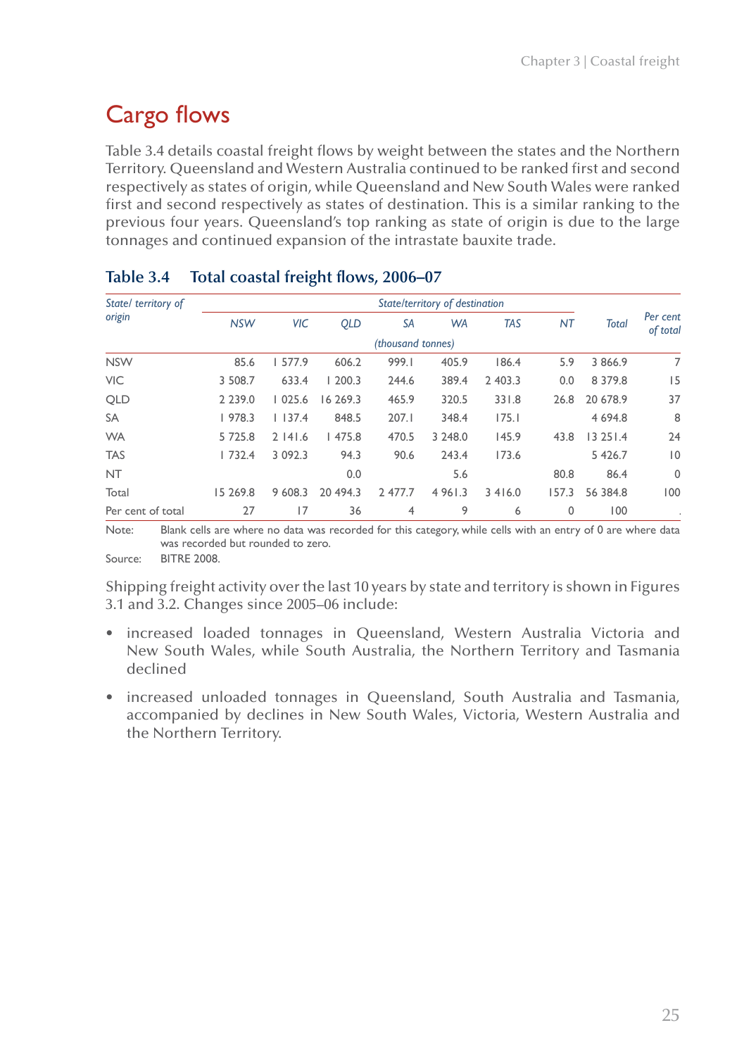# Cargo flows

Table 3.4 details coastal freight flows by weight between the states and the Northern Territory. Queensland and Western Australia continued to be ranked first and second respectively as states of origin, while Queensland and New South Wales were ranked first and second respectively as states of destination. This is a similar ranking to the previous four years. Queensland's top ranking as state of origin is due to the large tonnages and continued expansion of the intrastate bauxite trade.

## Table 3.4 Total coastal freight flows, 2006–07

| *State/ territory of origin* | *State/territory of destination* | | | | | | | *Total* | *Per cent of total* |
|---|---|---|---|---|---|---|---|---|---|
| | *NSW* | *VIC* | *QLD* | *SA* | *WA* | *TAS* | *NT* | | |
| | *(thousand tonnes)* | | | | | | | | |
| NSW | 85.6 | 1 577.9 | 606.2 | 999.1 | 405.9 | 186.4 | 5.9 | 3 866.9 | 7 |
| VIC | 3 508.7 | 633.4 | 1 200.3 | 244.6 | 389.4 | 2 403.3 | 0.0 | 8 379.8 | 15 |
| QLD | 2 239.0 | 1 025.6 | 16 269.3 | 465.9 | 320.5 | 331.8 | 26.8 | 20 678.9 | 37 |
| SA | 1 978.3 | 1 137.4 | 848.5 | 207.1 | 348.4 | 175.1 | | 4 694.8 | 8 |
| WA | 5 725.8 | 2 141.6 | 1 475.8 | 470.5 | 3 248.0 | 145.9 | 43.8 | 13 251.4 | 24 |
| TAS | 1 732.4 | 3 092.3 | 94.3 | 90.6 | 243.4 | 173.6 | | 5 426.7 | 10 |
| NT | | | 0.0 | | 5.6 | | 80.8 | 86.4 | 0 |
| Total | 15 269.8 | 9 608.3 | 20 494.3 | 2 477.7 | 4 961.3 | 3 416.0 | 157.3 | 56 384.8 | 100 |
| Per cent of total | 27 | 17 | 36 | 4 | 9 | 6 | 0 | 100 | . |

Note: Blank cells are where no data was recorded for this category, while cells with an entry of 0 are where data was recorded but rounded to zero.

Source: BITRE 2008.

Shipping freight activity over the last 10 years by state and territory is shown in Figures 3.1 and 3.2. Changes since 2005–06 include:

- increased loaded tonnages in Queensland, Western Australia Victoria and New South Wales, while South Australia, the Northern Territory and Tasmania declined
- increased unloaded tonnages in Queensland, South Australia and Tasmania, accompanied by declines in New South Wales, Victoria, Western Australia and the Northern Territory.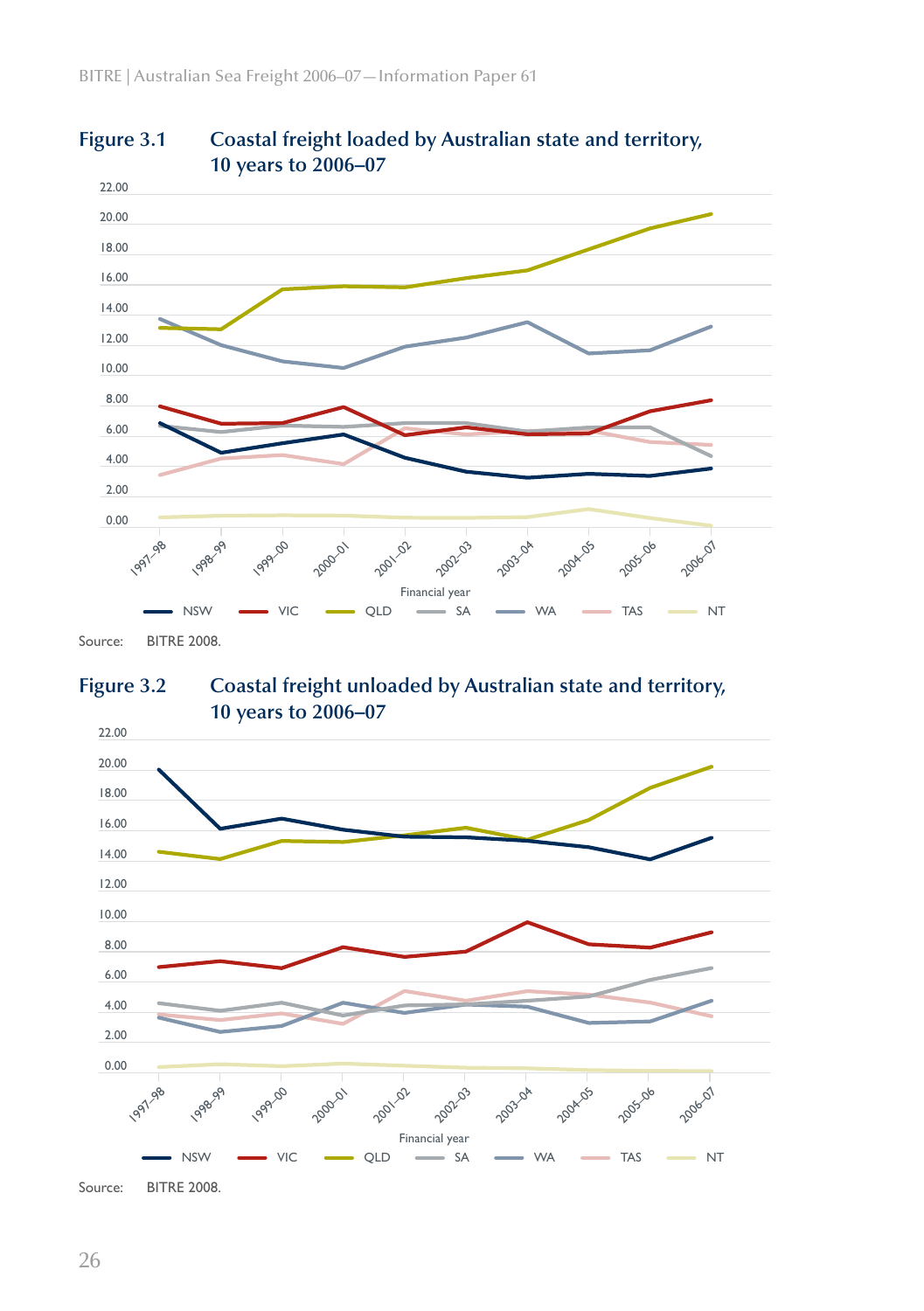**Figure 3.1 Coastal freight loaded by Australian state and territory, 10 years to 2006–07**

Source: BITRE 2008.

**Figure 3.2 Coastal freight unloaded by Australian state and territory, 10 years to 2006–07**

Source: BITRE 2008.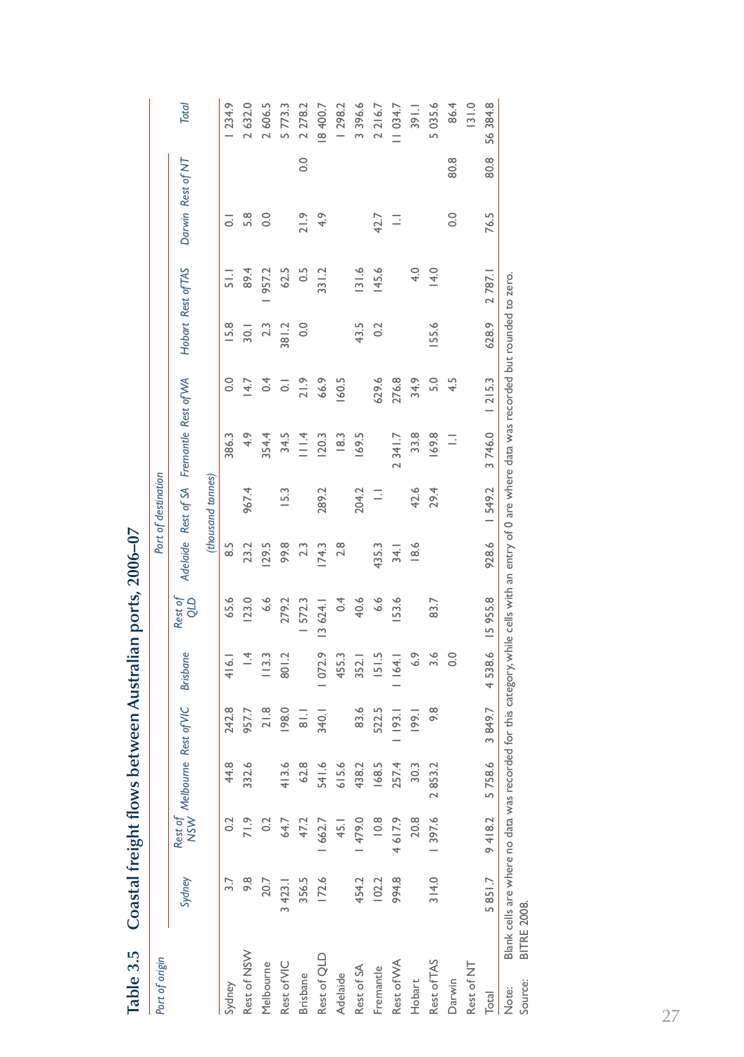# Table 3.5 Coastal freight flows between Australian ports, 2006–07

| Port of origin | Port of destination | | | | | | | | | | | | | | |
|---|---|---|---|---|---|---|---|---|---|---|---|---|---|---|---|
| | Sydney | Rest of NSW | Melbourne | Rest of VIC | Brisbane | Rest of QLD | Adelaide | Rest of SA | Fremantle | Rest of WA | Hobart | Rest of TAS | Darwin | Rest of NT | Total |
| | (thousand tonnes) | | | | | | | | | | | | | | |
| Sydney | 3.7 | 0.2 | 44.8 | 242.8 | 416.1 | 65.6 | 8.5 | | 386.3 | 0.0 | 15.8 | 51.1 | 0.1 | | 1 234.9 |
| Rest of NSW | 9.8 | 71.9 | 332.6 | 957.7 | 1.4 | 123.0 | 23.2 | 967.4 | 4.9 | 14.7 | 30.1 | 89.4 | 5.8 | | 2 632.0 |
| Melbourne | 20.7 | 0.2 | | 21.8 | 113.3 | 6.6 | 129.5 | | 354.4 | 0.4 | 2.3 | 1 957.2 | 0.0 | | 2 606.5 |
| Rest of VIC | 3 423.1 | 64.7 | 413.6 | 198.0 | 801.2 | 279.2 | 99.8 | 15.3 | 34.5 | 0.1 | 381.2 | 62.5 | | | 5 773.3 |
| Brisbane | 356.5 | 47.2 | 62.8 | 81.1 | | 1 572.3 | 2.3 | | 111.4 | 21.9 | 0.0 | 0.5 | 21.9 | 0.0 | 2 278.2 |
| Rest of QLD | 172.6 | 1 662.7 | 541.6 | 340.1 | 1 072.9 | 13 624.1 | 174.3 | 289.2 | 120.3 | 66.9 | | 331.2 | 4.9 | | 18 400.7 |
| Adelaide | | 45.1 | 615.6 | | 455.3 | 0.4 | 2.8 | | 18.3 | 160.5 | | | | | 1 298.2 |
| Rest of SA | 454.2 | 1 479.0 | 438.2 | 83.6 | 352.1 | 40.6 | | 204.2 | 169.5 | | 43.5 | 131.6 | | | 3 396.6 |
| Fremantle | 102.2 | 10.8 | 168.5 | 522.5 | 151.5 | 6.6 | 435.3 | 1.1 | | 629.6 | 0.2 | 145.6 | 42.7 | | 2 216.7 |
| Rest of WA | 994.8 | 4 617.9 | 257.4 | 1 193.1 | 1 164.1 | 153.6 | 34.1 | | 2 341.7 | 276.8 | | | 1.1 | | 11 034.7 |
| Hobart | | 20.8 | 30.3 | 199.1 | 6.9 | | 18.6 | 42.6 | 33.8 | 34.9 | | 4.0 | | | 391.1 |
| Rest of TAS | 314.0 | 1 397.6 | 2 853.2 | 9.8 | 3.6 | 83.7 | | 29.4 | 169.8 | 5.0 | 155.6 | 14.0 | | | 5 035.6 |
| Darwin | | | | | 0.0 | | | | 1.1 | 4.5 | | | 0.0 | 80.8 | 86.4 |
| Rest of NT | | | | | | | | | | | | | | | 131.0 |
| Total | 5 851.7 | 9 418.2 | 5 758.6 | 3 849.7 | 4 538.6 | 15 955.8 | 928.6 | 1 549.2 | 3 746.0 | 1 215.3 | 628.9 | 2 787.1 | 76.5 | 80.8 | 56 384.8 |

Note: Blank cells are where no data was recorded for this category, while cells with an entry of 0 are where data was recorded but rounded to zero.

Source: BITRE 2008.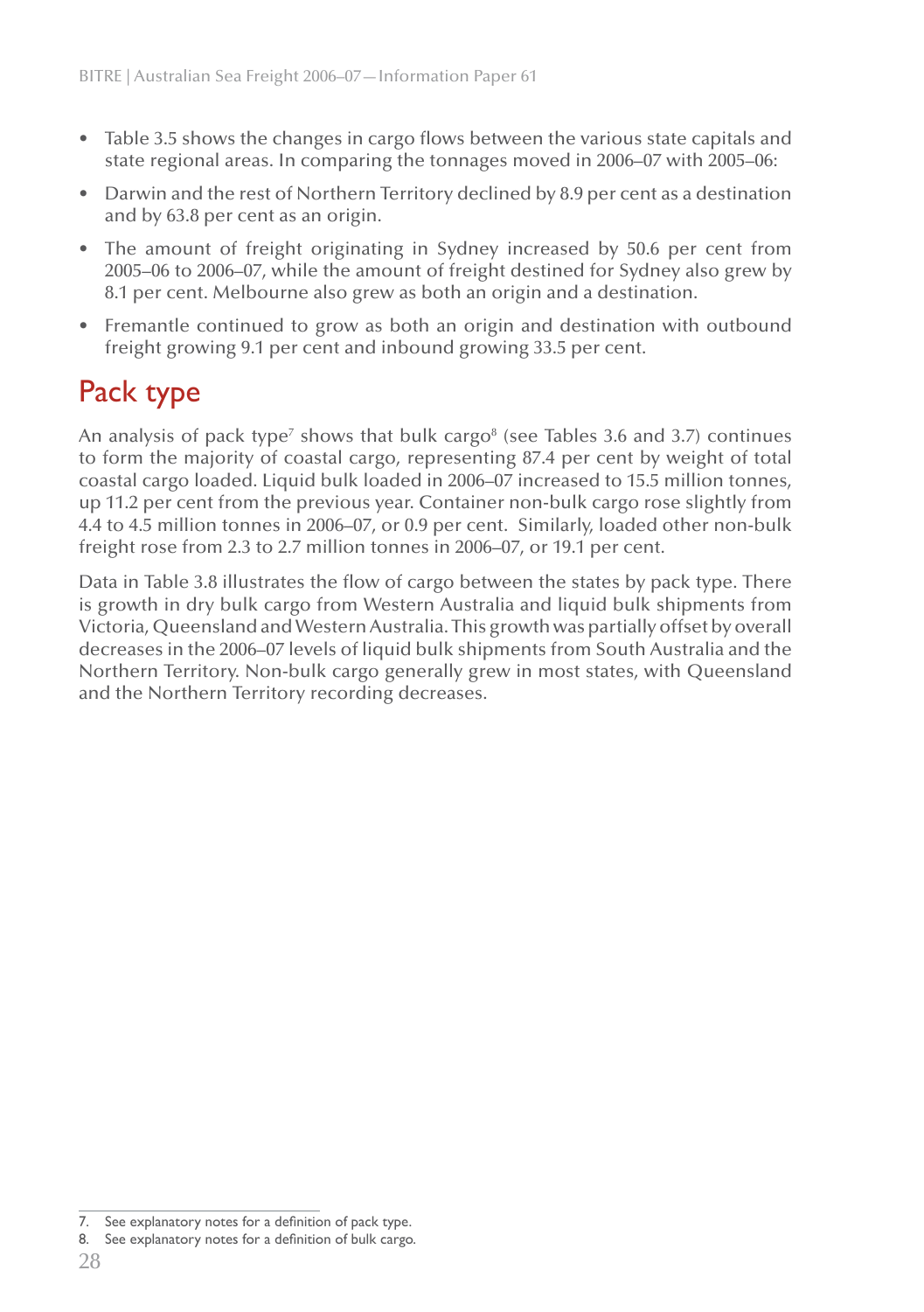- Table 3.5 shows the changes in cargo flows between the various state capitals and state regional areas. In comparing the tonnages moved in 2006–07 with 2005–06:
- Darwin and the rest of Northern Territory declined by 8.9 per cent as a destination and by 63.8 per cent as an origin.
- The amount of freight originating in Sydney increased by 50.6 per cent from 2005–06 to 2006–07, while the amount of freight destined for Sydney also grew by 8.1 per cent. Melbourne also grew as both an origin and a destination.
- Fremantle continued to grow as both an origin and destination with outbound freight growing 9.1 per cent and inbound growing 33.5 per cent.

## Pack type

An analysis of pack type[7] shows that bulk cargo[8] (see Tables 3.6 and 3.7) continues to form the majority of coastal cargo, representing 87.4 per cent by weight of total coastal cargo loaded. Liquid bulk loaded in 2006–07 increased to 15.5 million tonnes, up 11.2 per cent from the previous year. Container non-bulk cargo rose slightly from 4.4 to 4.5 million tonnes in 2006–07, or 0.9 per cent. Similarly, loaded other non-bulk freight rose from 2.3 to 2.7 million tonnes in 2006–07, or 19.1 per cent.

Data in Table 3.8 illustrates the flow of cargo between the states by pack type. There is growth in dry bulk cargo from Western Australia and liquid bulk shipments from Victoria, Queensland and Western Australia. This growth was partially offset by overall decreases in the 2006–07 levels of liquid bulk shipments from South Australia and the Northern Territory. Non-bulk cargo generally grew in most states, with Queensland and the Northern Territory recording decreases.

7. See explanatory notes for a definition of pack type.
8. See explanatory notes for a definition of bulk cargo.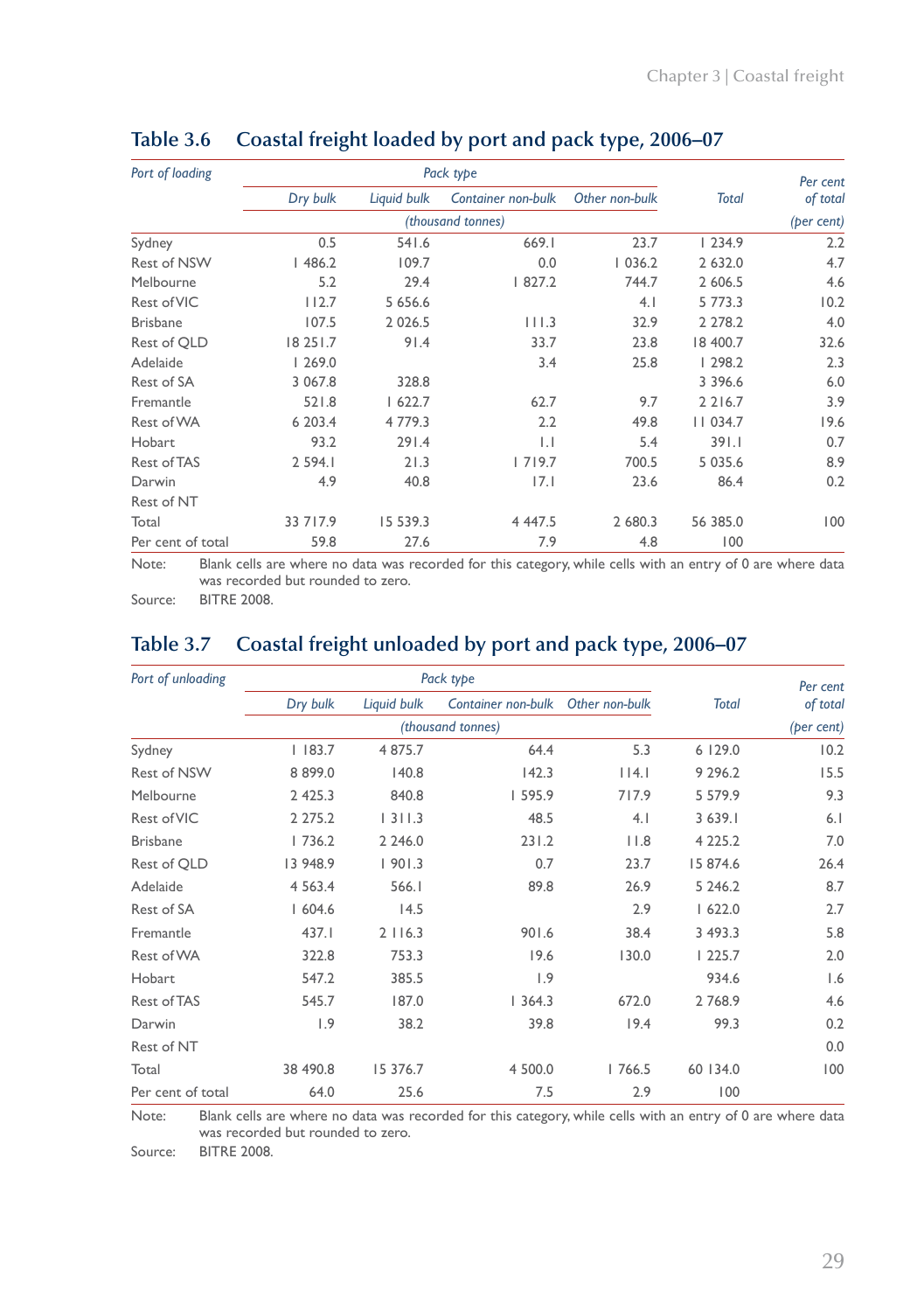## Table 3.6 Coastal freight loaded by port and pack type, 2006–07

| *Port of loading* | *Pack type* | | | | | *Per cent of total* |
|---|---|---|---|---|---|---|
| | *Dry bulk* | *Liquid bulk* | *Container non-bulk* | *Other non-bulk* | *Total* | |
| | *(thousand tonnes)* | | | | | *(per cent)* |
| Sydney | 0.5 | 541.6 | 669.1 | 23.7 | 1 234.9 | 2.2 |
| Rest of NSW | 1 486.2 | 109.7 | 0.0 | 1 036.2 | 2 632.0 | 4.7 |
| Melbourne | 5.2 | 29.4 | 1 827.2 | 744.7 | 2 606.5 | 4.6 |
| Rest of VIC | 112.7 | 5 656.6 | | 4.1 | 5 773.3 | 10.2 |
| Brisbane | 107.5 | 2 026.5 | 111.3 | 32.9 | 2 278.2 | 4.0 |
| Rest of QLD | 18 251.7 | 91.4 | 33.7 | 23.8 | 18 400.7 | 32.6 |
| Adelaide | 1 269.0 | | 3.4 | 25.8 | 1 298.2 | 2.3 |
| Rest of SA | 3 067.8 | 328.8 | | | 3 396.6 | 6.0 |
| Fremantle | 521.8 | 1 622.7 | 62.7 | 9.7 | 2 216.7 | 3.9 |
| Rest of WA | 6 203.4 | 4 779.3 | 2.2 | 49.8 | 11 034.7 | 19.6 |
| Hobart | 93.2 | 291.4 | 1.1 | 5.4 | 391.1 | 0.7 |
| Rest of TAS | 2 594.1 | 21.3 | 1 719.7 | 700.5 | 5 035.6 | 8.9 |
| Darwin | 4.9 | 40.8 | 17.1 | 23.6 | 86.4 | 0.2 |
| Rest of NT | | | | | | |
| Total | 33 717.9 | 15 539.3 | 4 447.5 | 2 680.3 | 56 385.0 | 100 |
| Per cent of total | 59.8 | 27.6 | 7.9 | 4.8 | 100 | |

Note: Blank cells are where no data was recorded for this category, while cells with an entry of 0 are where data was recorded but rounded to zero.

Source: BITRE 2008.

## Table 3.7 Coastal freight unloaded by port and pack type, 2006–07

| *Port of unloading* | *Pack type* | | | | | *Per cent of total* |
|---|---|---|---|---|---|---|
| | *Dry bulk* | *Liquid bulk* | *Container non-bulk* | *Other non-bulk* | *Total* | |
| | *(thousand tonnes)* | | | | | *(per cent)* |
| Sydney | 1 183.7 | 4 875.7 | 64.4 | 5.3 | 6 129.0 | 10.2 |
| Rest of NSW | 8 899.0 | 140.8 | 142.3 | 114.1 | 9 296.2 | 15.5 |
| Melbourne | 2 425.3 | 840.8 | 1 595.9 | 717.9 | 5 579.9 | 9.3 |
| Rest of VIC | 2 275.2 | 1 311.3 | 48.5 | 4.1 | 3 639.1 | 6.1 |
| Brisbane | 1 736.2 | 2 246.0 | 231.2 | 11.8 | 4 225.2 | 7.0 |
| Rest of QLD | 13 948.9 | 1 901.3 | 0.7 | 23.7 | 15 874.6 | 26.4 |
| Adelaide | 4 563.4 | 566.1 | 89.8 | 26.9 | 5 246.2 | 8.7 |
| Rest of SA | 1 604.6 | 14.5 | | 2.9 | 1 622.0 | 2.7 |
| Fremantle | 437.1 | 2 116.3 | 901.6 | 38.4 | 3 493.3 | 5.8 |
| Rest of WA | 322.8 | 753.3 | 19.6 | 130.0 | 1 225.7 | 2.0 |
| Hobart | 547.2 | 385.5 | 1.9 | | 934.6 | 1.6 |
| Rest of TAS | 545.7 | 187.0 | 1 364.3 | 672.0 | 2 768.9 | 4.6 |
| Darwin | 1.9 | 38.2 | 39.8 | 19.4 | 99.3 | 0.2 |
| Rest of NT | | | | | | 0.0 |
| Total | 38 490.8 | 15 376.7 | 4 500.0 | 1 766.5 | 60 134.0 | 100 |
| Per cent of total | 64.0 | 25.6 | 7.5 | 2.9 | 100 | |

Note: Blank cells are where no data was recorded for this category, while cells with an entry of 0 are where data was recorded but rounded to zero.

Source: BITRE 2008.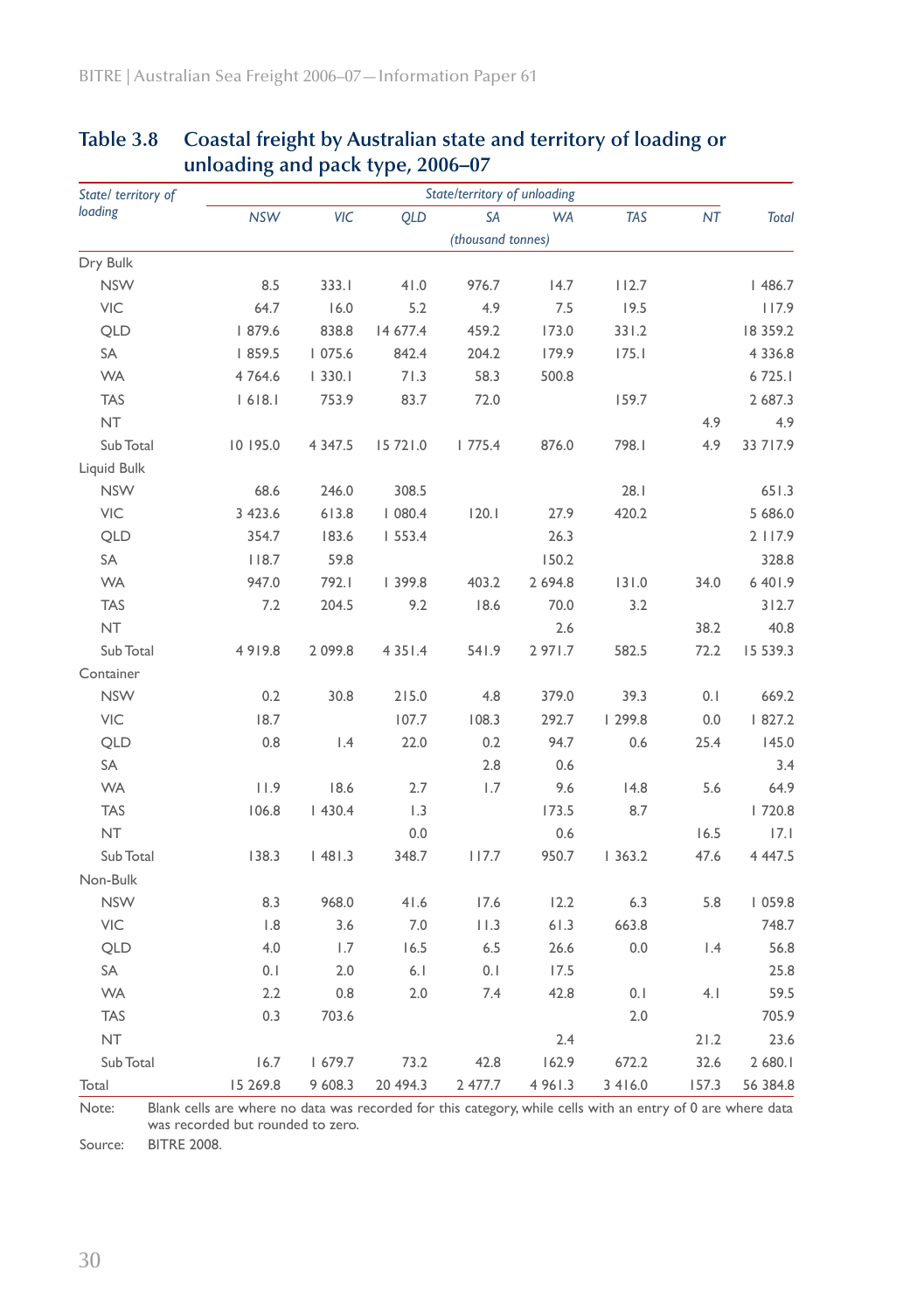### Table 3.8 Coastal freight by Australian state and territory of loading or unloading and pack type, 2006–07

| State/ territory of loading | State/territory of unloading | | | | | | | |
|---|---|---|---|---|---|---|---|---|
| | NSW | VIC | QLD | SA | WA | TAS | NT | Total |
| | (thousand tonnes) | | | | | | | |
| Dry Bulk | | | | | | | | |
| NSW | 8.5 | 333.1 | 41.0 | 976.7 | 14.7 | 112.7 | | 1 486.7 |
| VIC | 64.7 | 16.0 | 5.2 | 4.9 | 7.5 | 19.5 | | 117.9 |
| QLD | 1 879.6 | 838.8 | 14 677.4 | 459.2 | 173.0 | 331.2 | | 18 359.2 |
| SA | 1 859.5 | 1 075.6 | 842.4 | 204.2 | 179.9 | 175.1 | | 4 336.8 |
| WA | 4 764.6 | 1 330.1 | 71.3 | 58.3 | 500.8 | | | 6 725.1 |
| TAS | 1 618.1 | 753.9 | 83.7 | 72.0 | | 159.7 | | 2 687.3 |
| NT | | | | | | | 4.9 | 4.9 |
| Sub Total | 10 195.0 | 4 347.5 | 15 721.0 | 1 775.4 | 876.0 | 798.1 | 4.9 | 33 717.9 |
| Liquid Bulk | | | | | | | | |
| NSW | 68.6 | 246.0 | 308.5 | | | 28.1 | | 651.3 |
| VIC | 3 423.6 | 613.8 | 1 080.4 | 120.1 | 27.9 | 420.2 | | 5 686.0 |
| QLD | 354.7 | 183.6 | 1 553.4 | | 26.3 | | | 2 117.9 |
| SA | 118.7 | 59.8 | | | 150.2 | | | 328.8 |
| WA | 947.0 | 792.1 | 1 399.8 | 403.2 | 2 694.8 | 131.0 | 34.0 | 6 401.9 |
| TAS | 7.2 | 204.5 | 9.2 | 18.6 | 70.0 | 3.2 | | 312.7 |
| NT | | | | | 2.6 | | 38.2 | 40.8 |
| Sub Total | 4 919.8 | 2 099.8 | 4 351.4 | 541.9 | 2 971.7 | 582.5 | 72.2 | 15 539.3 |
| Container | | | | | | | | |
| NSW | 0.2 | 30.8 | 215.0 | 4.8 | 379.0 | 39.3 | 0.1 | 669.2 |
| VIC | 18.7 | | 107.7 | 108.3 | 292.7 | 1 299.8 | 0.0 | 1 827.2 |
| QLD | 0.8 | 1.4 | 22.0 | 0.2 | 94.7 | 0.6 | 25.4 | 145.0 |
| SA | | | | 2.8 | 0.6 | | | 3.4 |
| WA | 11.9 | 18.6 | 2.7 | 1.7 | 9.6 | 14.8 | 5.6 | 64.9 |
| TAS | 106.8 | 1 430.4 | 1.3 | | 173.5 | 8.7 | | 1 720.8 |
| NT | | | 0.0 | | 0.6 | | 16.5 | 17.1 |
| Sub Total | 138.3 | 1 481.3 | 348.7 | 117.7 | 950.7 | 1 363.2 | 47.6 | 4 447.5 |
| Non-Bulk | | | | | | | | |
| NSW | 8.3 | 968.0 | 41.6 | 17.6 | 12.2 | 6.3 | 5.8 | 1 059.8 |
| VIC | 1.8 | 3.6 | 7.0 | 11.3 | 61.3 | 663.8 | | 748.7 |
| QLD | 4.0 | 1.7 | 16.5 | 6.5 | 26.6 | 0.0 | 1.4 | 56.8 |
| SA | 0.1 | 2.0 | 6.1 | 0.1 | 17.5 | | | 25.8 |
| WA | 2.2 | 0.8 | 2.0 | 7.4 | 42.8 | 0.1 | 4.1 | 59.5 |
| TAS | 0.3 | 703.6 | | | | 2.0 | | 705.9 |
| NT | | | | | 2.4 | | 21.2 | 23.6 |
| Sub Total | 16.7 | 1 679.7 | 73.2 | 42.8 | 162.9 | 672.2 | 32.6 | 2 680.1 |
| Total | 15 269.8 | 9 608.3 | 20 494.3 | 2 477.7 | 4 961.3 | 3 416.0 | 157.3 | 56 384.8 |

Note: Blank cells are where no data was recorded for this category, while cells with an entry of 0 are where data was recorded but rounded to zero.

Source: BITRE 2008.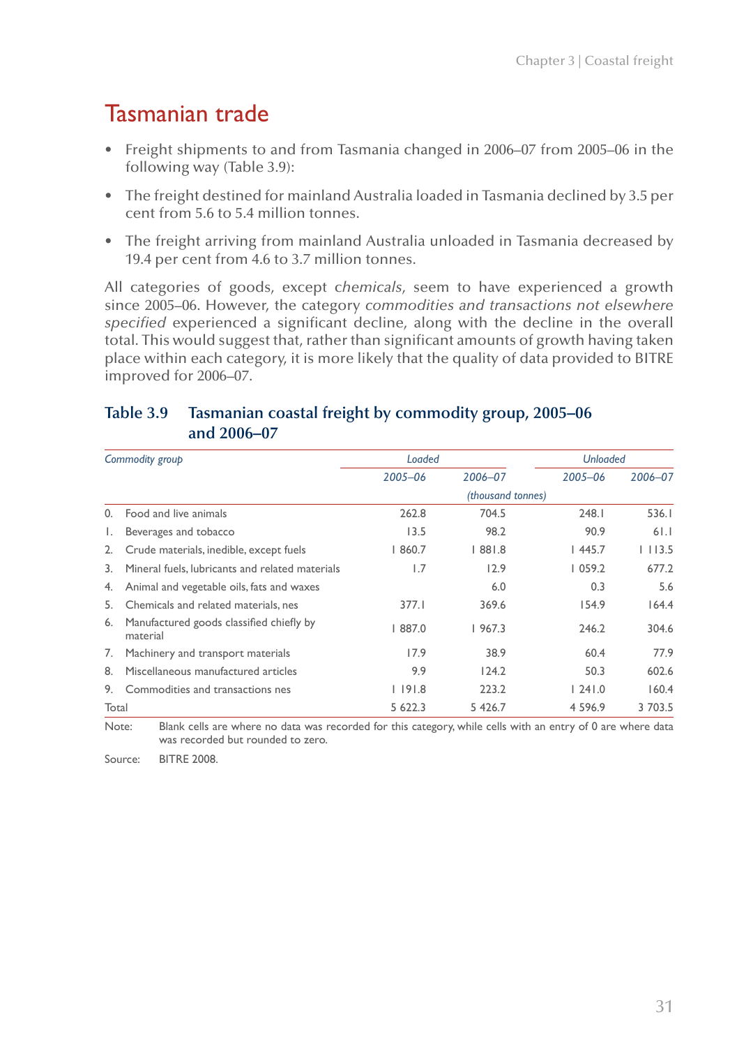# Tasmanian trade

- Freight shipments to and from Tasmania changed in 2006–07 from 2005–06 in the following way (Table 3.9):
- The freight destined for mainland Australia loaded in Tasmania declined by 3.5 per cent from 5.6 to 5.4 million tonnes.
- The freight arriving from mainland Australia unloaded in Tasmania decreased by 19.4 per cent from 4.6 to 3.7 million tonnes.

All categories of goods, except c*hemicals*, seem to have experienced a growth since 2005–06. However, the category *commodities and transactions not elsewhere specified* experienced a significant decline, along with the decline in the overall total. This would suggest that, rather than significant amounts of growth having taken place within each category, it is more likely that the quality of data provided to BITRE improved for 2006–07.

## Table 3.9 Tasmanian coastal freight by commodity group, 2005–06 and 2006–07

| *Commodity group* | *Loaded* | | *Unloaded* | |
|---|---|---|---|---|
| | *2005–06* | *2006–07* | *2005–06* | *2006–07* |
| | *(thousand tonnes)* | | | |
| 0. Food and live animals | 262.8 | 704.5 | 248.1 | 536.1 |
| 1. Beverages and tobacco | 13.5 | 98.2 | 90.9 | 61.1 |
| 2. Crude materials, inedible, except fuels | 1 860.7 | 1 881.8 | 1 445.7 | 1 113.5 |
| 3. Mineral fuels, lubricants and related materials | 1.7 | 12.9 | 1 059.2 | 677.2 |
| 4. Animal and vegetable oils, fats and waxes | | 6.0 | 0.3 | 5.6 |
| 5. Chemicals and related materials, nes | 377.1 | 369.6 | 154.9 | 164.4 |
| 6. Manufactured goods classified chiefly by material | 1 887.0 | 1 967.3 | 246.2 | 304.6 |
| 7. Machinery and transport materials | 17.9 | 38.9 | 60.4 | 77.9 |
| 8. Miscellaneous manufactured articles | 9.9 | 124.2 | 50.3 | 602.6 |
| 9. Commodities and transactions nes | 1 191.8 | 223.2 | 1 241.0 | 160.4 |
| Total | 5 622.3 | 5 426.7 | 4 596.9 | 3 703.5 |

Note: Blank cells are where no data was recorded for this category, while cells with an entry of 0 are where data was recorded but rounded to zero.

Source: BITRE 2008.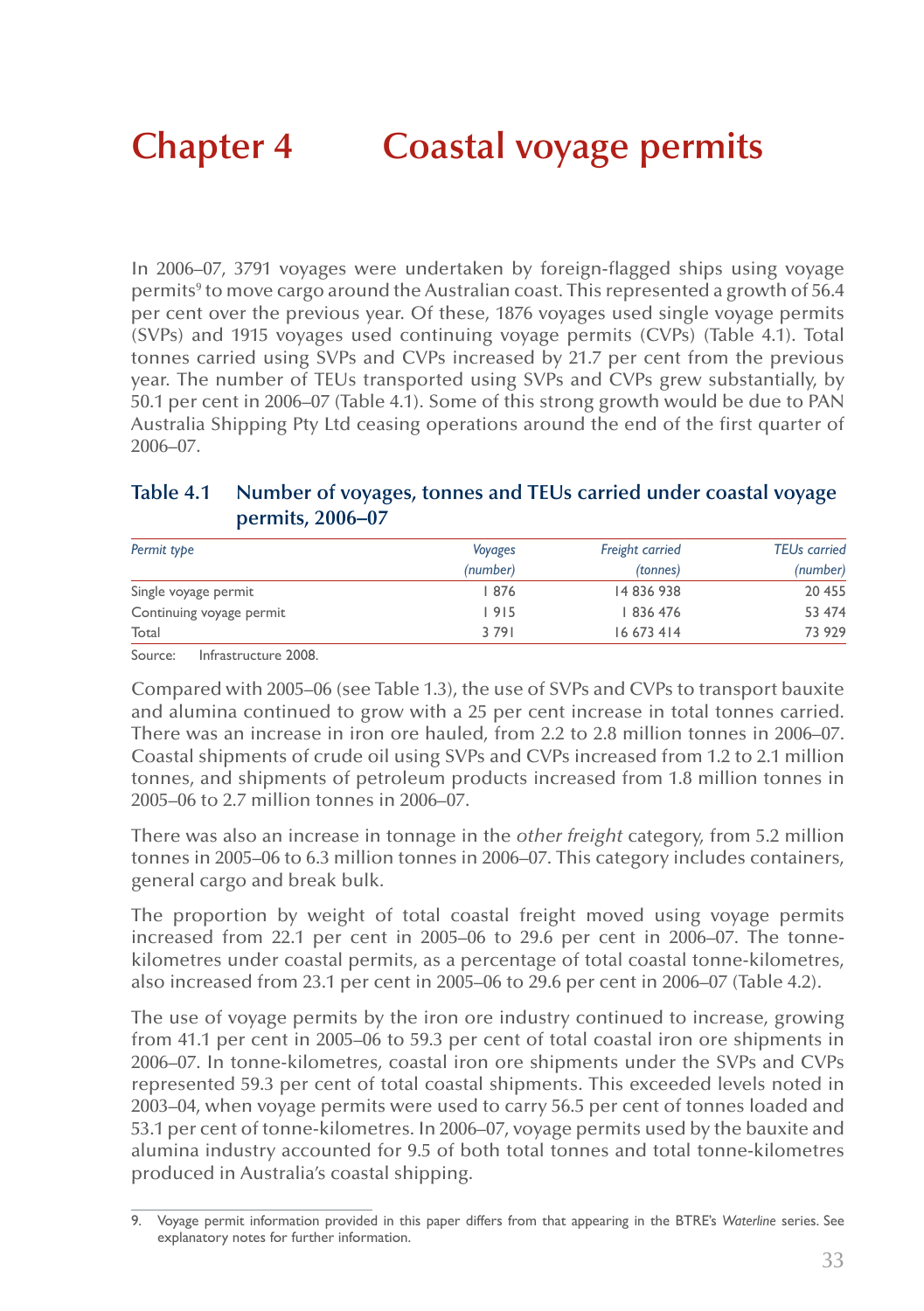# Chapter 4 Coastal voyage permits

In 2006–07, 3791 voyages were undertaken by foreign-flagged ships using voyage permits[9] to move cargo around the Australian coast. This represented a growth of 56.4 per cent over the previous year. Of these, 1876 voyages used single voyage permits (SVPs) and 1915 voyages used continuing voyage permits (CVPs) (Table 4.1). Total tonnes carried using SVPs and CVPs increased by 21.7 per cent from the previous year. The number of TEUs transported using SVPs and CVPs grew substantially, by 50.1 per cent in 2006–07 (Table 4.1). Some of this strong growth would be due to PAN Australia Shipping Pty Ltd ceasing operations around the end of the first quarter of 2006–07.

**Table 4.1 Number of voyages, tonnes and TEUs carried under coastal voyage permits, 2006–07**

| *Permit type* | *Voyages (number)* | *Freight carried (tonnes)* | *TEUs carried (number)* |
|---|---|---|---|
| Single voyage permit | 1 876 | 14 836 938 | 20 455 |
| Continuing voyage permit | 1 915 | 1 836 476 | 53 474 |
| Total | 3 791 | 16 673 414 | 73 929 |

Source: Infrastructure 2008.

Compared with 2005–06 (see Table 1.3), the use of SVPs and CVPs to transport bauxite and alumina continued to grow with a 25 per cent increase in total tonnes carried. There was an increase in iron ore hauled, from 2.2 to 2.8 million tonnes in 2006–07. Coastal shipments of crude oil using SVPs and CVPs increased from 1.2 to 2.1 million tonnes, and shipments of petroleum products increased from 1.8 million tonnes in 2005–06 to 2.7 million tonnes in 2006–07.

There was also an increase in tonnage in the *other freight* category, from 5.2 million tonnes in 2005–06 to 6.3 million tonnes in 2006–07. This category includes containers, general cargo and break bulk.

The proportion by weight of total coastal freight moved using voyage permits increased from 22.1 per cent in 2005–06 to 29.6 per cent in 2006–07. The tonne-kilometres under coastal permits, as a percentage of total coastal tonne-kilometres, also increased from 23.1 per cent in 2005–06 to 29.6 per cent in 2006–07 (Table 4.2).

The use of voyage permits by the iron ore industry continued to increase, growing from 41.1 per cent in 2005–06 to 59.3 per cent of total coastal iron ore shipments in 2006–07. In tonne-kilometres, coastal iron ore shipments under the SVPs and CVPs represented 59.3 per cent of total coastal shipments. This exceeded levels noted in 2003–04, when voyage permits were used to carry 56.5 per cent of tonnes loaded and 53.1 per cent of tonne-kilometres. In 2006–07, voyage permits used by the bauxite and alumina industry accounted for 9.5 of both total tonnes and total tonne-kilometres produced in Australia's coastal shipping.

9. Voyage permit information provided in this paper differs from that appearing in the BTRE's *Waterline* series. See explanatory notes for further information.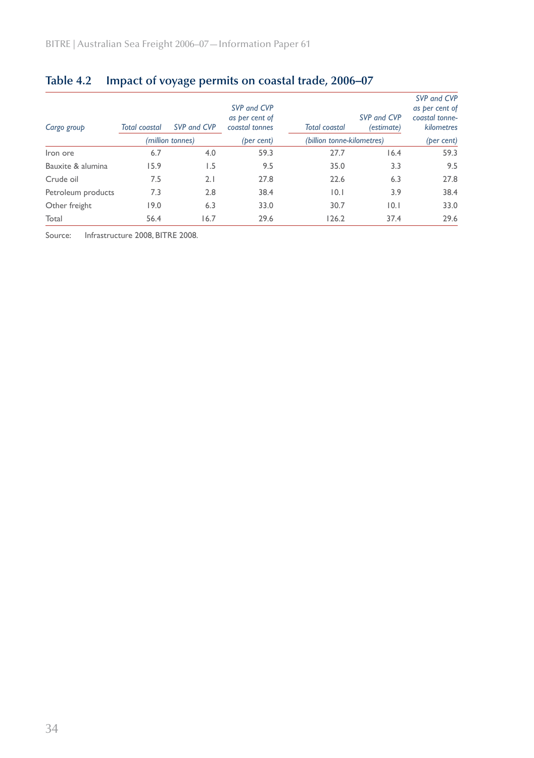## Table 4.2 Impact of voyage permits on coastal trade, 2006–07

| *Cargo group* | *Total coastal* | *SVP and CVP* | *SVP and CVP as per cent of coastal tonnes* | *Total coastal* | *SVP and CVP (estimate)* | *SVP and CVP as per cent of coastal tonne-kilometres* |
|---|---|---|---|---|---|---|
| | *(million tonnes)* | | *(per cent)* | *(billion tonne-kilometres)* | | *(per cent)* |
| Iron ore | 6.7 | 4.0 | 59.3 | 27.7 | 16.4 | 59.3 |
| Bauxite & alumina | 15.9 | 1.5 | 9.5 | 35.0 | 3.3 | 9.5 |
| Crude oil | 7.5 | 2.1 | 27.8 | 22.6 | 6.3 | 27.8 |
| Petroleum products | 7.3 | 2.8 | 38.4 | 10.1 | 3.9 | 38.4 |
| Other freight | 19.0 | 6.3 | 33.0 | 30.7 | 10.1 | 33.0 |
| Total | 56.4 | 16.7 | 29.6 | 126.2 | 37.4 | 29.6 |

Source: Infrastructure 2008, BITRE 2008.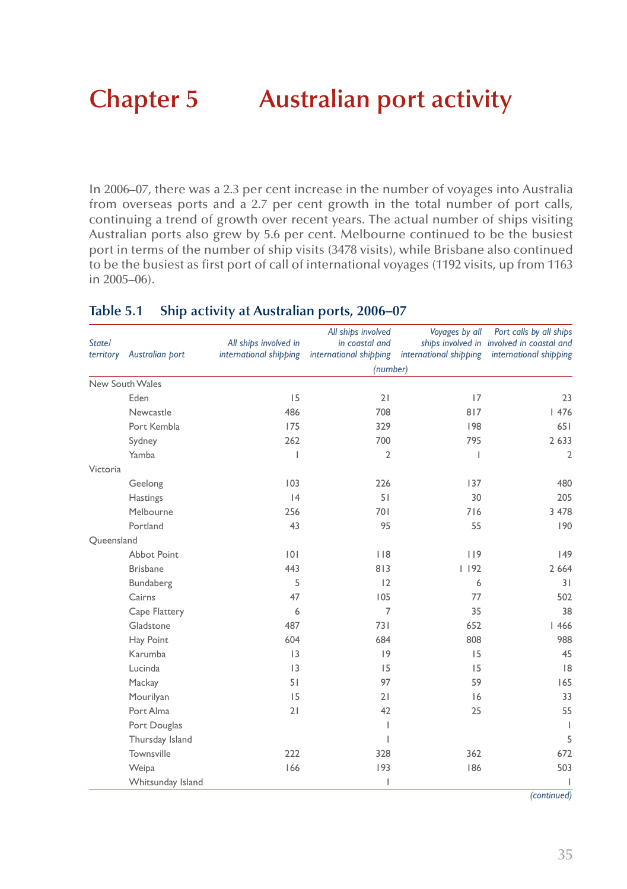# Chapter 5 Australian port activity

In 2006–07, there was a 2.3 per cent increase in the number of voyages into Australia from overseas ports and a 2.7 per cent growth in the total number of port calls, continuing a trend of growth over recent years. The actual number of ships visiting Australian ports also grew by 5.6 per cent. Melbourne continued to be the busiest port in terms of the number of ship visits (3478 visits), while Brisbane also continued to be the busiest as first port of call of international voyages (1192 visits, up from 1163 in 2005–06).

## Table 5.1 Ship activity at Australian ports, 2006–07

| State/ territory | Australian port | *All ships involved in international shipping* | *All ships involved in coastal and international shipping* | *Voyages by all ships involved in international shipping* | *Port calls by all ships involved in coastal and international shipping* |
|---|---|---|---|---|---|
| | | *(number)* | | | |
| New South Wales | | | | | |
| | Eden | 15 | 21 | 17 | 23 |
| | Newcastle | 486 | 708 | 817 | 1 476 |
| | Port Kembla | 175 | 329 | 198 | 651 |
| | Sydney | 262 | 700 | 795 | 2 633 |
| | Yamba | 1 | 2 | 1 | 2 |
| Victoria | | | | | |
| | Geelong | 103 | 226 | 137 | 480 |
| | Hastings | 14 | 51 | 30 | 205 |
| | Melbourne | 256 | 701 | 716 | 3 478 |
| | Portland | 43 | 95 | 55 | 190 |
| Queensland | | | | | |
| | Abbot Point | 101 | 118 | 119 | 149 |
| | Brisbane | 443 | 813 | 1 192 | 2 664 |
| | Bundaberg | 5 | 12 | 6 | 31 |
| | Cairns | 47 | 105 | 77 | 502 |
| | Cape Flattery | 6 | 7 | 35 | 38 |
| | Gladstone | 487 | 731 | 652 | 1 466 |
| | Hay Point | 604 | 684 | 808 | 988 |
| | Karumba | 13 | 19 | 15 | 45 |
| | Lucinda | 13 | 15 | 15 | 18 |
| | Mackay | 51 | 97 | 59 | 165 |
| | Mourilyan | 15 | 21 | 16 | 33 |
| | Port Alma | 21 | 42 | 25 | 55 |
| | Port Douglas | | 1 | | 1 |
| | Thursday Island | | 1 | | 5 |
| | Townsville | 222 | 328 | 362 | 672 |
| | Weipa | 166 | 193 | 186 | 503 |
| | Whitsunday Island | | 1 | | 1 |

*(continued)*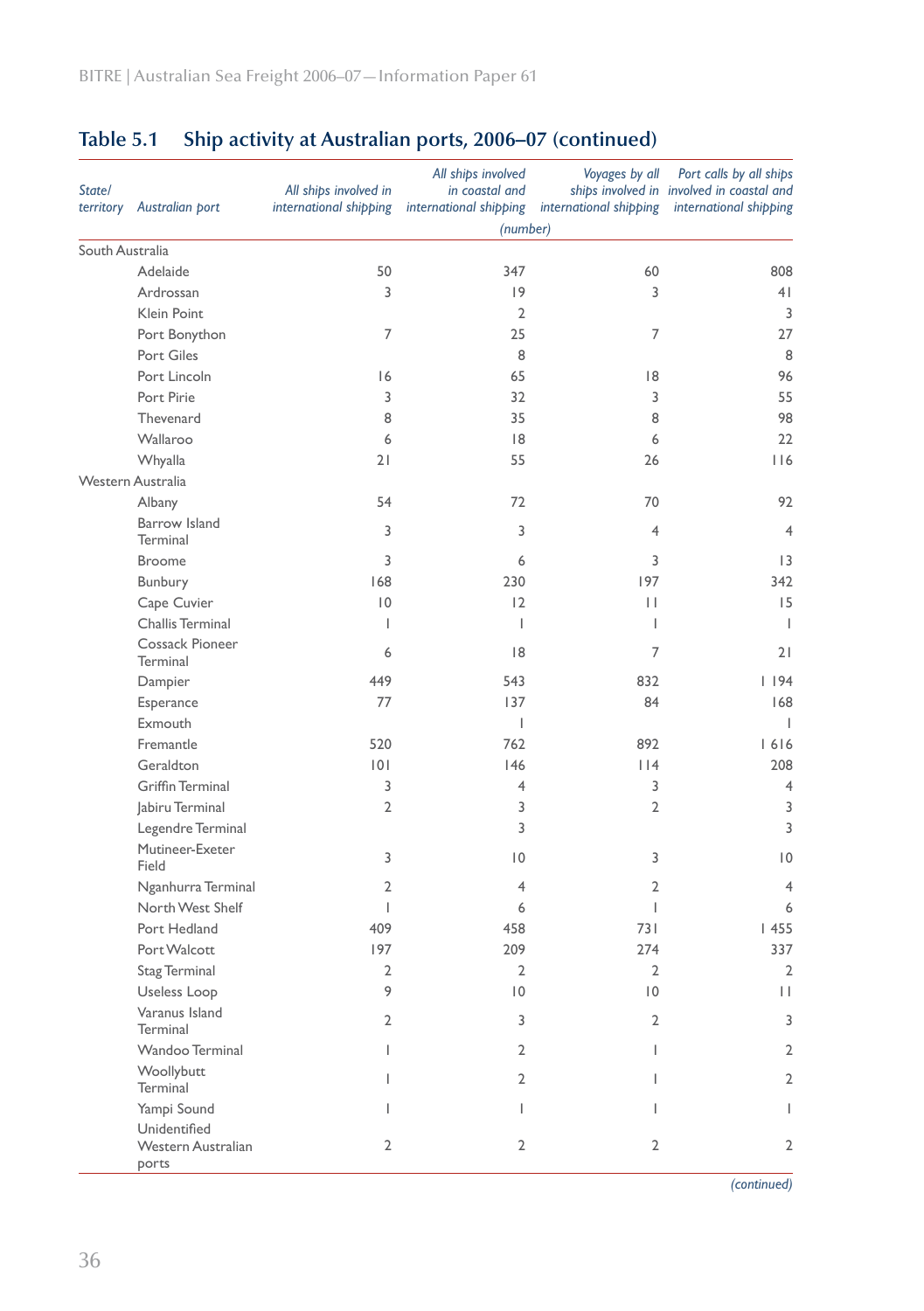## Table 5.1 Ship activity at Australian ports, 2006–07 (continued)

| State/ territory | Australian port | All ships involved in international shipping | All ships involved in coastal and international shipping | Voyages by all ships involved in international shipping | Port calls by all ships involved in coastal and international shipping |
|---|---|---|---|---|---|
| | | (number) | | | |
| South Australia | | | | | |
| | Adelaide | 50 | 347 | 60 | 808 |
| | Ardrossan | 3 | 19 | 3 | 41 |
| | Klein Point | | 2 | | 3 |
| | Port Bonython | 7 | 25 | 7 | 27 |
| | Port Giles | | 8 | | 8 |
| | Port Lincoln | 16 | 65 | 18 | 96 |
| | Port Pirie | 3 | 32 | 3 | 55 |
| | Thevenard | 8 | 35 | 8 | 98 |
| | Wallaroo | 6 | 18 | 6 | 22 |
| | Whyalla | 21 | 55 | 26 | 116 |
| Western Australia | | | | | |
| | Albany | 54 | 72 | 70 | 92 |
| | Barrow Island Terminal | 3 | 3 | 4 | 4 |
| | Broome | 3 | 6 | 3 | 13 |
| | Bunbury | 168 | 230 | 197 | 342 |
| | Cape Cuvier | 10 | 12 | 11 | 15 |
| | Challis Terminal | 1 | 1 | 1 | 1 |
| | Cossack Pioneer Terminal | 6 | 18 | 7 | 21 |
| | Dampier | 449 | 543 | 832 | 1 194 |
| | Esperance | 77 | 137 | 84 | 168 |
| | Exmouth | | 1 | | 1 |
| | Fremantle | 520 | 762 | 892 | 1 616 |
| | Geraldton | 101 | 146 | 114 | 208 |
| | Griffin Terminal | 3 | 4 | 3 | 4 |
| | Jabiru Terminal | 2 | 3 | 2 | 3 |
| | Legendre Terminal | | 3 | | 3 |
| | Mutineer-Exeter Field | 3 | 10 | 3 | 10 |
| | Nganhurra Terminal | 2 | 4 | 2 | 4 |
| | North West Shelf | 1 | 6 | 1 | 6 |
| | Port Hedland | 409 | 458 | 731 | 1 455 |
| | Port Walcott | 197 | 209 | 274 | 337 |
| | Stag Terminal | 2 | 2 | 2 | 2 |
| | Useless Loop | 9 | 10 | 10 | 11 |
| | Varanus Island Terminal | 2 | 3 | 2 | 3 |
| | Wandoo Terminal | 1 | 2 | 1 | 2 |
| | Woollybutt Terminal | 1 | 2 | 1 | 2 |
| | Yampi Sound | 1 | 1 | 1 | 1 |
| | Unidentified Western Australian ports | 2 | 2 | 2 | 2 |

*(continued)*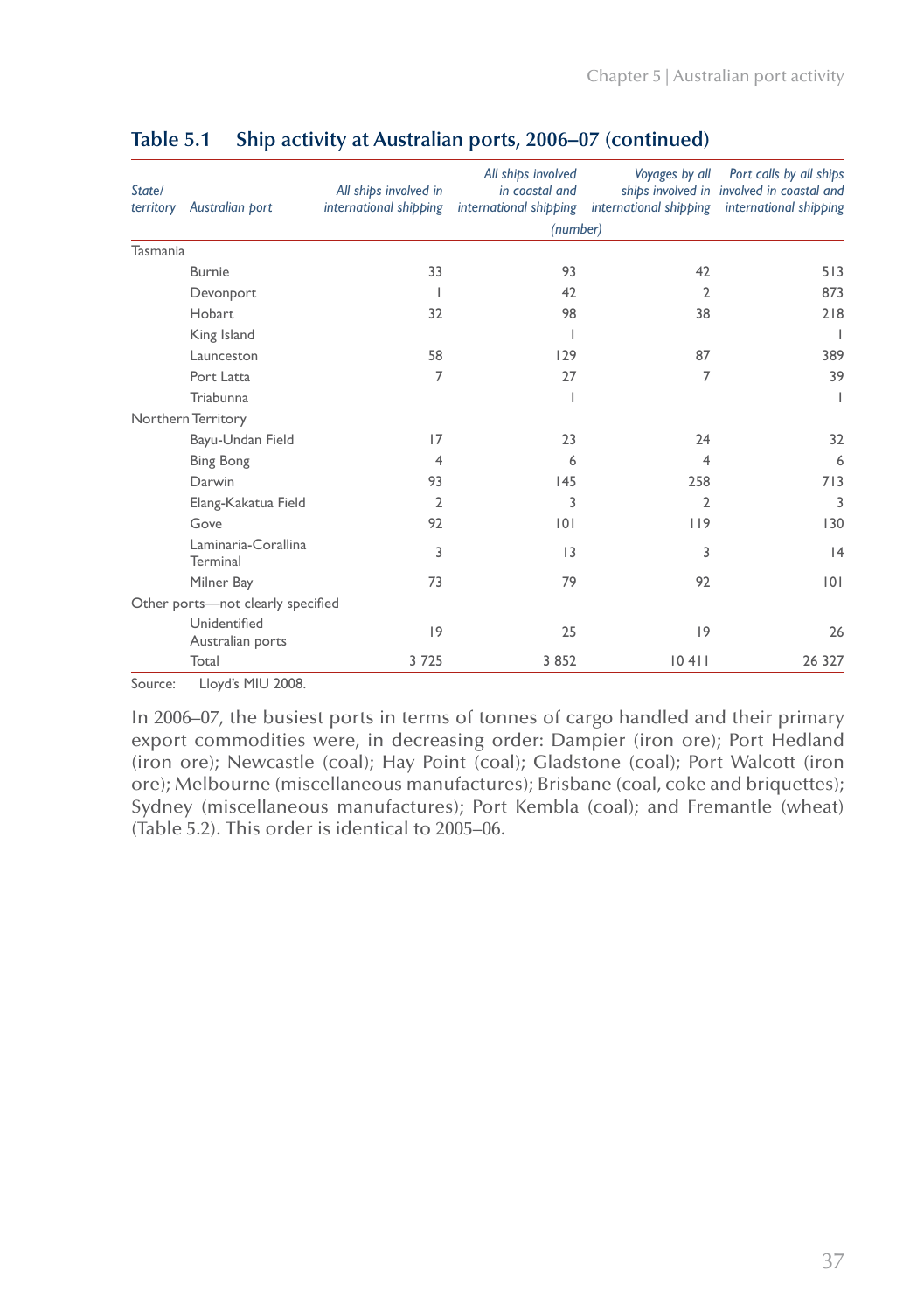## Table 5.1 Ship activity at Australian ports, 2006–07 (continued)

| State/ territory | Australian port | All ships involved in international shipping | All ships involved in coastal and international shipping | Voyages by all ships involved in international shipping | Port calls by all ships involved in coastal and international shipping |
|---|---|---|---|---|---|
| | | (number) | | | |
| Tasmania | | | | | |
| | Burnie | 33 | 93 | 42 | 513 |
| | Devonport | 1 | 42 | 2 | 873 |
| | Hobart | 32 | 98 | 38 | 218 |
| | King Island | | 1 | | 1 |
| | Launceston | 58 | 129 | 87 | 389 |
| | Port Latta | 7 | 27 | 7 | 39 |
| | Triabunna | | 1 | | 1 |
| Northern Territory | | | | | |
| | Bayu-Undan Field | 17 | 23 | 24 | 32 |
| | Bing Bong | 4 | 6 | 4 | 6 |
| | Darwin | 93 | 145 | 258 | 713 |
| | Elang-Kakatua Field | 2 | 3 | 2 | 3 |
| | Gove | 92 | 101 | 119 | 130 |
| | Laminaria-Corallina Terminal | 3 | 13 | 3 | 14 |
| | Milner Bay | 73 | 79 | 92 | 101 |
| Other ports—not clearly specified | | | | | |
| | Unidentified Australian ports | 19 | 25 | 19 | 26 |
| | Total | 3 725 | 3 852 | 10 411 | 26 327 |

Source: Lloyd's MIU 2008.

In 2006–07, the busiest ports in terms of tonnes of cargo handled and their primary export commodities were, in decreasing order: Dampier (iron ore); Port Hedland (iron ore); Newcastle (coal); Hay Point (coal); Gladstone (coal); Port Walcott (iron ore); Melbourne (miscellaneous manufactures); Brisbane (coal, coke and briquettes); Sydney (miscellaneous manufactures); Port Kembla (coal); and Fremantle (wheat) (Table 5.2). This order is identical to 2005–06.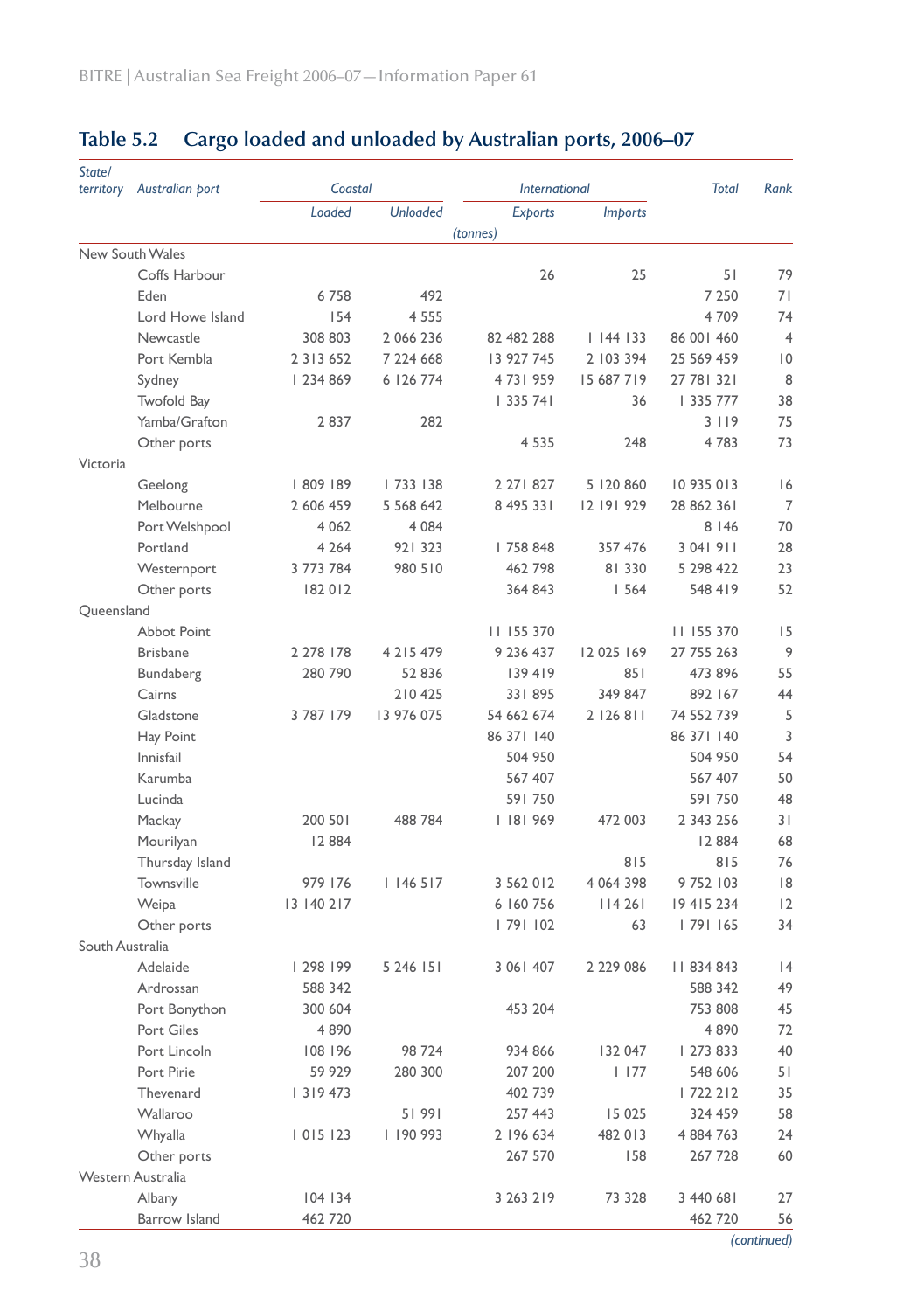## Table 5.2 Cargo loaded and unloaded by Australian ports, 2006–07

| State/ territory | Australian port | Coastal | | International | | Total | Rank |
|---|---|---|---|---|---|---|---|
| | | Loaded | Unloaded | Exports | Imports | | |
| | | (tonnes) | | | | | |
| New South Wales | | | | | | | |
| | Coffs Harbour | | | 26 | 25 | 51 | 79 |
| | Eden | 6 758 | 492 | | | 7 250 | 71 |
| | Lord Howe Island | 154 | 4 555 | | | 4 709 | 74 |
| | Newcastle | 308 803 | 2 066 236 | 82 482 288 | 1 144 133 | 86 001 460 | 4 |
| | Port Kembla | 2 313 652 | 7 224 668 | 13 927 745 | 2 103 394 | 25 569 459 | 10 |
| | Sydney | 1 234 869 | 6 126 774 | 4 731 959 | 15 687 719 | 27 781 321 | 8 |
| | Twofold Bay | | | 1 335 741 | 36 | 1 335 777 | 38 |
| | Yamba/Grafton | 2 837 | 282 | | | 3 119 | 75 |
| | Other ports | | | 4 535 | 248 | 4 783 | 73 |
| Victoria | | | | | | | |
| | Geelong | 1 809 189 | 1 733 138 | 2 271 827 | 5 120 860 | 10 935 013 | 16 |
| | Melbourne | 2 606 459 | 5 568 642 | 8 495 331 | 12 191 929 | 28 862 361 | 7 |
| | Port Welshpool | 4 062 | 4 084 | | | 8 146 | 70 |
| | Portland | 4 264 | 921 323 | 1 758 848 | 357 476 | 3 041 911 | 28 |
| | Westernport | 3 773 784 | 980 510 | 462 798 | 81 330 | 5 298 422 | 23 |
| | Other ports | 182 012 | | 364 843 | 1 564 | 548 419 | 52 |
| Queensland | | | | | | | |
| | Abbot Point | | | 11 155 370 | | 11 155 370 | 15 |
| | Brisbane | 2 278 178 | 4 215 479 | 9 236 437 | 12 025 169 | 27 755 263 | 9 |
| | Bundaberg | 280 790 | 52 836 | 139 419 | 851 | 473 896 | 55 |
| | Cairns | | 210 425 | 331 895 | 349 847 | 892 167 | 44 |
| | Gladstone | 3 787 179 | 13 976 075 | 54 662 674 | 2 126 811 | 74 552 739 | 5 |
| | Hay Point | | | 86 371 140 | | 86 371 140 | 3 |
| | Innisfail | | | 504 950 | | 504 950 | 54 |
| | Karumba | | | 567 407 | | 567 407 | 50 |
| | Lucinda | | | 591 750 | | 591 750 | 48 |
| | Mackay | 200 501 | 488 784 | 1 181 969 | 472 003 | 2 343 256 | 31 |
| | Mourilyan | 12 884 | | | | 12 884 | 68 |
| | Thursday Island | | | | 815 | 815 | 76 |
| | Townsville | 979 176 | 1 146 517 | 3 562 012 | 4 064 398 | 9 752 103 | 18 |
| | Weipa | 13 140 217 | | 6 160 756 | 114 261 | 19 415 234 | 12 |
| | Other ports | | | 1 791 102 | 63 | 1 791 165 | 34 |
| South Australia | | | | | | | |
| | Adelaide | 1 298 199 | 5 246 151 | 3 061 407 | 2 229 086 | 11 834 843 | 14 |
| | Ardrossan | 588 342 | | | | 588 342 | 49 |
| | Port Bonython | 300 604 | | 453 204 | | 753 808 | 45 |
| | Port Giles | 4 890 | | | | 4 890 | 72 |
| | Port Lincoln | 108 196 | 98 724 | 934 866 | 132 047 | 1 273 833 | 40 |
| | Port Pirie | 59 929 | 280 300 | 207 200 | 1 177 | 548 606 | 51 |
| | Thevenard | 1 319 473 | | 402 739 | | 1 722 212 | 35 |
| | Wallaroo | | 51 991 | 257 443 | 15 025 | 324 459 | 58 |
| | Whyalla | 1 015 123 | 1 190 993 | 2 196 634 | 482 013 | 4 884 763 | 24 |
| | Other ports | | | 267 570 | 158 | 267 728 | 60 |
| Western Australia | | | | | | | |
| | Albany | 104 134 | | 3 263 219 | 73 328 | 3 440 681 | 27 |
| | Barrow Island | 462 720 | | | | 462 720 | 56 |

*(continued)*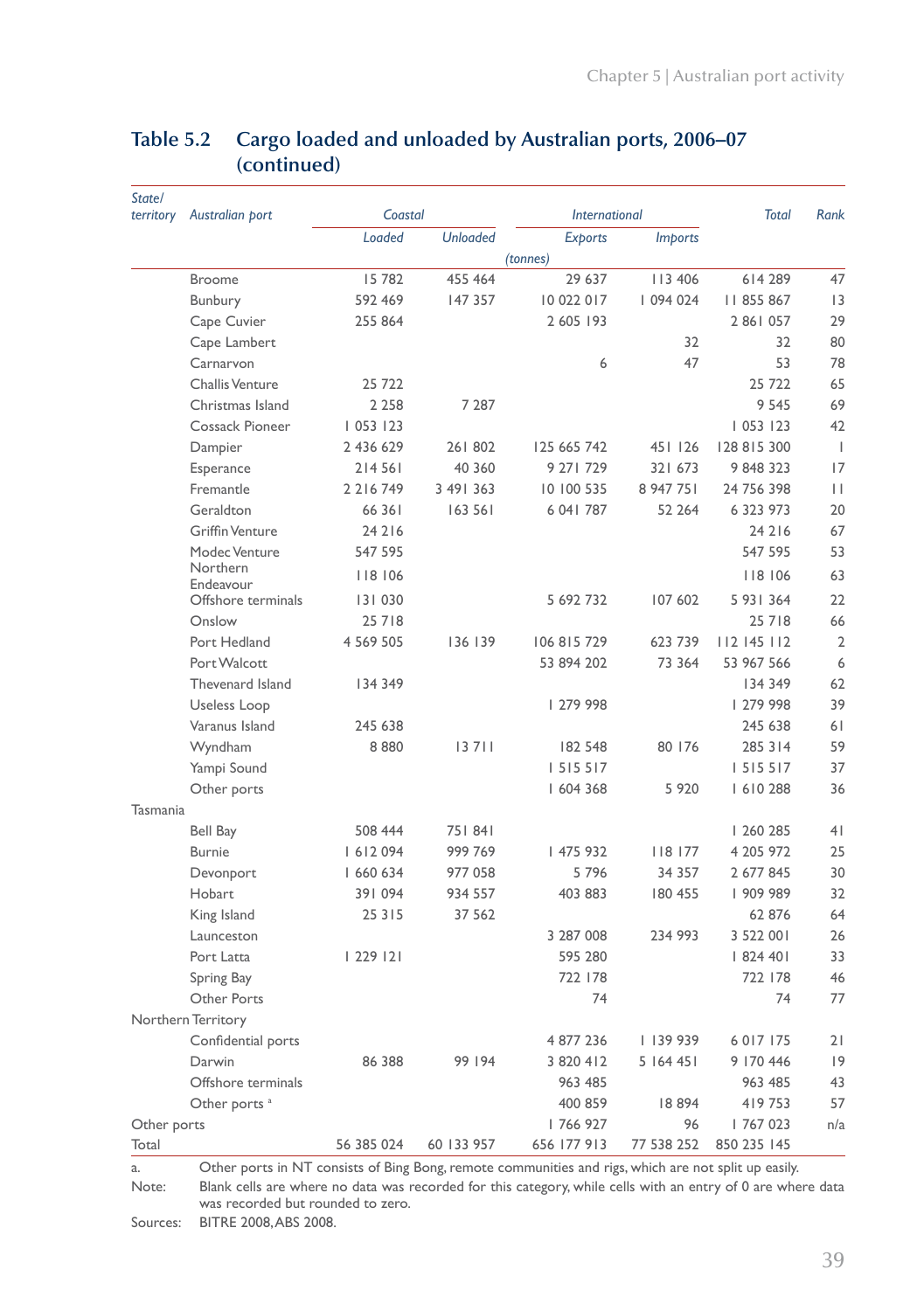## Table 5.2 Cargo loaded and unloaded by Australian ports, 2006–07 (continued)

| State/ territory | Australian port | Coastal | | International | | Total | Rank |
|---|---|---|---|---|---|---|---|
| | | Loaded | Unloaded | Exports | Imports | | |
| | | (tonnes) | | | | | |
| | Broome | 15 782 | 455 464 | 29 637 | 113 406 | 614 289 | 47 |
| | Bunbury | 592 469 | 147 357 | 10 022 017 | 1 094 024 | 11 855 867 | 13 |
| | Cape Cuvier | 255 864 | | 2 605 193 | | 2 861 057 | 29 |
| | Cape Lambert | | | | 32 | 32 | 80 |
| | Carnarvon | | | 6 | 47 | 53 | 78 |
| | Challis Venture | 25 722 | | | | 25 722 | 65 |
| | Christmas Island | 2 258 | 7 287 | | | 9 545 | 69 |
| | Cossack Pioneer | 1 053 123 | | | | 1 053 123 | 42 |
| | Dampier | 2 436 629 | 261 802 | 125 665 742 | 451 126 | 128 815 300 | 1 |
| | Esperance | 214 561 | 40 360 | 9 271 729 | 321 673 | 9 848 323 | 17 |
| | Fremantle | 2 216 749 | 3 491 363 | 10 100 535 | 8 947 751 | 24 756 398 | 11 |
| | Geraldton | 66 361 | 163 561 | 6 041 787 | 52 264 | 6 323 973 | 20 |
| | Griffin Venture | 24 216 | | | | 24 216 | 67 |
| | Modec Venture | 547 595 | | | | 547 595 | 53 |
| | Northern Endeavour | 118 106 | | | | 118 106 | 63 |
| | Offshore terminals | 131 030 | | 5 692 732 | 107 602 | 5 931 364 | 22 |
| | Onslow | 25 718 | | | | 25 718 | 66 |
| | Port Hedland | 4 569 505 | 136 139 | 106 815 729 | 623 739 | 112 145 112 | 2 |
| | Port Walcott | | | 53 894 202 | 73 364 | 53 967 566 | 6 |
| | Thevenard Island | 134 349 | | | | 134 349 | 62 |
| | Useless Loop | | | 1 279 998 | | 1 279 998 | 39 |
| | Varanus Island | 245 638 | | | | 245 638 | 61 |
| | Wyndham | 8 880 | 13 711 | 182 548 | 80 176 | 285 314 | 59 |
| | Yampi Sound | | | 1 515 517 | | 1 515 517 | 37 |
| | Other ports | | | 1 604 368 | 5 920 | 1 610 288 | 36 |
| Tasmania | | | | | | | |
| | Bell Bay | 508 444 | 751 841 | | | 1 260 285 | 41 |
| | Burnie | 1 612 094 | 999 769 | 1 475 932 | 118 177 | 4 205 972 | 25 |
| | Devonport | 1 660 634 | 977 058 | 5 796 | 34 357 | 2 677 845 | 30 |
| | Hobart | 391 094 | 934 557 | 403 883 | 180 455 | 1 909 989 | 32 |
| | King Island | 25 315 | 37 562 | | | 62 876 | 64 |
| | Launceston | | | 3 287 008 | 234 993 | 3 522 001 | 26 |
| | Port Latta | 1 229 121 | | 595 280 | | 1 824 401 | 33 |
| | Spring Bay | | | 722 178 | | 722 178 | 46 |
| | Other Ports | | | 74 | | 74 | 77 |
| Northern Territory | | | | | | | |
| | Confidential ports | | | 4 877 236 | 1 139 939 | 6 017 175 | 21 |
| | Darwin | 86 388 | 99 194 | 3 820 412 | 5 164 451 | 9 170 446 | 19 |
| | Offshore terminals | | | 963 485 | | 963 485 | 43 |
| | Other ports [a] | | | 400 859 | 18 894 | 419 753 | 57 |
| Other ports | | | | 1 766 927 | 96 | 1 767 023 | n/a |
| Total | | 56 385 024 | 60 133 957 | 656 177 913 | 77 538 252 | 850 235 145 | |

a. Other ports in NT consists of Bing Bong, remote communities and rigs, which are not split up easily.

Note: Blank cells are where no data was recorded for this category, while cells with an entry of 0 are where data was recorded but rounded to zero.

Sources: BITRE 2008, ABS 2008.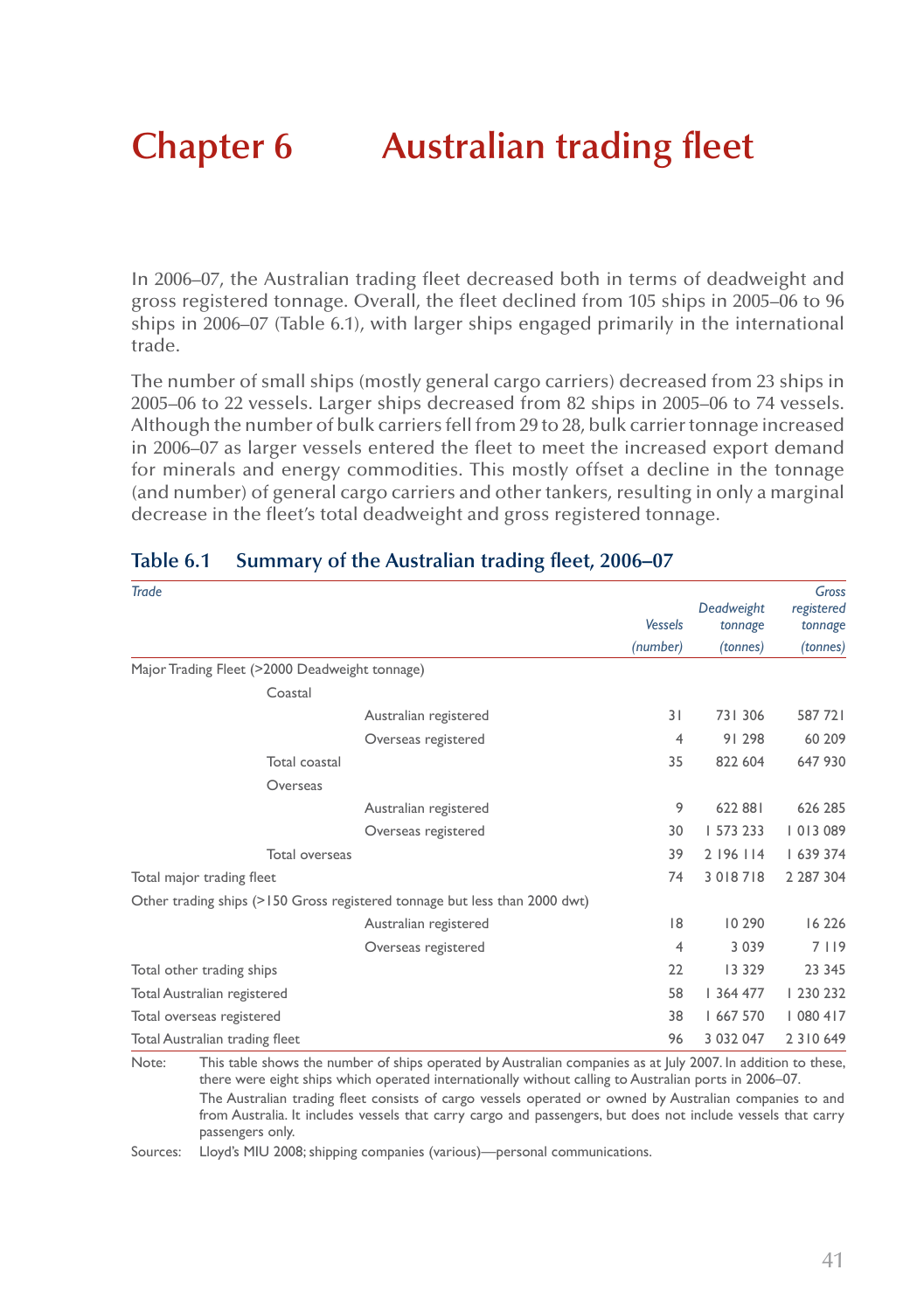# Chapter 6 Australian trading fleet

In 2006–07, the Australian trading fleet decreased both in terms of deadweight and gross registered tonnage. Overall, the fleet declined from 105 ships in 2005–06 to 96 ships in 2006–07 (Table 6.1), with larger ships engaged primarily in the international trade.

The number of small ships (mostly general cargo carriers) decreased from 23 ships in 2005–06 to 22 vessels. Larger ships decreased from 82 ships in 2005–06 to 74 vessels. Although the number of bulk carriers fell from 29 to 28, bulk carrier tonnage increased in 2006–07 as larger vessels entered the fleet to meet the increased export demand for minerals and energy commodities. This mostly offset a decline in the tonnage (and number) of general cargo carriers and other tankers, resulting in only a marginal decrease in the fleet's total deadweight and gross registered tonnage.

## Table 6.1 Summary of the Australian trading fleet, 2006–07

| *Trade* | | | *Vessels (number)* | *Deadweight tonnage (tonnes)* | *Gross registered tonnage (tonnes)* |
|---|---|---|---|---|---|
| Major Trading Fleet (>2000 Deadweight tonnage) | | | | | |
| | Coastal | | | | |
| | | Australian registered | 31 | 731 306 | 587 721 |
| | | Overseas registered | 4 | 91 298 | 60 209 |
| | Total coastal | | 35 | 822 604 | 647 930 |
| | Overseas | | | | |
| | | Australian registered | 9 | 622 881 | 626 285 |
| | | Overseas registered | 30 | 1 573 233 | 1 013 089 |
| | Total overseas | | 39 | 2 196 114 | 1 639 374 |
| Total major trading fleet | | | 74 | 3 018 718 | 2 287 304 |
| Other trading ships (>150 Gross registered tonnage but less than 2000 dwt) | | | | | |
| | | Australian registered | 18 | 10 290 | 16 226 |
| | | Overseas registered | 4 | 3 039 | 7 119 |
| Total other trading ships | | | 22 | 13 329 | 23 345 |
| Total Australian registered | | | 58 | 1 364 477 | 1 230 232 |
| Total overseas registered | | | 38 | 1 667 570 | 1 080 417 |
| Total Australian trading fleet | | | 96 | 3 032 047 | 2 310 649 |

Note: This table shows the number of ships operated by Australian companies as at July 2007. In addition to these, there were eight ships which operated internationally without calling to Australian ports in 2006–07.
The Australian trading fleet consists of cargo vessels operated or owned by Australian companies to and from Australia. It includes vessels that carry cargo and passengers, but does not include vessels that carry passengers only.

Sources: Lloyd's MIU 2008; shipping companies (various)—personal communications.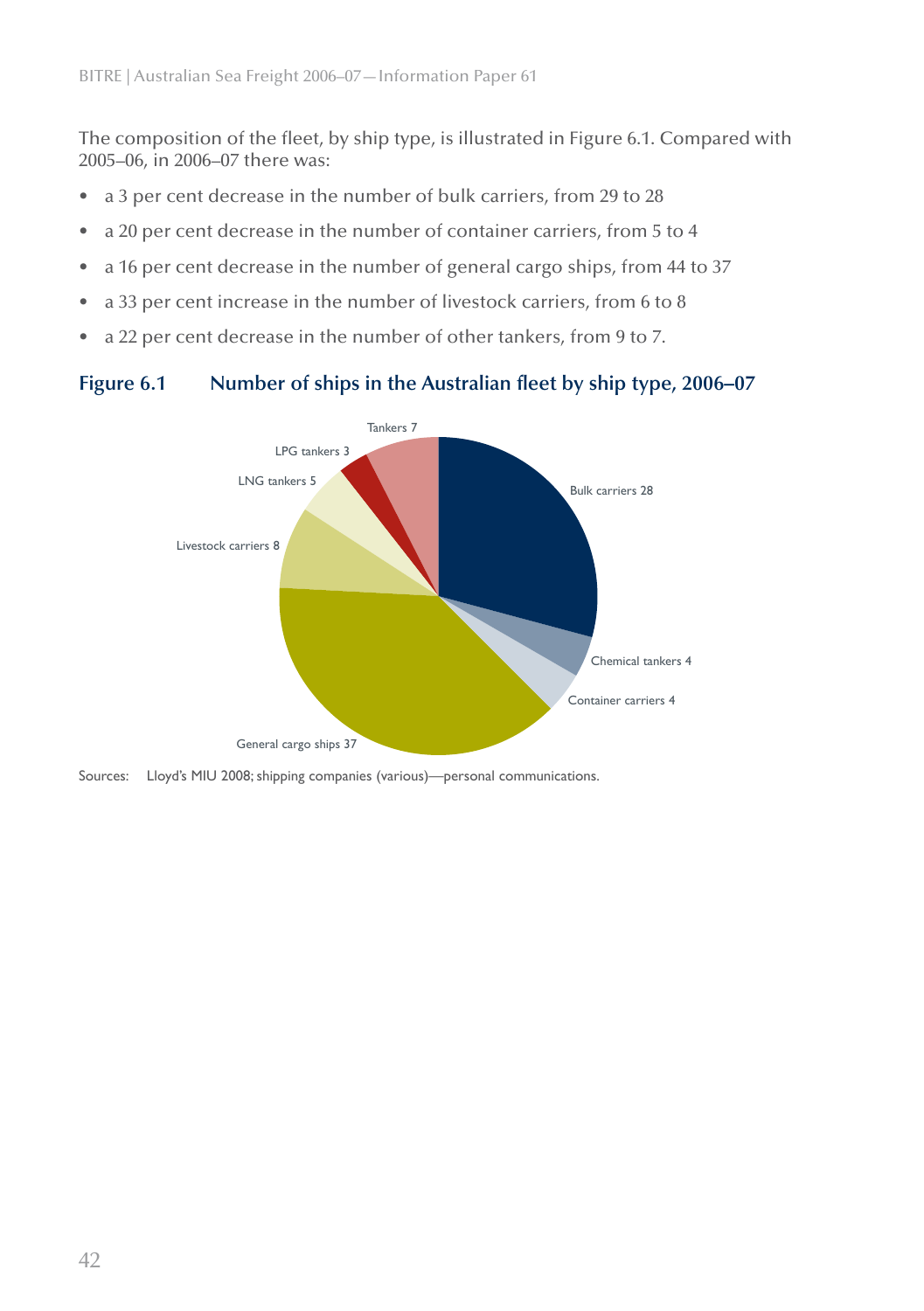The composition of the fleet, by ship type, is illustrated in Figure 6.1. Compared with 2005–06, in 2006–07 there was:

- a 3 per cent decrease in the number of bulk carriers, from 29 to 28
- a 20 per cent decrease in the number of container carriers, from 5 to 4
- a 16 per cent decrease in the number of general cargo ships, from 44 to 37
- a 33 per cent increase in the number of livestock carriers, from 6 to 8
- a 22 per cent decrease in the number of other tankers, from 9 to 7.

**Figure 6.1 Number of ships in the Australian fleet by ship type, 2006–07**

Tankers 7

LPG tankers 3

LNG tankers 5

Livestock carriers 8

Bulk carriers 28

Chemical tankers 4

Container carriers 4

General cargo ships 37

Sources: Lloyd's MIU 2008; shipping companies (various)—personal communications.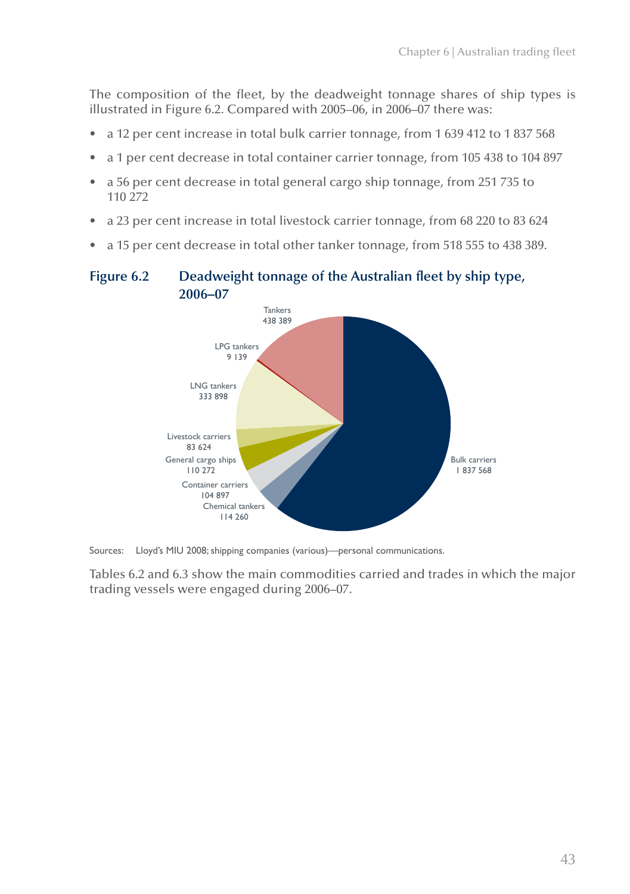The composition of the fleet, by the deadweight tonnage shares of ship types is illustrated in Figure 6.2. Compared with 2005–06, in 2006–07 there was:

- a 12 per cent increase in total bulk carrier tonnage, from 1 639 412 to 1 837 568
- a 1 per cent decrease in total container carrier tonnage, from 105 438 to 104 897
- a 56 per cent decrease in total general cargo ship tonnage, from 251 735 to 110 272
- a 23 per cent increase in total livestock carrier tonnage, from 68 220 to 83 624
- a 15 per cent decrease in total other tanker tonnage, from 518 555 to 438 389.

**Figure 6.2 Deadweight tonnage of the Australian fleet by ship type, 2006–07**

| Ship type | Deadweight tonnage |
|---|---|
| Tankers | 438 389 |
| LPG tankers | 9 139 |
| LNG tankers | 333 898 |
| Livestock carriers | 83 624 |
| General cargo ships | 110 272 |
| Container carriers | 104 897 |
| Chemical tankers | 114 260 |
| Bulk carriers | 1 837 568 |

Sources: Lloyd's MIU 2008; shipping companies (various)—personal communications.

Tables 6.2 and 6.3 show the main commodities carried and trades in which the major trading vessels were engaged during 2006–07.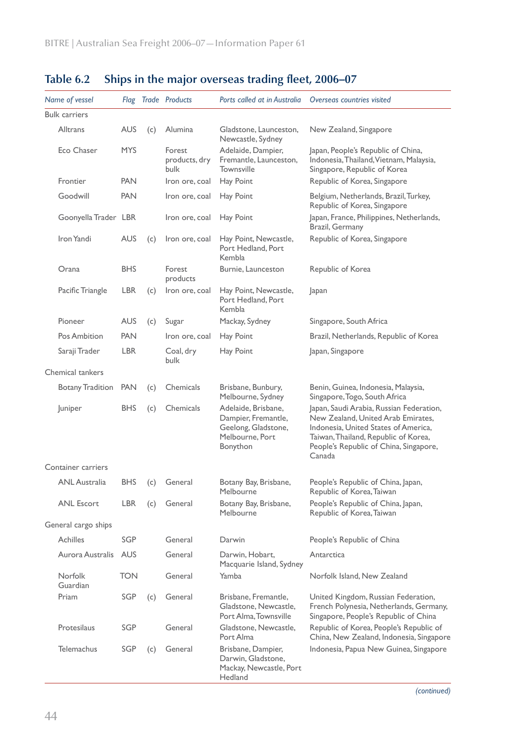## Table 6.2 Ships in the major overseas trading fleet, 2006–07

| *Name of vessel* | *Flag* | *Trade* | *Products* | *Ports called at in Australia* | *Overseas countries visited* |
|---|---|---|---|---|---|
| Bulk carriers | | | | | |
| Alltrans | AUS | (c) | Alumina | Gladstone, Launceston, Newcastle, Sydney | New Zealand, Singapore |
| Eco Chaser | MYS | | Forest products, dry bulk | Adelaide, Dampier, Fremantle, Launceston, Townsville | Japan, People's Republic of China, Indonesia, Thailand, Vietnam, Malaysia, Singapore, Republic of Korea |
| Frontier | PAN | | Iron ore, coal | Hay Point | Republic of Korea, Singapore |
| Goodwill | PAN | | Iron ore, coal | Hay Point | Belgium, Netherlands, Brazil, Turkey, Republic of Korea, Singapore |
| Goonyella Trader | LBR | | Iron ore, coal | Hay Point | Japan, France, Philippines, Netherlands, Brazil, Germany |
| Iron Yandi | AUS | (c) | Iron ore, coal | Hay Point, Newcastle, Port Hedland, Port Kembla | Republic of Korea, Singapore |
| Orana | BHS | | Forest products | Burnie, Launceston | Republic of Korea |
| Pacific Triangle | LBR | (c) | Iron ore, coal | Hay Point, Newcastle, Port Hedland, Port Kembla | Japan |
| Pioneer | AUS | (c) | Sugar | Mackay, Sydney | Singapore, South Africa |
| Pos Ambition | PAN | | Iron ore, coal | Hay Point | Brazil, Netherlands, Republic of Korea |
| Saraji Trader | LBR | | Coal, dry bulk | Hay Point | Japan, Singapore |
| Chemical tankers | | | | | |
| Botany Tradition | PAN | (c) | Chemicals | Brisbane, Bunbury, Melbourne, Sydney | Benin, Guinea, Indonesia, Malaysia, Singapore, Togo, South Africa |
| Juniper | BHS | (c) | Chemicals | Adelaide, Brisbane, Dampier, Fremantle, Geelong, Gladstone, Melbourne, Port Bonython | Japan, Saudi Arabia, Russian Federation, New Zealand, United Arab Emirates, Indonesia, United States of America, Taiwan, Thailand, Republic of Korea, People's Republic of China, Singapore, Canada |
| Container carriers | | | | | |
| ANL Australia | BHS | (c) | General | Botany Bay, Brisbane, Melbourne | People's Republic of China, Japan, Republic of Korea, Taiwan |
| ANL Escort | LBR | (c) | General | Botany Bay, Brisbane, Melbourne | People's Republic of China, Japan, Republic of Korea, Taiwan |
| General cargo ships | | | | | |
| Achilles | SGP | | General | Darwin | People's Republic of China |
| Aurora Australis | AUS | | General | Darwin, Hobart, Macquarie Island, Sydney | Antarctica |
| Norfolk Guardian | TON | | General | Yamba | Norfolk Island, New Zealand |
| Priam | SGP | (c) | General | Brisbane, Fremantle, Gladstone, Newcastle, Port Alma, Townsville | United Kingdom, Russian Federation, French Polynesia, Netherlands, Germany, Singapore, People's Republic of China |
| Protesilaus | SGP | | General | Gladstone, Newcastle, Port Alma | Republic of Korea, People's Republic of China, New Zealand, Indonesia, Singapore |
| Telemachus | SGP | (c) | General | Brisbane, Dampier, Darwin, Gladstone, Mackay, Newcastle, Port Hedland | Indonesia, Papua New Guinea, Singapore |

*(continued)*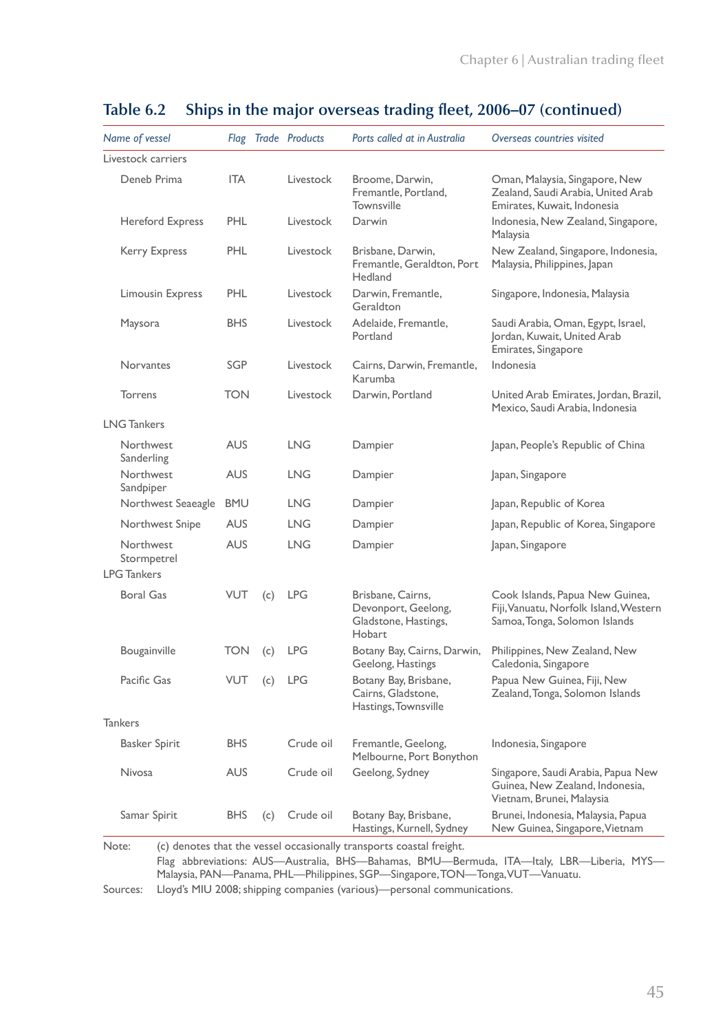## Table 6.2 Ships in the major overseas trading fleet, 2006–07 (continued)

| *Name of vessel* | *Flag* | *Trade* | *Products* | *Ports called at in Australia* | *Overseas countries visited* |
|---|---|---|---|---|---|
| Livestock carriers | | | | | |
| Deneb Prima | ITA | | Livestock | Broome, Darwin, Fremantle, Portland, Townsville | Oman, Malaysia, Singapore, New Zealand, Saudi Arabia, United Arab Emirates, Kuwait, Indonesia |
| Hereford Express | PHL | | Livestock | Darwin | Indonesia, New Zealand, Singapore, Malaysia |
| Kerry Express | PHL | | Livestock | Brisbane, Darwin, Fremantle, Geraldton, Port Hedland | New Zealand, Singapore, Indonesia, Malaysia, Philippines, Japan |
| Limousin Express | PHL | | Livestock | Darwin, Fremantle, Geraldton | Singapore, Indonesia, Malaysia |
| Maysora | BHS | | Livestock | Adelaide, Fremantle, Portland | Saudi Arabia, Oman, Egypt, Israel, Jordan, Kuwait, United Arab Emirates, Singapore |
| Norvantes | SGP | | Livestock | Cairns, Darwin, Fremantle, Karumba | Indonesia |
| Torrens | TON | | Livestock | Darwin, Portland | United Arab Emirates, Jordan, Brazil, Mexico, Saudi Arabia, Indonesia |
| LNG Tankers | | | | | |
| Northwest Sanderling | AUS | | LNG | Dampier | Japan, People's Republic of China |
| Northwest Sandpiper | AUS | | LNG | Dampier | Japan, Singapore |
| Northwest Seaeagle | BMU | | LNG | Dampier | Japan, Republic of Korea |
| Northwest Snipe | AUS | | LNG | Dampier | Japan, Republic of Korea, Singapore |
| Northwest Stormpetrel | AUS | | LNG | Dampier | Japan, Singapore |
| LPG Tankers | | | | | |
| Boral Gas | VUT | (c) | LPG | Brisbane, Cairns, Devonport, Geelong, Gladstone, Hastings, Hobart | Cook Islands, Papua New Guinea, Fiji, Vanuatu, Norfolk Island, Western Samoa, Tonga, Solomon Islands |
| Bougainville | TON | (c) | LPG | Botany Bay, Cairns, Darwin, Geelong, Hastings | Philippines, New Zealand, New Caledonia, Singapore |
| Pacific Gas | VUT | (c) | LPG | Botany Bay, Brisbane, Cairns, Gladstone, Hastings, Townsville | Papua New Guinea, Fiji, New Zealand, Tonga, Solomon Islands |
| Tankers | | | | | |
| Basker Spirit | BHS | | Crude oil | Fremantle, Geelong, Melbourne, Port Bonython | Indonesia, Singapore |
| Nivosa | AUS | | Crude oil | Geelong, Sydney | Singapore, Saudi Arabia, Papua New Guinea, New Zealand, Indonesia, Vietnam, Brunei, Malaysia |
| Samar Spirit | BHS | (c) | Crude oil | Botany Bay, Brisbane, Hastings, Kurnell, Sydney | Brunei, Indonesia, Malaysia, Papua New Guinea, Singapore, Vietnam |

Note: (c) denotes that the vessel occasionally transports coastal freight.
Flag abbreviations: AUS—Australia, BHS—Bahamas, BMU—Bermuda, ITA—Italy, LBR—Liberia, MYS—Malaysia, PAN—Panama, PHL—Philippines, SGP—Singapore, TON—Tonga, VUT—Vanuatu.

Sources: Lloyd's MIU 2008; shipping companies (various)—personal communications.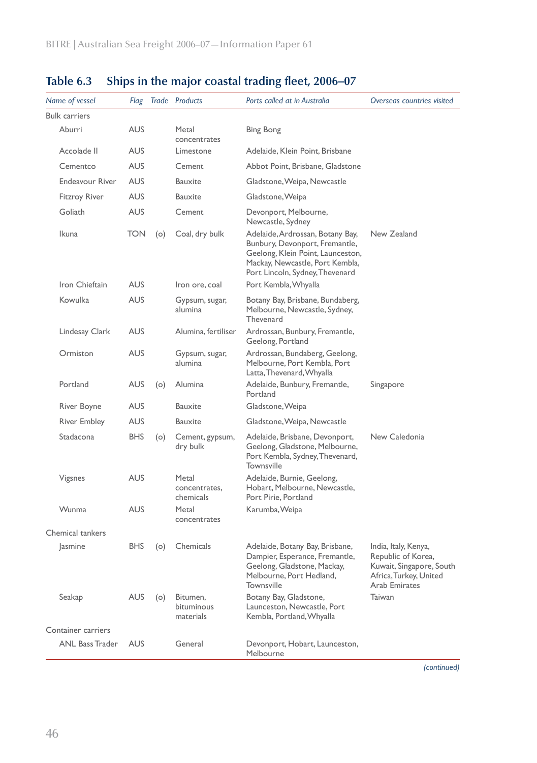## Table 6.3 Ships in the major coastal trading fleet, 2006–07

| *Name of vessel* | *Flag* | *Trade* | *Products* | *Ports called at in Australia* | *Overseas countries visited* |
|---|---|---|---|---|---|
| Bulk carriers | | | | | |
| Aburri | AUS | | Metal concentrates | Bing Bong | |
| Accolade II | AUS | | Limestone | Adelaide, Klein Point, Brisbane | |
| Cementco | AUS | | Cement | Abbot Point, Brisbane, Gladstone | |
| Endeavour River | AUS | | Bauxite | Gladstone, Weipa, Newcastle | |
| Fitzroy River | AUS | | Bauxite | Gladstone, Weipa | |
| Goliath | AUS | | Cement | Devonport, Melbourne, Newcastle, Sydney | |
| Ikuna | TON | (o) | Coal, dry bulk | Adelaide, Ardrossan, Botany Bay, Bunbury, Devonport, Fremantle, Geelong, Klein Point, Launceston, Mackay, Newcastle, Port Kembla, Port Lincoln, Sydney, Thevenard | New Zealand |
| Iron Chieftain | AUS | | Iron ore, coal | Port Kembla, Whyalla | |
| Kowulka | AUS | | Gypsum, sugar, alumina | Botany Bay, Brisbane, Bundaberg, Melbourne, Newcastle, Sydney, Thevenard | |
| Lindesay Clark | AUS | | Alumina, fertiliser | Ardrossan, Bunbury, Fremantle, Geelong, Portland | |
| Ormiston | AUS | | Gypsum, sugar, alumina | Ardrossan, Bundaberg, Geelong, Melbourne, Port Kembla, Port Latta, Thevenard, Whyalla | |
| Portland | AUS | (o) | Alumina | Adelaide, Bunbury, Fremantle, Portland | Singapore |
| River Boyne | AUS | | Bauxite | Gladstone, Weipa | |
| River Embley | AUS | | Bauxite | Gladstone, Weipa, Newcastle | |
| Stadacona | BHS | (o) | Cement, gypsum, dry bulk | Adelaide, Brisbane, Devonport, Geelong, Gladstone, Melbourne, Port Kembla, Sydney, Thevenard, Townsville | New Caledonia |
| Vigsnes | AUS | | Metal concentrates, chemicals | Adelaide, Burnie, Geelong, Hobart, Melbourne, Newcastle, Port Pirie, Portland | |
| Wunma | AUS | | Metal concentrates | Karumba, Weipa | |
| Chemical tankers | | | | | |
| Jasmine | BHS | (o) | Chemicals | Adelaide, Botany Bay, Brisbane, Dampier, Esperance, Fremantle, Geelong, Gladstone, Mackay, Melbourne, Port Hedland, Townsville | India, Italy, Kenya, Republic of Korea, Kuwait, Singapore, South Africa, Turkey, United Arab Emirates |
| Seakap | AUS | (o) | Bitumen, bituminous materials | Botany Bay, Gladstone, Launceston, Newcastle, Port Kembla, Portland, Whyalla | Taiwan |
| Container carriers | | | | | |
| ANL Bass Trader | AUS | | General | Devonport, Hobart, Launceston, Melbourne | |

*(continued)*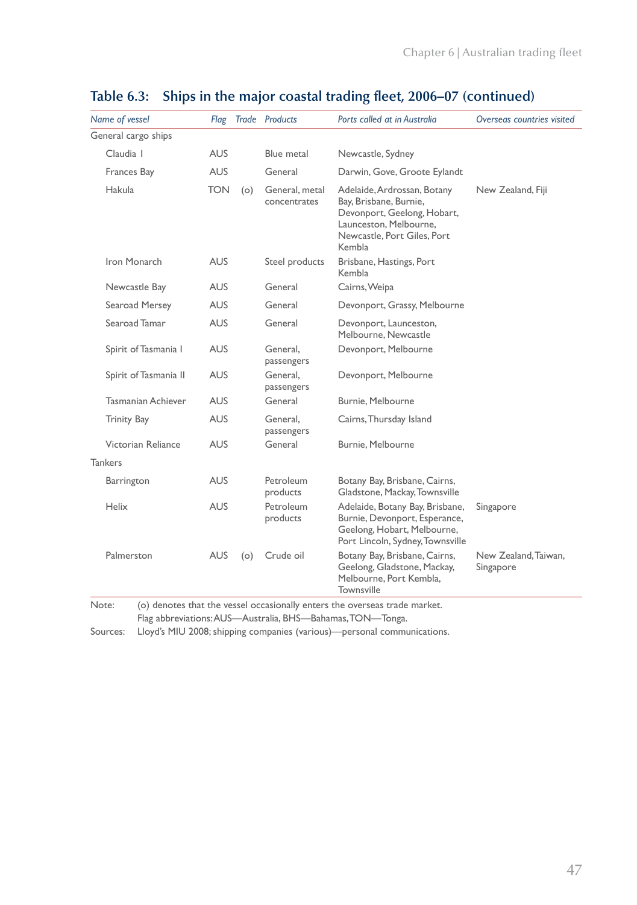## Table 6.3: Ships in the major coastal trading fleet, 2006–07 (continued)

| *Name of vessel* | *Flag* | *Trade* | *Products* | *Ports called at in Australia* | *Overseas countries visited* |
|---|---|---|---|---|---|
| General cargo ships | | | | | |
| Claudia I | AUS | | Blue metal | Newcastle, Sydney | |
| Frances Bay | AUS | | General | Darwin, Gove, Groote Eylandt | |
| Hakula | TON | (o) | General, metal concentrates | Adelaide, Ardrossan, Botany Bay, Brisbane, Burnie, Devonport, Geelong, Hobart, Launceston, Melbourne, Newcastle, Port Giles, Port Kembla | New Zealand, Fiji |
| Iron Monarch | AUS | | Steel products | Brisbane, Hastings, Port Kembla | |
| Newcastle Bay | AUS | | General | Cairns, Weipa | |
| Searoad Mersey | AUS | | General | Devonport, Grassy, Melbourne | |
| Searoad Tamar | AUS | | General | Devonport, Launceston, Melbourne, Newcastle | |
| Spirit of Tasmania I | AUS | | General, passengers | Devonport, Melbourne | |
| Spirit of Tasmania II | AUS | | General, passengers | Devonport, Melbourne | |
| Tasmanian Achiever | AUS | | General | Burnie, Melbourne | |
| Trinity Bay | AUS | | General, passengers | Cairns, Thursday Island | |
| Victorian Reliance | AUS | | General | Burnie, Melbourne | |
| Tankers | | | | | |
| Barrington | AUS | | Petroleum products | Botany Bay, Brisbane, Cairns, Gladstone, Mackay, Townsville | |
| Helix | AUS | | Petroleum products | Adelaide, Botany Bay, Brisbane, Burnie, Devonport, Esperance, Geelong, Hobart, Melbourne, Port Lincoln, Sydney, Townsville | Singapore |
| Palmerston | AUS | (o) | Crude oil | Botany Bay, Brisbane, Cairns, Geelong, Gladstone, Mackay, Melbourne, Port Kembla, Townsville | New Zealand, Taiwan, Singapore |

Note: (o) denotes that the vessel occasionally enters the overseas trade market.
Flag abbreviations: AUS—Australia, BHS—Bahamas, TON—Tonga.

Sources: Lloyd's MIU 2008; shipping companies (various)—personal communications.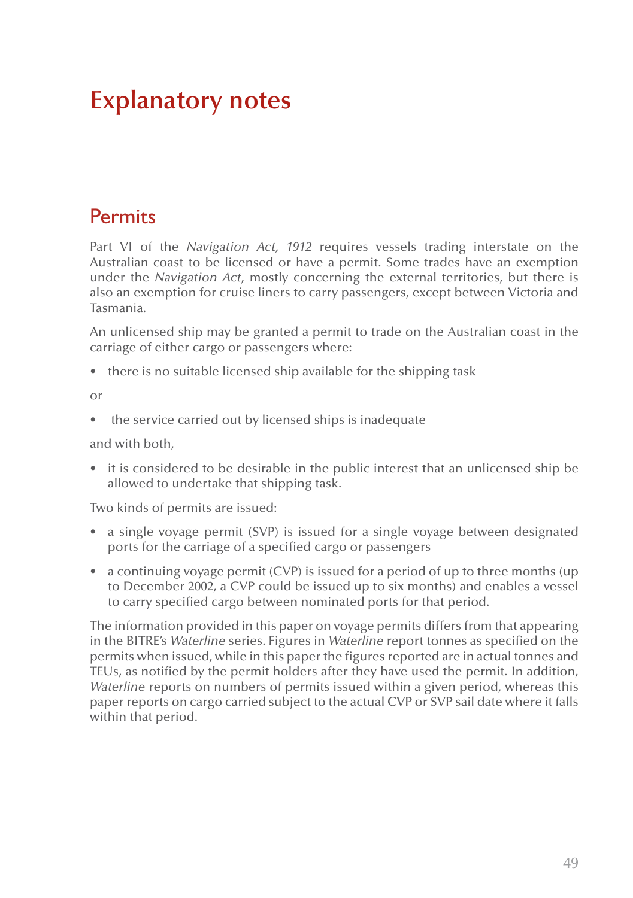# Explanatory notes

## Permits

Part VI of the *Navigation Act, 1912* requires vessels trading interstate on the Australian coast to be licensed or have a permit. Some trades have an exemption under the *Navigation Act*, mostly concerning the external territories, but there is also an exemption for cruise liners to carry passengers, except between Victoria and Tasmania.

An unlicensed ship may be granted a permit to trade on the Australian coast in the carriage of either cargo or passengers where:

- there is no suitable licensed ship available for the shipping task

or

- the service carried out by licensed ships is inadequate

and with both,

- it is considered to be desirable in the public interest that an unlicensed ship be allowed to undertake that shipping task.

Two kinds of permits are issued:

- a single voyage permit (SVP) is issued for a single voyage between designated ports for the carriage of a specified cargo or passengers
- a continuing voyage permit (CVP) is issued for a period of up to three months (up to December 2002, a CVP could be issued up to six months) and enables a vessel to carry specified cargo between nominated ports for that period.

The information provided in this paper on voyage permits differs from that appearing in the BITRE's *Waterline* series. Figures in *Waterline* report tonnes as specified on the permits when issued, while in this paper the figures reported are in actual tonnes and TEUs, as notified by the permit holders after they have used the permit. In addition, *Waterline* reports on numbers of permits issued within a given period, whereas this paper reports on cargo carried subject to the actual CVP or SVP sail date where it falls within that period.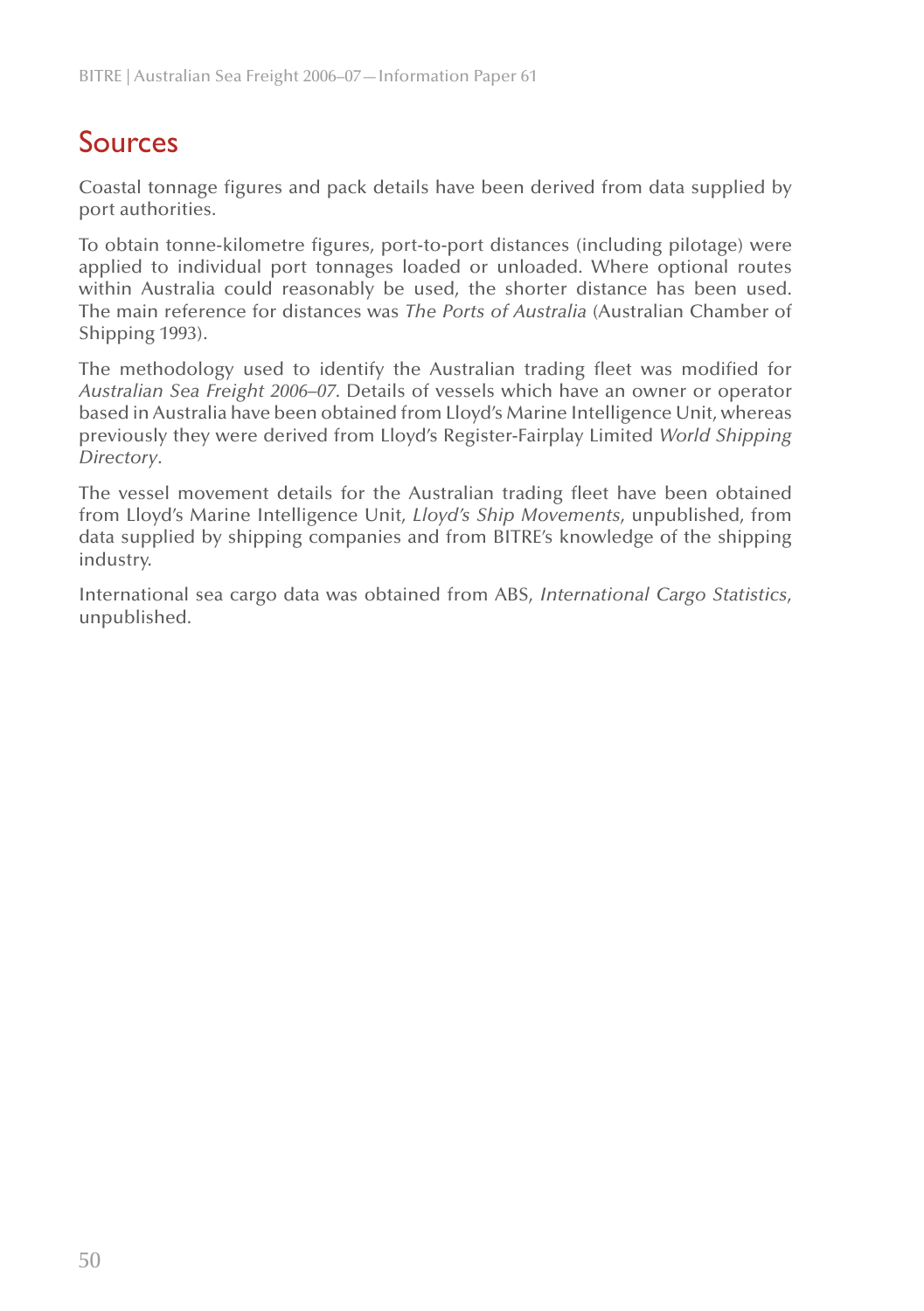# Sources

Coastal tonnage figures and pack details have been derived from data supplied by port authorities.

To obtain tonne-kilometre figures, port-to-port distances (including pilotage) were applied to individual port tonnages loaded or unloaded. Where optional routes within Australia could reasonably be used, the shorter distance has been used. The main reference for distances was *The Ports of Australia* (Australian Chamber of Shipping 1993).

The methodology used to identify the Australian trading fleet was modified for *Australian Sea Freight 2006–07*. Details of vessels which have an owner or operator based in Australia have been obtained from Lloyd's Marine Intelligence Unit, whereas previously they were derived from Lloyd's Register-Fairplay Limited *World Shipping Directory*.

The vessel movement details for the Australian trading fleet have been obtained from Lloyd's Marine Intelligence Unit, *Lloyd's Ship Movements*, unpublished, from data supplied by shipping companies and from BITRE's knowledge of the shipping industry.

International sea cargo data was obtained from ABS, *International Cargo Statistics*, unpublished.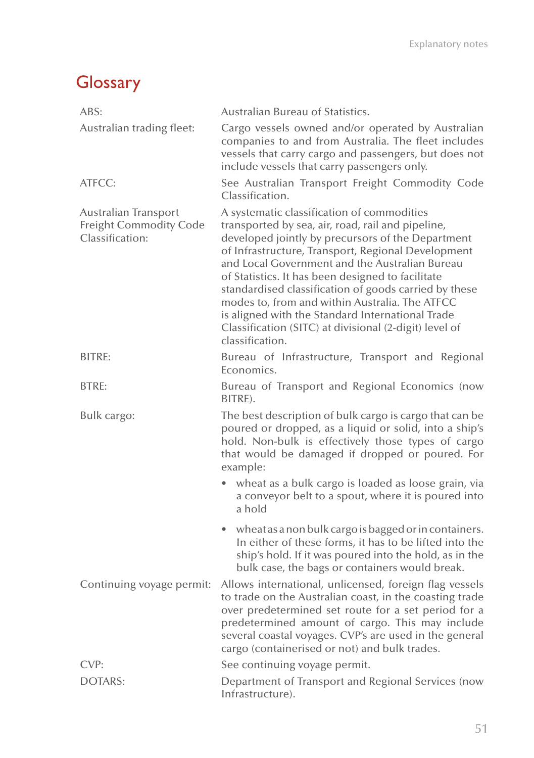# Glossary

| | |
|---|---|
| ABS: | Australian Bureau of Statistics. |
| Australian trading fleet: | Cargo vessels owned and/or operated by Australian companies to and from Australia. The fleet includes vessels that carry cargo and passengers, but does not include vessels that carry passengers only. |
| ATFCC: | See Australian Transport Freight Commodity Code Classification. |
| Australian Transport Freight Commodity Code Classification: | A systematic classification of commodities transported by sea, air, road, rail and pipeline, developed jointly by precursors of the Department of Infrastructure, Transport, Regional Development and Local Government and the Australian Bureau of Statistics. It has been designed to facilitate standardised classification of goods carried by these modes to, from and within Australia. The ATFCC is aligned with the Standard International Trade Classification (SITC) at divisional (2-digit) level of classification. |
| BITRE: | Bureau of Infrastructure, Transport and Regional Economics. |
| BTRE: | Bureau of Transport and Regional Economics (now BITRE). |
| Bulk cargo: | The best description of bulk cargo is cargo that can be poured or dropped, as a liquid or solid, into a ship's hold. Non-bulk is effectively those types of cargo that would be damaged if dropped or poured. For example: • wheat as a bulk cargo is loaded as loose grain, via a conveyor belt to a spout, where it is poured into a hold • wheat as a non bulk cargo is bagged or in containers. In either of these forms, it has to be lifted into the ship's hold. If it was poured into the hold, as in the bulk case, the bags or containers would break. |
| Continuing voyage permit: | Allows international, unlicensed, foreign flag vessels to trade on the Australian coast, in the coasting trade over predetermined set route for a set period for a predetermined amount of cargo. This may include several coastal voyages. CVP's are used in the general cargo (containerised or not) and bulk trades. |
| CVP: | See continuing voyage permit. |
| DOTARS: | Department of Transport and Regional Services (now Infrastructure). |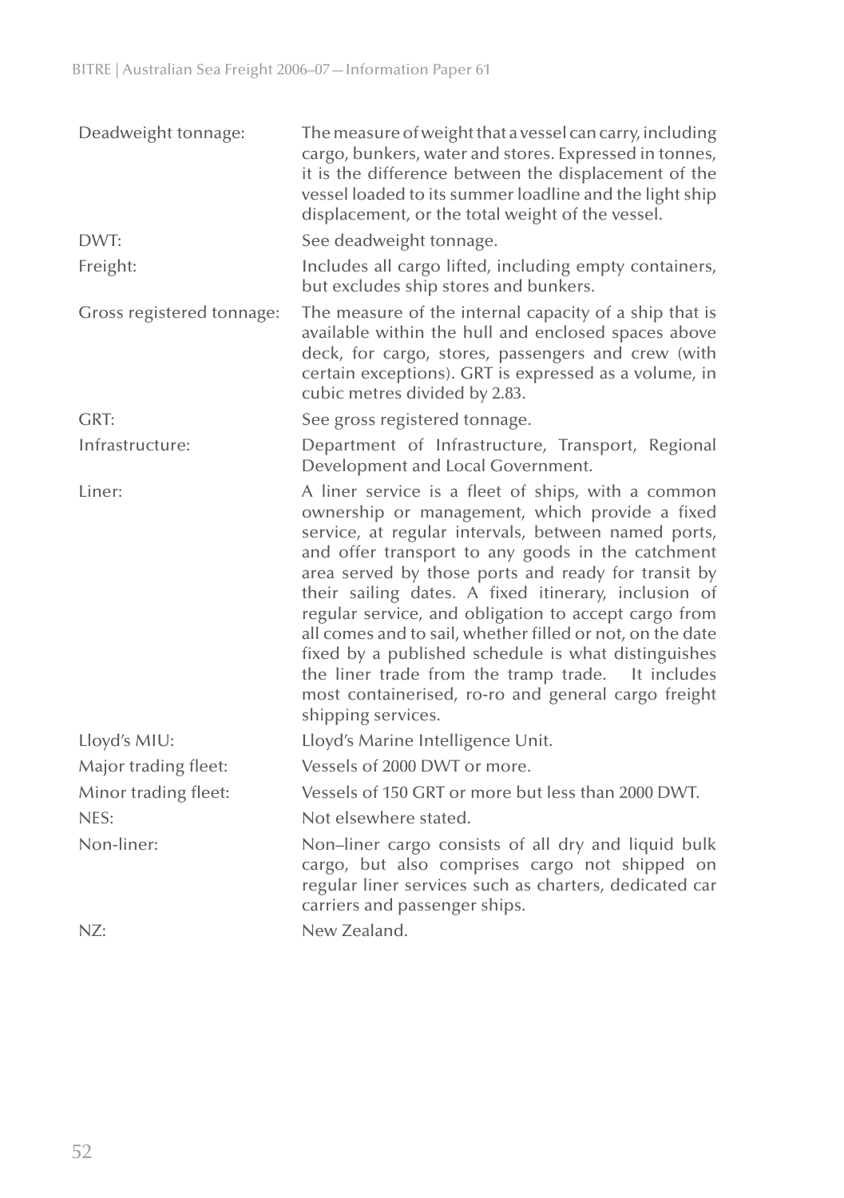| | |
|---|---|
| Deadweight tonnage: | The measure of weight that a vessel can carry, including cargo, bunkers, water and stores. Expressed in tonnes, it is the difference between the displacement of the vessel loaded to its summer loadline and the light ship displacement, or the total weight of the vessel. |
| DWT: | See deadweight tonnage. |
| Freight: | Includes all cargo lifted, including empty containers, but excludes ship stores and bunkers. |
| Gross registered tonnage: | The measure of the internal capacity of a ship that is available within the hull and enclosed spaces above deck, for cargo, stores, passengers and crew (with certain exceptions). GRT is expressed as a volume, in cubic metres divided by 2.83. |
| GRT: | See gross registered tonnage. |
| Infrastructure: | Department of Infrastructure, Transport, Regional Development and Local Government. |
| Liner: | A liner service is a fleet of ships, with a common ownership or management, which provide a fixed service, at regular intervals, between named ports, and offer transport to any goods in the catchment area served by those ports and ready for transit by their sailing dates. A fixed itinerary, inclusion of regular service, and obligation to accept cargo from all comes and to sail, whether filled or not, on the date fixed by a published schedule is what distinguishes the liner trade from the tramp trade. It includes most containerised, ro-ro and general cargo freight shipping services. |
| Lloyd's MIU: | Lloyd's Marine Intelligence Unit. |
| Major trading fleet: | Vessels of 2000 DWT or more. |
| Minor trading fleet: | Vessels of 150 GRT or more but less than 2000 DWT. |
| NES: | Not elsewhere stated. |
| Non-liner: | Non–liner cargo consists of all dry and liquid bulk cargo, but also comprises cargo not shipped on regular liner services such as charters, dedicated car carriers and passenger ships. |
| NZ: | New Zealand. |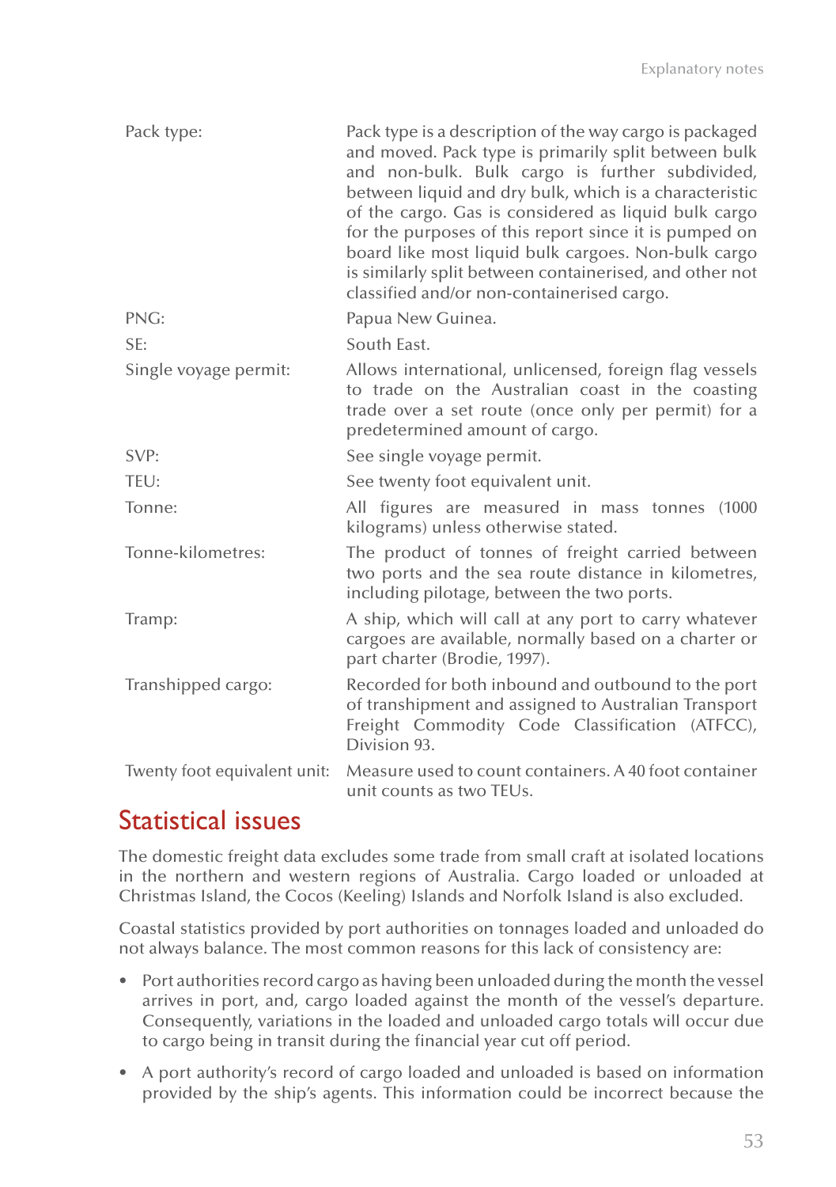| | |
|---|---|
| Pack type: | Pack type is a description of the way cargo is packaged and moved. Pack type is primarily split between bulk and non-bulk. Bulk cargo is further subdivided, between liquid and dry bulk, which is a characteristic of the cargo. Gas is considered as liquid bulk cargo for the purposes of this report since it is pumped on board like most liquid bulk cargoes. Non-bulk cargo is similarly split between containerised, and other not classified and/or non-containerised cargo. |
| PNG: | Papua New Guinea. |
| SE: | South East. |
| Single voyage permit: | Allows international, unlicensed, foreign flag vessels to trade on the Australian coast in the coasting trade over a set route (once only per permit) for a predetermined amount of cargo. |
| SVP: | See single voyage permit. |
| TEU: | See twenty foot equivalent unit. |
| Tonne: | All figures are measured in mass tonnes (1000 kilograms) unless otherwise stated. |
| Tonne-kilometres: | The product of tonnes of freight carried between two ports and the sea route distance in kilometres, including pilotage, between the two ports. |
| Tramp: | A ship, which will call at any port to carry whatever cargoes are available, normally based on a charter or part charter (Brodie, 1997). |
| Transhipped cargo: | Recorded for both inbound and outbound to the port of transhipment and assigned to Australian Transport Freight Commodity Code Classification (ATFCC), Division 93. |
| Twenty foot equivalent unit: | Measure used to count containers. A 40 foot container unit counts as two TEUs. |

## Statistical issues

The domestic freight data excludes some trade from small craft at isolated locations in the northern and western regions of Australia. Cargo loaded or unloaded at Christmas Island, the Cocos (Keeling) Islands and Norfolk Island is also excluded.

Coastal statistics provided by port authorities on tonnages loaded and unloaded do not always balance. The most common reasons for this lack of consistency are:

- Port authorities record cargo as having been unloaded during the month the vessel arrives in port, and, cargo loaded against the month of the vessel's departure. Consequently, variations in the loaded and unloaded cargo totals will occur due to cargo being in transit during the financial year cut off period.
- A port authority's record of cargo loaded and unloaded is based on information provided by the ship's agents. This information could be incorrect because the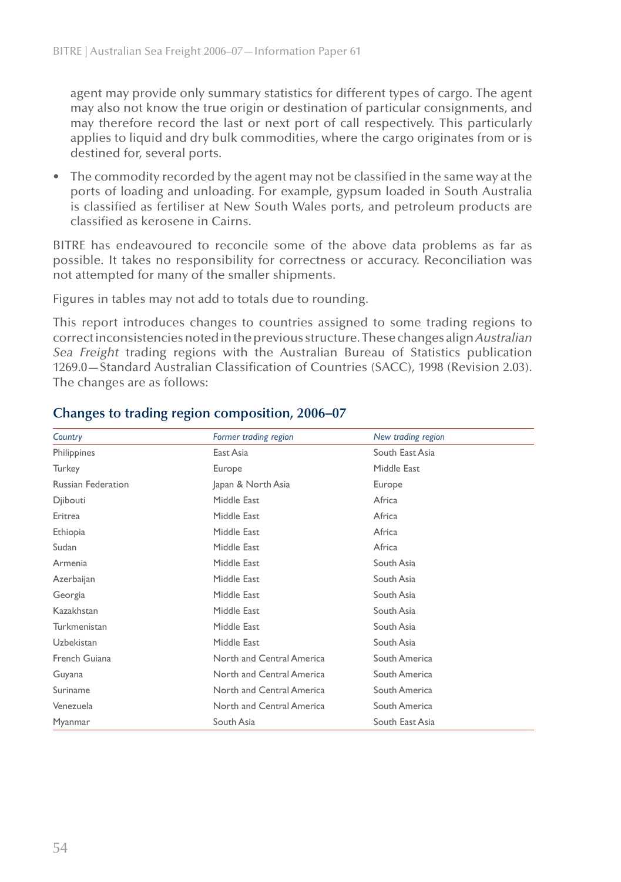agent may provide only summary statistics for different types of cargo. The agent may also not know the true origin or destination of particular consignments, and may therefore record the last or next port of call respectively. This particularly applies to liquid and dry bulk commodities, where the cargo originates from or is destined for, several ports.

- The commodity recorded by the agent may not be classified in the same way at the ports of loading and unloading. For example, gypsum loaded in South Australia is classified as fertiliser at New South Wales ports, and petroleum products are classified as kerosene in Cairns.

BITRE has endeavoured to reconcile some of the above data problems as far as possible. It takes no responsibility for correctness or accuracy. Reconciliation was not attempted for many of the smaller shipments.

Figures in tables may not add to totals due to rounding.

This report introduces changes to countries assigned to some trading regions to correct inconsistencies noted in the previous structure. These changes align *Australian Sea Freight* trading regions with the Australian Bureau of Statistics publication 1269.0—Standard Australian Classification of Countries (SACC), 1998 (Revision 2.03). The changes are as follows:

## Changes to trading region composition, 2006–07

| *Country* | *Former trading region* | *New trading region* |
|---|---|---|
| Philippines | East Asia | South East Asia |
| Turkey | Europe | Middle East |
| Russian Federation | Japan & North Asia | Europe |
| Djibouti | Middle East | Africa |
| Eritrea | Middle East | Africa |
| Ethiopia | Middle East | Africa |
| Sudan | Middle East | Africa |
| Armenia | Middle East | South Asia |
| Azerbaijan | Middle East | South Asia |
| Georgia | Middle East | South Asia |
| Kazakhstan | Middle East | South Asia |
| Turkmenistan | Middle East | South Asia |
| Uzbekistan | Middle East | South Asia |
| French Guiana | North and Central America | South America |
| Guyana | North and Central America | South America |
| Suriname | North and Central America | South America |
| Venezuela | North and Central America | South America |
| Myanmar | South Asia | South East Asia |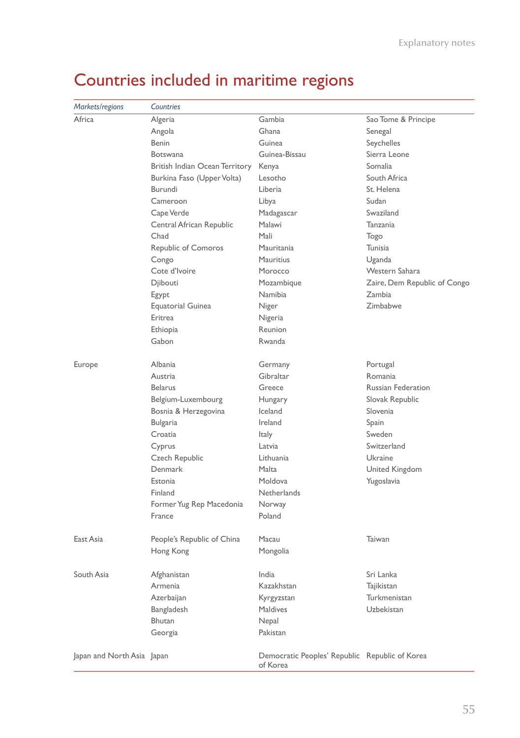# Countries included in maritime regions

| *Markets/regions* | *Countries* | | |
|---|---|---|---|
| Africa | Algeria | Gambia | Sao Tome & Principe |
| | Angola | Ghana | Senegal |
| | Benin | Guinea | Seychelles |
| | Botswana | Guinea-Bissau | Sierra Leone |
| | British Indian Ocean Territory | Kenya | Somalia |
| | Burkina Faso (Upper Volta) | Lesotho | South Africa |
| | Burundi | Liberia | St. Helena |
| | Cameroon | Libya | Sudan |
| | Cape Verde | Madagascar | Swaziland |
| | Central African Republic | Malawi | Tanzania |
| | Chad | Mali | Togo |
| | Republic of Comoros | Mauritania | Tunisia |
| | Congo | Mauritius | Uganda |
| | Cote d'Ivoire | Morocco | Western Sahara |
| | Djibouti | Mozambique | Zaire, Dem Republic of Congo |
| | Egypt | Namibia | Zambia |
| | Equatorial Guinea | Niger | Zimbabwe |
| | Eritrea | Nigeria | |
| | Ethiopia | Reunion | |
| | Gabon | Rwanda | |
| Europe | Albania | Germany | Portugal |
| | Austria | Gibraltar | Romania |
| | Belarus | Greece | Russian Federation |
| | Belgium-Luxembourg | Hungary | Slovak Republic |
| | Bosnia & Herzegovina | Iceland | Slovenia |
| | Bulgaria | Ireland | Spain |
| | Croatia | Italy | Sweden |
| | Cyprus | Latvia | Switzerland |
| | Czech Republic | Lithuania | Ukraine |
| | Denmark | Malta | United Kingdom |
| | Estonia | Moldova | Yugoslavia |
| | Finland | Netherlands | |
| | Former Yug Rep Macedonia | Norway | |
| | France | Poland | |
| East Asia | People's Republic of China | Macau | Taiwan |
| | Hong Kong | Mongolia | |
| South Asia | Afghanistan | India | Sri Lanka |
| | Armenia | Kazakhstan | Tajikistan |
| | Azerbaijan | Kyrgyzstan | Turkmenistan |
| | Bangladesh | Maldives | Uzbekistan |
| | Bhutan | Nepal | |
| | Georgia | Pakistan | |
| Japan and North Asia | Japan | Democratic Peoples' Republic of Korea | Republic of Korea |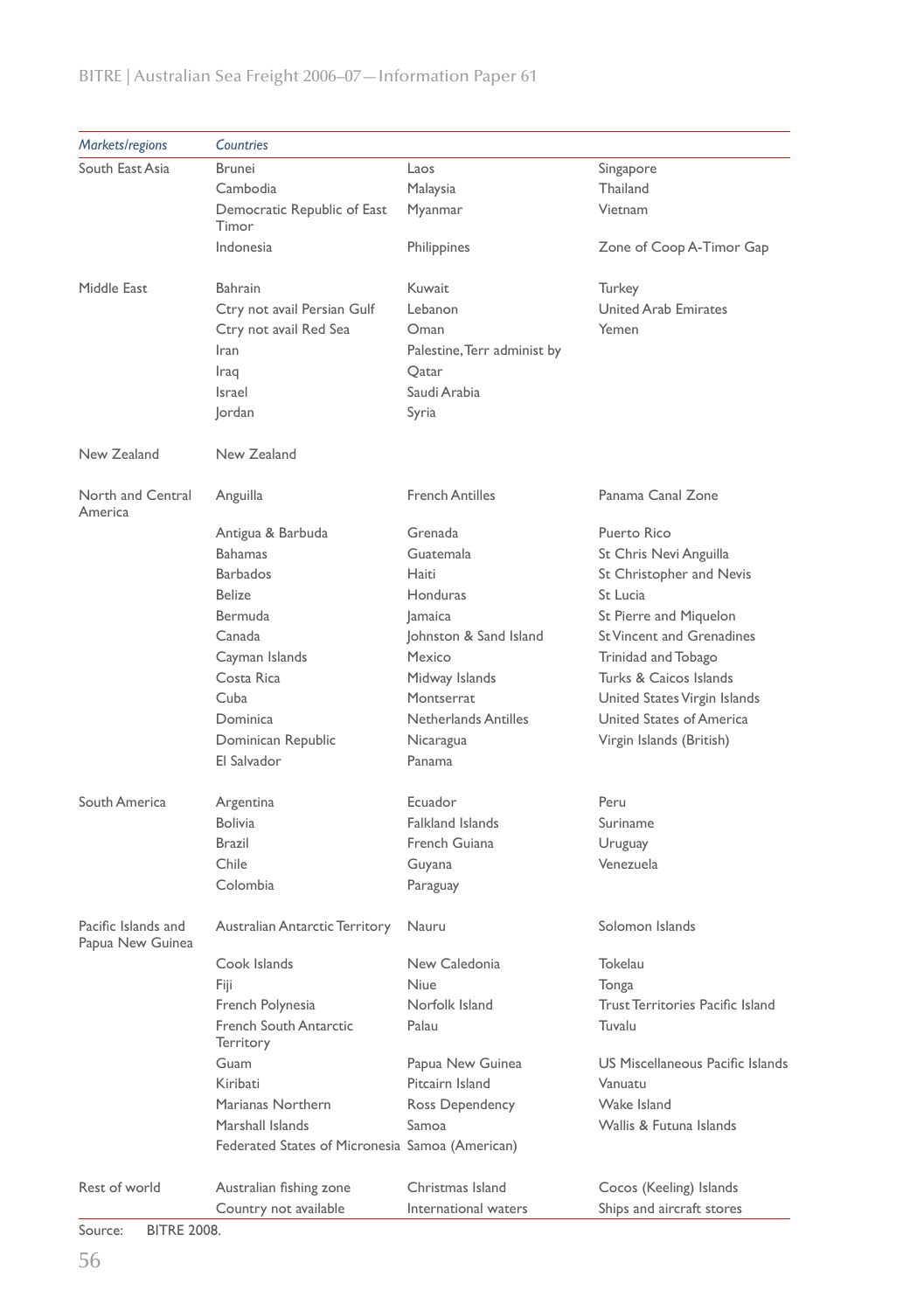| *Markets/regions* | *Countries* | | |
|---|---|---|---|
| South East Asia | Brunei | Laos | Singapore |
| | Cambodia | Malaysia | Thailand |
| | Democratic Republic of East Timor | Myanmar | Vietnam |
| | Indonesia | Philippines | Zone of Coop A-Timor Gap |
| Middle East | Bahrain | Kuwait | Turkey |
| | Ctry not avail Persian Gulf | Lebanon | United Arab Emirates |
| | Ctry not avail Red Sea | Oman | Yemen |
| | Iran | Palestine, Terr administ by | |
| | Iraq | Qatar | |
| | Israel | Saudi Arabia | |
| | Jordan | Syria | |
| New Zealand | New Zealand | | |
| North and Central America | Anguilla | French Antilles | Panama Canal Zone |
| | Antigua & Barbuda | Grenada | Puerto Rico |
| | Bahamas | Guatemala | St Chris Nevi Anguilla |
| | Barbados | Haiti | St Christopher and Nevis |
| | Belize | Honduras | St Lucia |
| | Bermuda | Jamaica | St Pierre and Miquelon |
| | Canada | Johnston & Sand Island | St Vincent and Grenadines |
| | Cayman Islands | Mexico | Trinidad and Tobago |
| | Costa Rica | Midway Islands | Turks & Caicos Islands |
| | Cuba | Montserrat | United States Virgin Islands |
| | Dominica | Netherlands Antilles | United States of America |
| | Dominican Republic | Nicaragua | Virgin Islands (British) |
| | El Salvador | Panama | |
| South America | Argentina | Ecuador | Peru |
| | Bolivia | Falkland Islands | Suriname |
| | Brazil | French Guiana | Uruguay |
| | Chile | Guyana | Venezuela |
| | Colombia | Paraguay | |
| Pacific Islands and Papua New Guinea | Australian Antarctic Territory | Nauru | Solomon Islands |
| | Cook Islands | New Caledonia | Tokelau |
| | Fiji | Niue | Tonga |
| | French Polynesia | Norfolk Island | Trust Territories Pacific Island |
| | French South Antarctic Territory | Palau | Tuvalu |
| | Guam | Papua New Guinea | US Miscellaneous Pacific Islands |
| | Kiribati | Pitcairn Island | Vanuatu |
| | Marianas Northern | Ross Dependency | Wake Island |
| | Marshall Islands | Samoa | Wallis & Futuna Islands |
| | Federated States of Micronesia | Samoa (American) | |
| Rest of world | Australian fishing zone | Christmas Island | Cocos (Keeling) Islands |
| | Country not available | International waters | Ships and aircraft stores |

Source: BITRE 2008.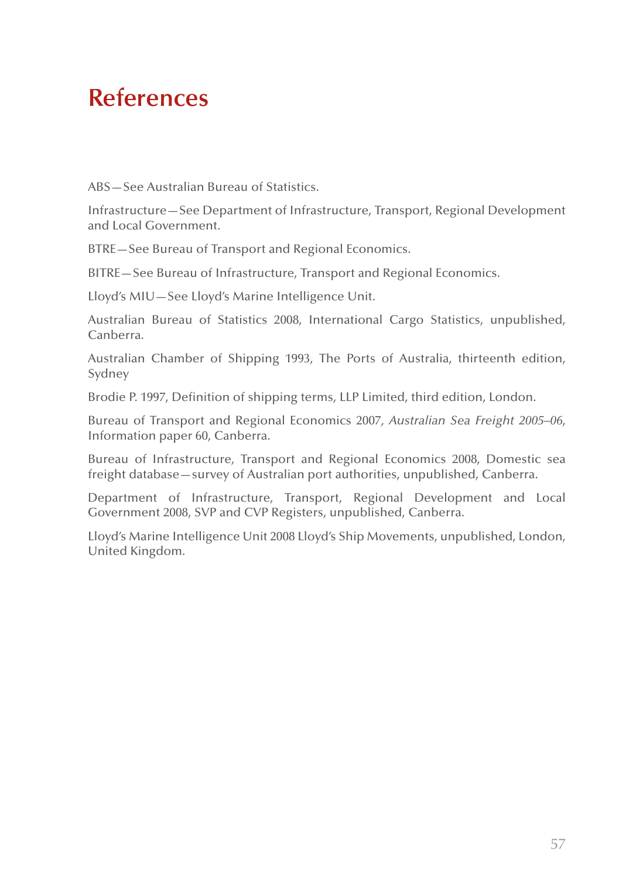# References

ABS—See Australian Bureau of Statistics.

Infrastructure—See Department of Infrastructure, Transport, Regional Development and Local Government.

BTRE—See Bureau of Transport and Regional Economics.

BITRE—See Bureau of Infrastructure, Transport and Regional Economics.

Lloyd's MIU—See Lloyd's Marine Intelligence Unit.

Australian Bureau of Statistics 2008, International Cargo Statistics, unpublished, Canberra.

Australian Chamber of Shipping 1993, The Ports of Australia, thirteenth edition, Sydney

Brodie P. 1997, Definition of shipping terms, LLP Limited, third edition, London.

Bureau of Transport and Regional Economics 2007, *Australian Sea Freight 2005–06*, Information paper 60, Canberra.

Bureau of Infrastructure, Transport and Regional Economics 2008, Domestic sea freight database—survey of Australian port authorities, unpublished, Canberra.

Department of Infrastructure, Transport, Regional Development and Local Government 2008, SVP and CVP Registers, unpublished, Canberra.

Lloyd's Marine Intelligence Unit 2008 Lloyd's Ship Movements, unpublished, London, United Kingdom.